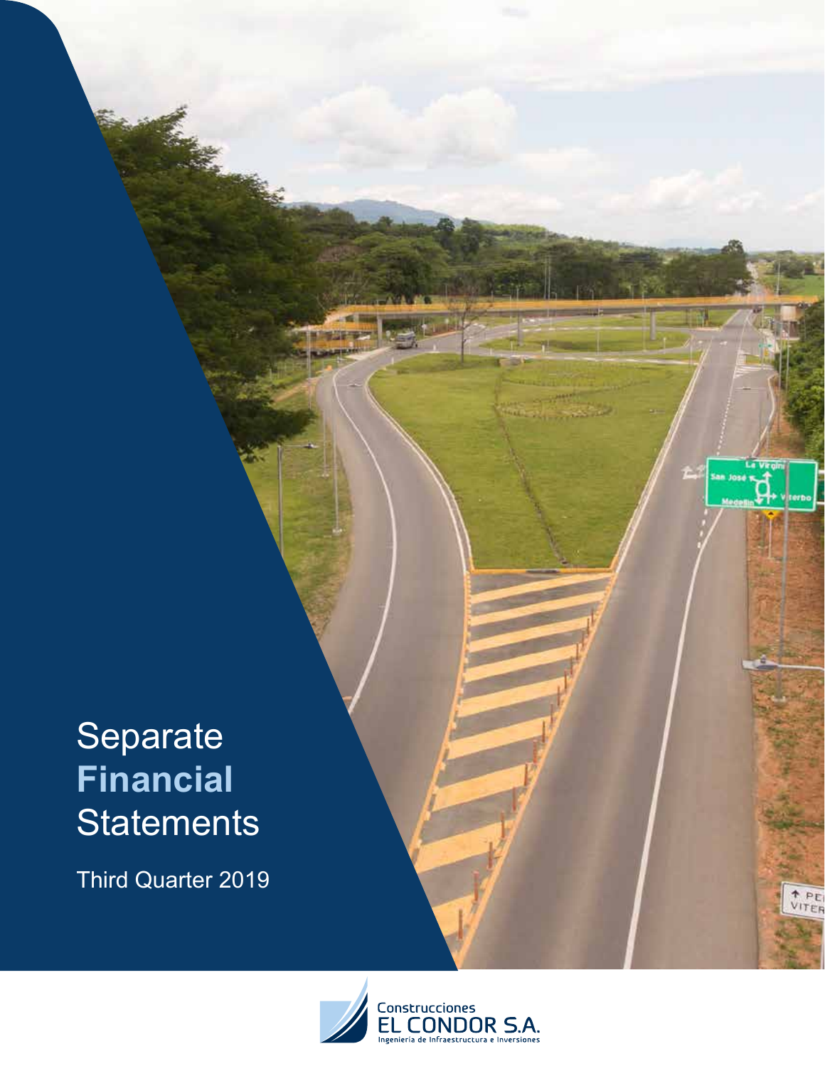# Separate **Financial** Statements

Third Quarter 2019

Construcciones
EL CONDOR S.A.
Ingeniería de Infraestructura e Inversiones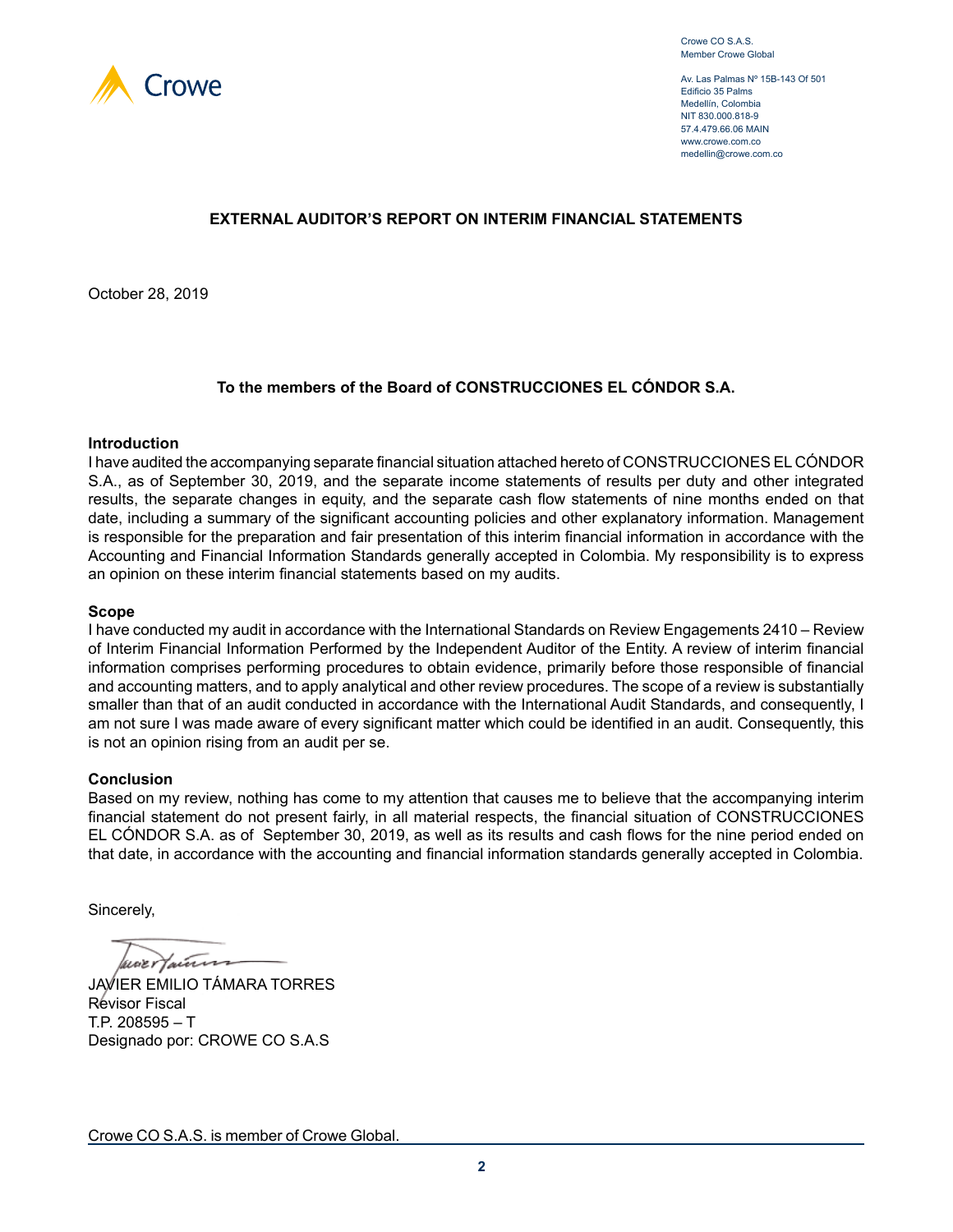Crowe CO S.A.S.
Member Crowe Global

Av. Las Palmas Nº 15B-143 Of 501
Edificio 35 Palms
Medellín, Colombia
NIT 830.000.818-9
57.4.479.66.06 MAIN
www.crowe.com.co
medellin@crowe.com.co

## EXTERNAL AUDITOR'S REPORT ON INTERIM FINANCIAL STATEMENTS

October 28, 2019

**To the members of the Board of CONSTRUCCIONES EL CÓNDOR S.A.**

### Introduction

I have audited the accompanying separate financial situation attached hereto of CONSTRUCCIONES EL CÓNDOR S.A., as of September 30, 2019, and the separate income statements of results per duty and other integrated results, the separate changes in equity, and the separate cash flow statements of nine months ended on that date, including a summary of the significant accounting policies and other explanatory information. Management is responsible for the preparation and fair presentation of this interim financial information in accordance with the Accounting and Financial Information Standards generally accepted in Colombia. My responsibility is to express an opinion on these interim financial statements based on my audits.

### Scope

I have conducted my audit in accordance with the International Standards on Review Engagements 2410 – Review of Interim Financial Information Performed by the Independent Auditor of the Entity. A review of interim financial information comprises performing procedures to obtain evidence, primarily before those responsible of financial and accounting matters, and to apply analytical and other review procedures. The scope of a review is substantially smaller than that of an audit conducted in accordance with the International Audit Standards, and consequently, I am not sure I was made aware of every significant matter which could be identified in an audit. Consequently, this is not an opinion rising from an audit per se.

### Conclusion

Based on my review, nothing has come to my attention that causes me to believe that the accompanying interim financial statement do not present fairly, in all material respects, the financial situation of CONSTRUCCIONES EL CÓNDOR S.A. as of September 30, 2019, as well as its results and cash flows for the nine period ended on that date, in accordance with the accounting and financial information standards generally accepted in Colombia.

Sincerely,

JAVIER EMILIO TÁMARA TORRES
Revisor Fiscal
T.P. 208595 – T
Designado por: CROWE CO S.A.S

Crowe CO S.A.S. is member of Crowe Global.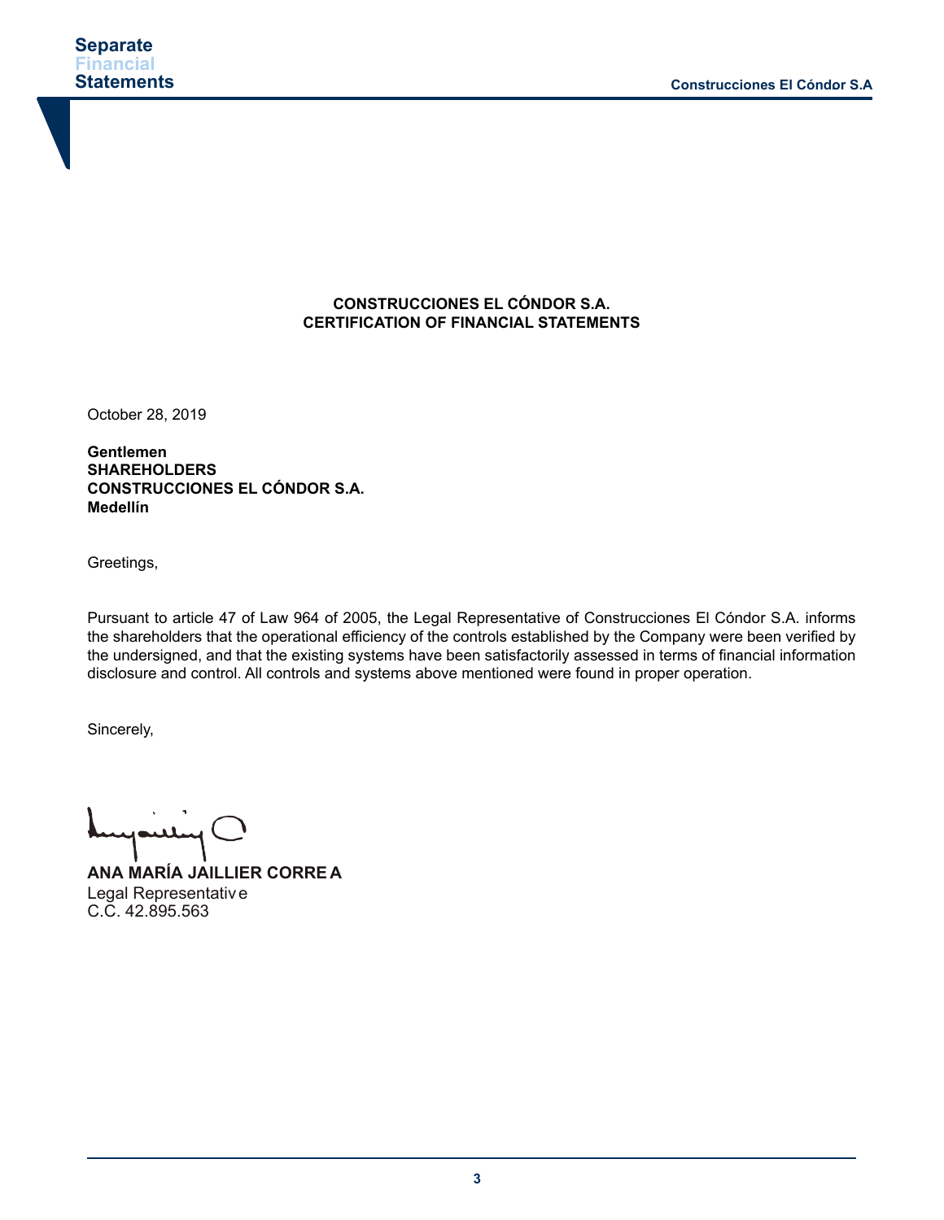**CONSTRUCCIONES EL CÓNDOR S.A.**
**CERTIFICATION OF FINANCIAL STATEMENTS**

October 28, 2019

**Gentlemen**
**SHAREHOLDERS**
**CONSTRUCCIONES EL CÓNDOR S.A.**
**Medellín**

Greetings,

Pursuant to article 47 of Law 964 of 2005, the Legal Representative of Construcciones El Cóndor S.A. informs the shareholders that the operational efficiency of the controls established by the Company were been verified by the undersigned, and that the existing systems have been satisfactorily assessed in terms of financial information disclosure and control. All controls and systems above mentioned were found in proper operation.

Sincerely,

**ANA MARÍA JAILLIER CORREA**
Legal Representative
C.C. 42.895.563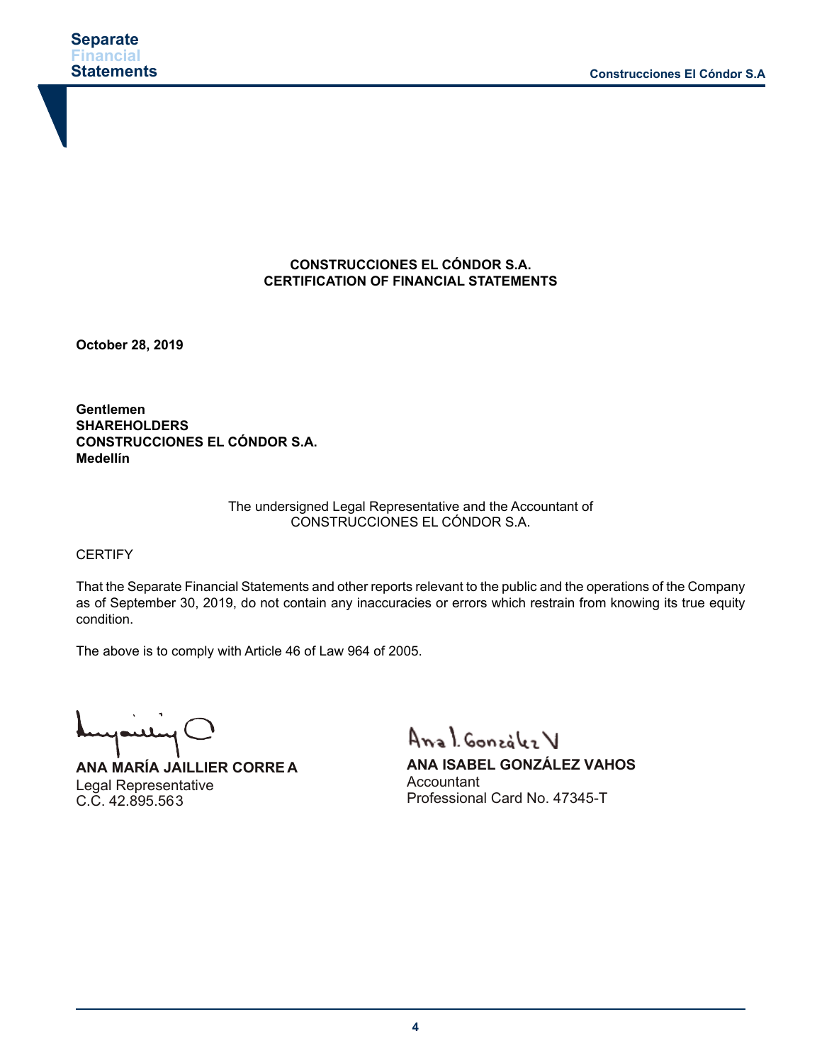**CONSTRUCCIONES EL CÓNDOR S.A.**
**CERTIFICATION OF FINANCIAL STATEMENTS**

**October 28, 2019**

**Gentlemen**
**SHAREHOLDERS**
**CONSTRUCCIONES EL CÓNDOR S.A.**
**Medellín**

The undersigned Legal Representative and the Accountant of
CONSTRUCCIONES EL CÓNDOR S.A.

CERTIFY

That the Separate Financial Statements and other reports relevant to the public and the operations of the Company as of September 30, 2019, do not contain any inaccuracies or errors which restrain from knowing its true equity condition.

The above is to comply with Article 46 of Law 964 of 2005.

**ANA MARÍA JAILLIER CORREA**
Legal Representative
C.C. 42.895.563

**ANA ISABEL GONZÁLEZ VAHOS**
Accountant
Professional Card No. 47345-T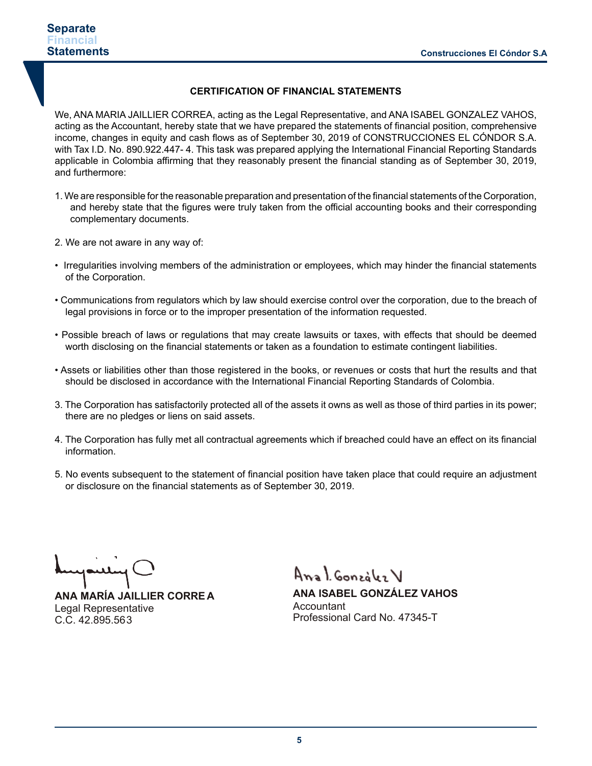### CERTIFICATION OF FINANCIAL STATEMENTS

We, ANA MARIA JAILLIER CORREA, acting as the Legal Representative, and ANA ISABEL GONZALEZ VAHOS, acting as the Accountant, hereby state that we have prepared the statements of financial position, comprehensive income, changes in equity and cash flows as of September 30, 2019 of CONSTRUCCIONES EL CÓNDOR S.A. with Tax I.D. No. 890.922.447- 4. This task was prepared applying the International Financial Reporting Standards applicable in Colombia affirming that they reasonably present the financial standing as of September 30, 2019, and furthermore:

1. We are responsible for the reasonable preparation and presentation of the financial statements of the Corporation, and hereby state that the figures were truly taken from the official accounting books and their corresponding complementary documents.

2. We are not aware in any way of:

- Irregularities involving members of the administration or employees, which may hinder the financial statements of the Corporation.

- Communications from regulators which by law should exercise control over the corporation, due to the breach of legal provisions in force or to the improper presentation of the information requested.

- Possible breach of laws or regulations that may create lawsuits or taxes, with effects that should be deemed worth disclosing on the financial statements or taken as a foundation to estimate contingent liabilities.

- Assets or liabilities other than those registered in the books, or revenues or costs that hurt the results and that should be disclosed in accordance with the International Financial Reporting Standards of Colombia.

3. The Corporation has satisfactorily protected all of the assets it owns as well as those of third parties in its power; there are no pledges or liens on said assets.

4. The Corporation has fully met all contractual agreements which if breached could have an effect on its financial information.

5. No events subsequent to the statement of financial position have taken place that could require an adjustment or disclosure on the financial statements as of September 30, 2019.

**ANA MARÍA JAILLIER CORREA**
Legal Representative
C.C. 42.895.563

**ANA ISABEL GONZÁLEZ VAHOS**
Accountant
Professional Card No. 47345-T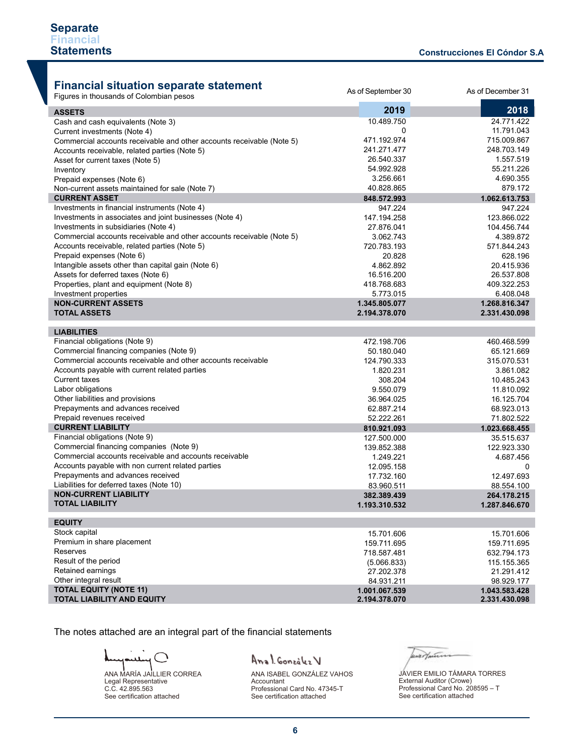## Financial situation separate statement

Figures in thousands of Colombian pesos

| | As of September 30 | As of December 31 |
|---|---|---|
| **ASSETS** | **2019** | **2018** |
| Cash and cash equivalents (Note 3) | 10.489.750 | 24.771.422 |
| Current investments (Note 4) | 0 | 11.791.043 |
| Commercial accounts receivable and other accounts receivable (Note 5) | 471.192.974 | 715.009.867 |
| Accounts receivable, related parties (Note 5) | 241.271.477 | 248.703.149 |
| Asset for current taxes (Note 5) | 26.540.337 | 1.557.519 |
| Inventory | 54.992.928 | 55.211.226 |
| Prepaid expenses (Note 6) | 3.256.661 | 4.690.355 |
| Non-current assets maintained for sale (Note 7) | 40.828.865 | 879.172 |
| **CURRENT ASSET** | **848.572.993** | **1.062.613.753** |
| Investments in financial instruments (Note 4) | 947.224 | 947.224 |
| Investments in associates and joint businesses (Note 4) | 147.194.258 | 123.866.022 |
| Investments in subsidiaries (Note 4) | 27.876.041 | 104.456.744 |
| Commercial accounts receivable and other accounts receivable (Note 5) | 3.062.743 | 4.389.872 |
| Accounts receivable, related parties (Note 5) | 720.783.193 | 571.844.243 |
| Prepaid expenses (Note 6) | 20.828 | 628.196 |
| Intangible assets other than capital gain (Note 6) | 4.862.892 | 20.415.936 |
| Assets for deferred taxes (Note 6) | 16.516.200 | 26.537.808 |
| Properties, plant and equipment (Note 8) | 418.768.683 | 409.322.253 |
| Investment properties | 5.773.015 | 6.408.048 |
| **NON-CURRENT ASSETS** | **1.345.805.077** | **1.268.816.347** |
| **TOTAL ASSETS** | **2.194.378.070** | **2.331.430.098** |
| **LIABILITIES** | | |
| Financial obligations (Note 9) | 472.198.706 | 460.468.599 |
| Commercial financing companies (Note 9) | 50.180.040 | 65.121.669 |
| Commercial accounts receivable and other accounts receivable | 124.790.333 | 315.070.531 |
| Accounts payable with current related parties | 1.820.231 | 3.861.082 |
| Current taxes | 308.204 | 10.485.243 |
| Labor obligations | 9.550.079 | 11.810.092 |
| Other liabilities and provisions | 36.964.025 | 16.125.704 |
| Prepayments and advances received | 62.887.214 | 68.923.013 |
| Prepaid revenues received | 52.222.261 | 71.802.522 |
| **CURRENT LIABILITY** | **810.921.093** | **1.023.668.455** |
| Financial obligations (Note 9) | 127.500.000 | 35.515.637 |
| Commercial financing companies (Note 9) | 139.852.388 | 122.923.330 |
| Commercial accounts receivable and accounts receivable | 1.249.221 | 4.687.456 |
| Accounts payable with non current related parties | 12.095.158 | 0 |
| Prepayments and advances received | 17.732.160 | 12.497.693 |
| Liabilities for deferred taxes (Note 10) | 83.960.511 | 88.554.100 |
| **NON-CURRENT LIABILITY** | **382.389.439** | **264.178.215** |
| **TOTAL LIABILITY** | **1.193.310.532** | **1.287.846.670** |
| **EQUITY** | | |
| Stock capital | 15.701.606 | 15.701.606 |
| Premium in share placement | 159.711.695 | 159.711.695 |
| Reserves | 718.587.481 | 632.794.173 |
| Result of the period | (5.066.833) | 115.155.365 |
| Retained earnings | 27.202.378 | 21.291.412 |
| Other integral result | 84.931.211 | 98.929.177 |
| **TOTAL EQUITY (NOTE 11)** | **1.001.067.539** | **1.043.583.428** |
| **TOTAL LIABILITY AND EQUITY** | **2.194.378.070** | **2.331.430.098** |

The notes attached are an integral part of the financial statements

ANA MARÍA JAILLIER CORREA
Legal Representative
C.C. 42.895.563
See certification attached

ANA ISABEL GONZÁLEZ VAHOS
Accountant
Professional Card No. 47345-T
See certification attached

JAVIER EMILIO TÁMARA TORRES
External Auditor (Crowe)
Professional Card No. 208595 – T
See certification attached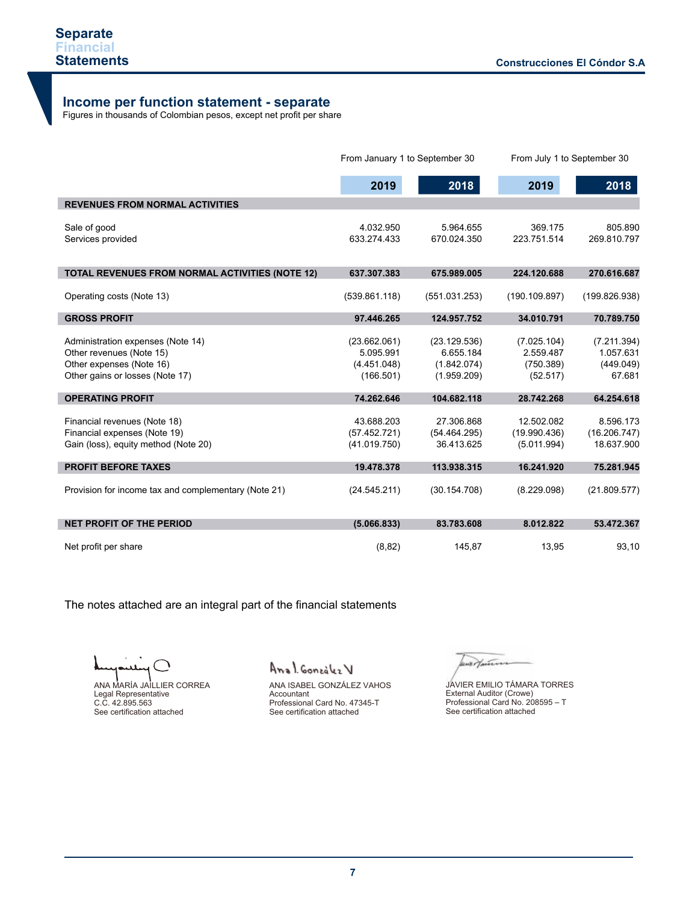# Separate Financial Statements

Construcciones El Cóndor S.A

## Income per function statement - separate

Figures in thousands of Colombian pesos, except net profit per share

| | From January 1 to September 30 | | From July 1 to September 30 | |
|---|---|---|---|---|
| | **2019** | **2018** | **2019** | **2018** |
| **REVENUES FROM NORMAL ACTIVITIES** | | | | |
| Sale of good | 4.032.950 | 5.964.655 | 369.175 | 805.890 |
| Services provided | 633.274.433 | 670.024.350 | 223.751.514 | 269.810.797 |
| **TOTAL REVENUES FROM NORMAL ACTIVITIES (NOTE 12)** | **637.307.383** | **675.989.005** | **224.120.688** | **270.616.687** |
| Operating costs (Note 13) | (539.861.118) | (551.031.253) | (190.109.897) | (199.826.938) |
| **GROSS PROFIT** | **97.446.265** | **124.957.752** | **34.010.791** | **70.789.750** |
| Administration expenses (Note 14) | (23.662.061) | (23.129.536) | (7.025.104) | (7.211.394) |
| Other revenues (Note 15) | 5.095.991 | 6.655.184 | 2.559.487 | 1.057.631 |
| Other expenses (Note 16) | (4.451.048) | (1.842.074) | (750.389) | (449.049) |
| Other gains or losses (Note 17) | (166.501) | (1.959.209) | (52.517) | 67.681 |
| **OPERATING PROFIT** | **74.262.646** | **104.682.118** | **28.742.268** | **64.254.618** |
| Financial revenues (Note 18) | 43.688.203 | 27.306.868 | 12.502.082 | 8.596.173 |
| Financial expenses (Note 19) | (57.452.721) | (54.464.295) | (19.990.436) | (16.206.747) |
| Gain (loss), equity method (Note 20) | (41.019.750) | 36.413.625 | (5.011.994) | 18.637.900 |
| **PROFIT BEFORE TAXES** | **19.478.378** | **113.938.315** | **16.241.920** | **75.281.945** |
| Provision for income tax and complementary (Note 21) | (24.545.211) | (30.154.708) | (8.229.098) | (21.809.577) |
| **NET PROFIT OF THE PERIOD** | **(5.066.833)** | **83.783.608** | **8.012.822** | **53.472.367** |
| Net profit per share | (8,82) | 145,87 | 13,95 | 93,10 |

The notes attached are an integral part of the financial statements

ANA MARÍA JAILLIER CORREA
Legal Representative
C.C. 42.895.563
See certification attached

ANA ISABEL GONZÁLEZ VAHOS
Accountant
Professional Card No. 47345-T
See certification attached

JAVIER EMILIO TÁMARA TORRES
External Auditor (Crowe)
Professional Card No. 208595 – T
See certification attached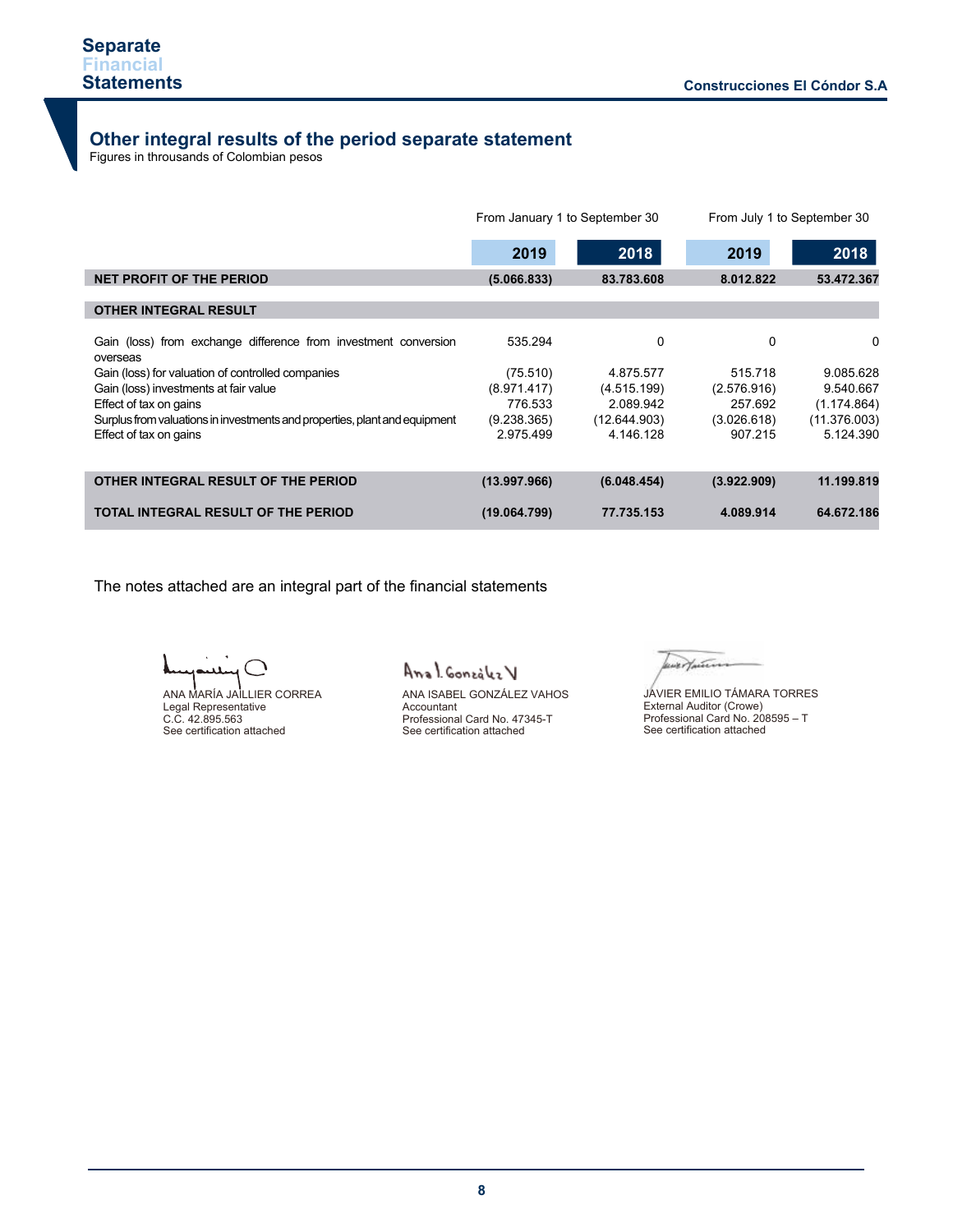## Other integral results of the period separate statement

Figures in throusands of Colombian pesos

| | From January 1 to September 30 | | From July 1 to September 30 | |
|---|---|---|---|---|
| | **2019** | **2018** | **2019** | **2018** |
| **NET PROFIT OF THE PERIOD** | **(5.066.833)** | **83.783.608** | **8.012.822** | **53.472.367** |
| **OTHER INTEGRAL RESULT** | | | | |
| Gain (loss) from exchange difference from investment conversion overseas | 535.294 | 0 | 0 | 0 |
| Gain (loss) for valuation of controlled companies | (75.510) | 4.875.577 | 515.718 | 9.085.628 |
| Gain (loss) investments at fair value | (8.971.417) | (4.515.199) | (2.576.916) | 9.540.667 |
| Effect of tax on gains | 776.533 | 2.089.942 | 257.692 | (1.174.864) |
| Surplus from valuations in investments and properties, plant and equipment | (9.238.365) | (12.644.903) | (3.026.618) | (11.376.003) |
| Effect of tax on gains | 2.975.499 | 4.146.128 | 907.215 | 5.124.390 |
| **OTHER INTEGRAL RESULT OF THE PERIOD** | **(13.997.966)** | **(6.048.454)** | **(3.922.909)** | **11.199.819** |
| **TOTAL INTEGRAL RESULT OF THE PERIOD** | **(19.064.799)** | **77.735.153** | **4.089.914** | **64.672.186** |

The notes attached are an integral part of the financial statements

ANA MARÍA JAILLIER CORREA
Legal Representative
C.C. 42.895.563
See certification attached

ANA ISABEL GONZÁLEZ VAHOS
Accountant
Professional Card No. 47345-T
See certification attached

JAVIER EMILIO TÁMARA TORRES
External Auditor (Crowe)
Professional Card No. 208595 – T
See certification attached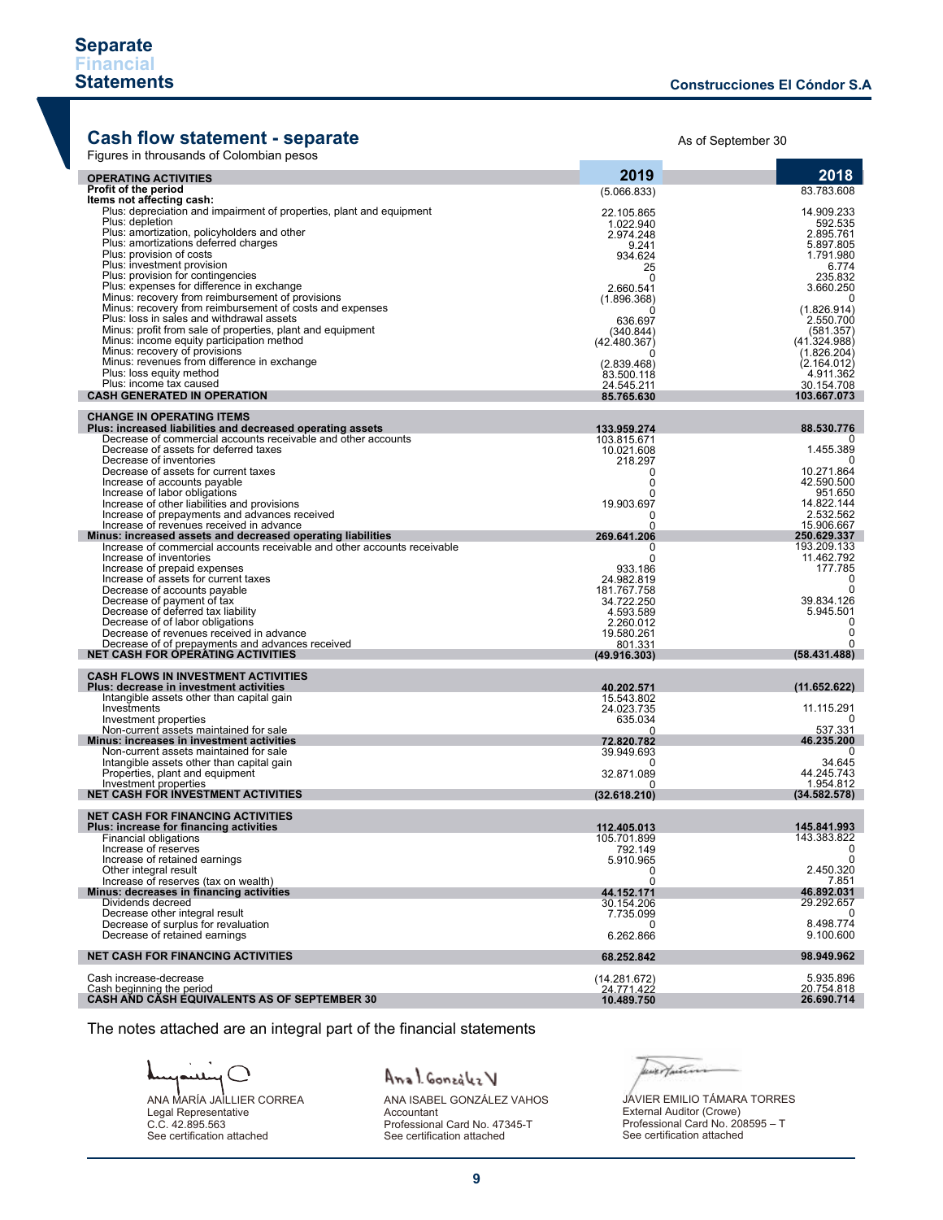Separate Financial Statements — Construcciones El Cóndor S.A

## Cash flow statement - separate

Figures in throusands of Colombian pesos

As of September 30

| | 2019 | 2018 |
|---|---|---|
| **OPERATING ACTIVITIES** | | |
| **Profit of the period** | (5.066.833) | 83.783.608 |
| **Items not affecting cash:** | | |
| Plus: depreciation and impairment of properties, plant and equipment | 22.105.865 | 14.909.233 |
| Plus: depletion | 1.022.940 | 592.535 |
| Plus: amortization, policyholders and other | 2.974.248 | 2.895.761 |
| Plus: amortizations deferred charges | 9.241 | 5.897.805 |
| Plus: provision of costs | 934.624 | 1.791.980 |
| Plus: investment provision | 25 | 6.774 |
| Plus: provision for contingencies | 0 | 235.832 |
| Plus: expenses for difference in exchange | 2.660.541 | 3.660.250 |
| Minus: recovery from reimbursement of provisions | (1.896.368) | 0 |
| Minus: recovery from reimbursement of costs and expenses | 0 | (1.826.914) |
| Plus: loss in sales and withdrawal assets | 636.697 | 2.550.700 |
| Minus: profit from sale of properties, plant and equipment | (340.844) | (581.357) |
| Minus: income equity participation method | (42.480.367) | (41.324.988) |
| Minus: recovery of provisions | 0 | (1.826.204) |
| Minus: revenues from difference in exchange | (2.839.468) | (2.164.012) |
| Plus: loss equity method | 83.500.118 | 4.911.362 |
| Plus: income tax caused | 24.545.211 | 30.154.708 |
| **CASH GENERATED IN OPERATION** | **85.765.630** | **103.667.073** |
| **CHANGE IN OPERATING ITEMS** | | |
| **Plus: increased liabilities and decreased operating assets** | **133.959.274** | **88.530.776** |
| Decrease of commercial accounts receivable and other accounts | 103.815.671 | 0 |
| Decrease of assets for deferred taxes | 10.021.608 | 1.455.389 |
| Decrease of inventories | 218.297 | 0 |
| Decrease of assets for current taxes | 0 | 10.271.864 |
| Increase of accounts payable | 0 | 42.590.500 |
| Increase of labor obligations | 0 | 951.650 |
| Increase of other liabilities and provisions | 19.903.697 | 14.822.144 |
| Increase of prepayments and advances received | 0 | 2.532.562 |
| Increase of revenues received in advance | 0 | 15.906.667 |
| **Minus: increased assets and decreased operating liabilities** | **269.641.206** | **250.629.337** |
| Increase of commercial accounts receivable and other accounts receivable | 0 | 193.209.133 |
| Increase of inventories | 0 | 11.462.792 |
| Increase of prepaid expenses | 933.186 | 177.785 |
| Increase of assets for current taxes | 24.982.819 | 0 |
| Decrease of accounts payable | 181.767.758 | 0 |
| Decrease of payment of tax | 34.722.250 | 39.834.126 |
| Decrease of deferred tax liability | 4.593.589 | 5.945.501 |
| Decrease of of labor obligations | 2.260.012 | 0 |
| Decrease of revenues received in advance | 19.580.261 | 0 |
| Decrease of of prepayments and advances received | 801.331 | 0 |
| **NET CASH FOR OPERATING ACTIVITIES** | **(49.916.303)** | **(58.431.488)** |
| **CASH FLOWS IN INVESTMENT ACTIVITIES** | | |
| **Plus: decrease in investment activities** | **40.202.571** | **(11.652.622)** |
| Intangible assets other than capital gain | 15.543.802 | |
| Investments | 24.023.735 | 11.115.291 |
| Investment properties | 635.034 | 0 |
| Non-current assets maintained for sale | 0 | 537.331 |
| **Minus: increases in investment activities** | **72.820.782** | **46.235.200** |
| Non-current assets maintained for sale | 39.949.693 | 0 |
| Intangible assets other than capital gain | 0 | 34.645 |
| Properties, plant and equipment | 32.871.089 | 44.245.743 |
| Investment properties | 0 | 1.954.812 |
| **NET CASH FOR INVESTMENT ACTIVITIES** | **(32.618.210)** | **(34.582.578)** |
| **NET CASH FOR FINANCING ACTIVITIES** | | |
| **Plus: increase for financing activities** | **112.405.013** | **145.841.993** |
| Financial obligations | 105.701.899 | 143.383.822 |
| Increase of reserves | 792.149 | 0 |
| Increase of retained earnings | 5.910.965 | 0 |
| Other integral result | 0 | 2.450.320 |
| Increase of reserves (tax on wealth) | 0 | 7.851 |
| **Minus: decreases in financing activities** | **44.152.171** | **46.892.031** |
| Dividends decreed | 30.154.206 | 29.292.657 |
| Decrease other integral result | 7.735.099 | 0 |
| Decrease of surplus for revaluation | 0 | 8.498.774 |
| Decrease of retained earnings | 6.262.866 | 9.100.600 |
| **NET CASH FOR FINANCING ACTIVITIES** | **68.252.842** | **98.949.962** |
| Cash increase-decrease | (14.281.672) | 5.935.896 |
| Cash beginning the period | 24.771.422 | 20.754.818 |
| **CASH AND CASH EQUIVALENTS AS OF SEPTEMBER 30** | **10.489.750** | **26.690.714** |

The notes attached are an integral part of the financial statements

ANA MARÍA JAILLIER CORREA
Legal Representative
C.C. 42.895.563
See certification attached

ANA ISABEL GONZÁLEZ VAHOS
Accountant
Professional Card No. 47345-T
See certification attached

JAVIER EMILIO TÁMARA TORRES
External Auditor (Crowe)
Professional Card No. 208595 – T
See certification attached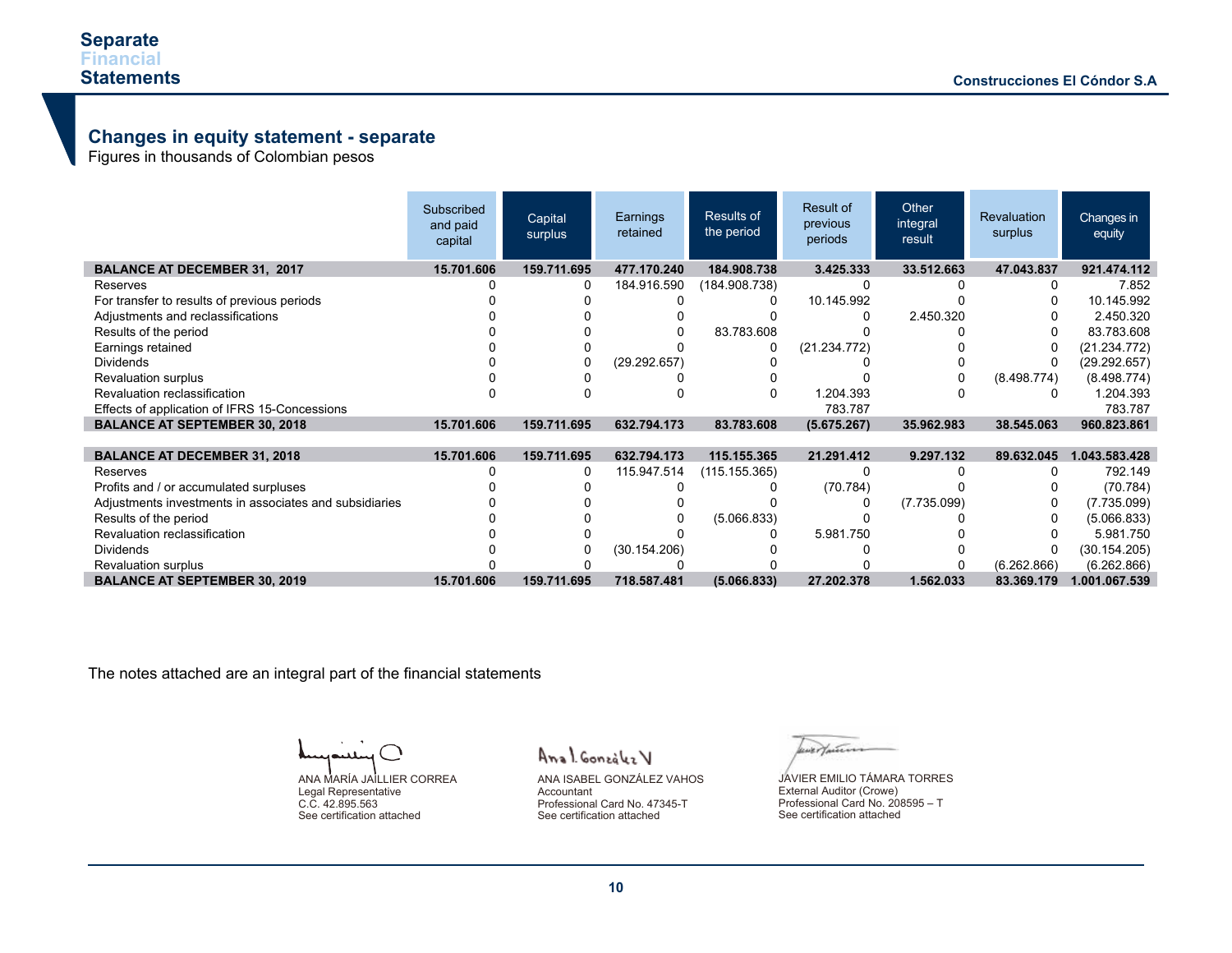Separate Financial Statements

Construcciones El Cóndor S.A

## Changes in equity statement - separate

Figures in thousands of Colombian pesos

| | Subscribed and paid capital | Capital surplus | Earnings retained | Results of the period | Result of previous periods | Other integral result | Revaluation surplus | Changes in equity |
|---|---|---|---|---|---|---|---|---|
| **BALANCE AT DECEMBER 31, 2017** | **15.701.606** | **159.711.695** | **477.170.240** | **184.908.738** | **3.425.333** | **33.512.663** | **47.043.837** | **921.474.112** |
| Reserves | 0 | 0 | 184.916.590 | (184.908.738) | 0 | 0 | 0 | 7.852 |
| For transfer to results of previous periods | 0 | 0 | 0 | 0 | 10.145.992 | 0 | 0 | 10.145.992 |
| Adjustments and reclassifications | 0 | 0 | 0 | 0 | 0 | 2.450.320 | 0 | 2.450.320 |
| Results of the period | 0 | 0 | 0 | 83.783.608 | 0 | 0 | 0 | 83.783.608 |
| Earnings retained | 0 | 0 | 0 | 0 | (21.234.772) | 0 | 0 | (21.234.772) |
| Dividends | 0 | 0 | (29.292.657) | 0 | 0 | 0 | 0 | (29.292.657) |
| Revaluation surplus | 0 | 0 | 0 | 0 | 0 | 0 | (8.498.774) | (8.498.774) |
| Revaluation reclassification | 0 | 0 | 0 | 0 | 1.204.393 | 0 | 0 | 1.204.393 |
| Effects of application of IFRS 15-Concessions | | | | | 783.787 | | | 783.787 |
| **BALANCE AT SEPTEMBER 30, 2018** | **15.701.606** | **159.711.695** | **632.794.173** | **83.783.608** | **(5.675.267)** | **35.962.983** | **38.545.063** | **960.823.861** |
| | | | | | | | | |
| **BALANCE AT DECEMBER 31, 2018** | **15.701.606** | **159.711.695** | **632.794.173** | **115.155.365** | **21.291.412** | **9.297.132** | **89.632.045** | **1.043.583.428** |
| Reserves | 0 | 0 | 115.947.514 | (115.155.365) | 0 | 0 | 0 | 792.149 |
| Profits and / or accumulated surpluses | 0 | 0 | 0 | 0 | (70.784) | 0 | 0 | (70.784) |
| Adjustments investments in associates and subsidiaries | 0 | 0 | 0 | 0 | 0 | (7.735.099) | 0 | (7.735.099) |
| Results of the period | 0 | 0 | 0 | (5.066.833) | 0 | 0 | 0 | (5.066.833) |
| Revaluation reclassification | 0 | 0 | 0 | 0 | 5.981.750 | 0 | 0 | 5.981.750 |
| Dividends | 0 | 0 | (30.154.206) | 0 | 0 | 0 | 0 | (30.154.205) |
| Revaluation surplus | 0 | 0 | 0 | 0 | 0 | 0 | (6.262.866) | (6.262.866) |
| **BALANCE AT SEPTEMBER 30, 2019** | **15.701.606** | **159.711.695** | **718.587.481** | **(5.066.833)** | **27.202.378** | **1.562.033** | **83.369.179** | **1.001.067.539** |

The notes attached are an integral part of the financial statements

ANA MARÍA JAILLIER CORREA
Legal Representative
C.C. 42.895.563
See certification attached

ANA ISABEL GONZÁLEZ VAHOS
Accountant
Professional Card No. 47345-T
See certification attached

JAVIER EMILIO TÁMARA TORRES
External Auditor (Crowe)
Professional Card No. 208595 – T
See certification attached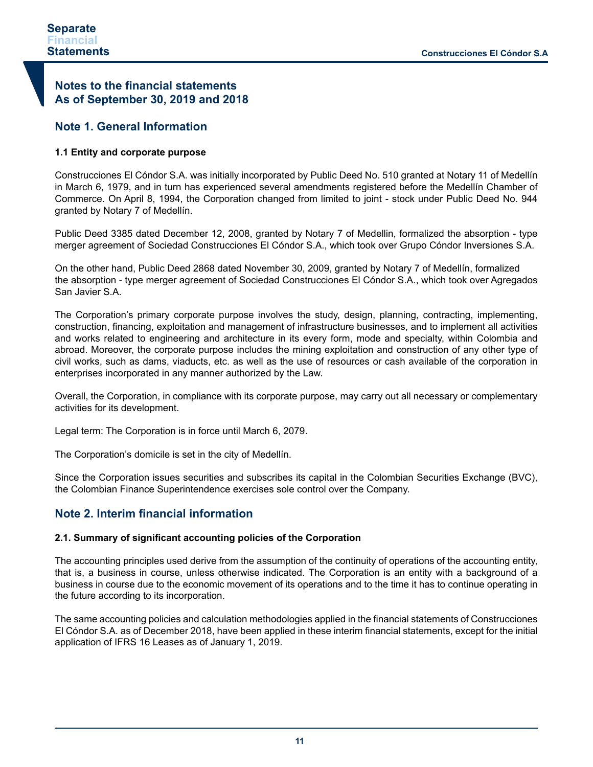# Notes to the financial statements
# As of September 30, 2019 and 2018

## Note 1. General Information

### 1.1 Entity and corporate purpose

Construcciones El Cóndor S.A. was initially incorporated by Public Deed No. 510 granted at Notary 11 of Medellín in March 6, 1979, and in turn has experienced several amendments registered before the Medellín Chamber of Commerce. On April 8, 1994, the Corporation changed from limited to joint - stock under Public Deed No. 944 granted by Notary 7 of Medellín.

Public Deed 3385 dated December 12, 2008, granted by Notary 7 of Medellin, formalized the absorption - type merger agreement of Sociedad Construcciones El Cóndor S.A., which took over Grupo Cóndor Inversiones S.A.

On the other hand, Public Deed 2868 dated November 30, 2009, granted by Notary 7 of Medellín, formalized the absorption - type merger agreement of Sociedad Construcciones El Cóndor S.A., which took over Agregados San Javier S.A.

The Corporation's primary corporate purpose involves the study, design, planning, contracting, implementing, construction, financing, exploitation and management of infrastructure businesses, and to implement all activities and works related to engineering and architecture in its every form, mode and specialty, within Colombia and abroad. Moreover, the corporate purpose includes the mining exploitation and construction of any other type of civil works, such as dams, viaducts, etc. as well as the use of resources or cash available of the corporation in enterprises incorporated in any manner authorized by the Law.

Overall, the Corporation, in compliance with its corporate purpose, may carry out all necessary or complementary activities for its development.

Legal term: The Corporation is in force until March 6, 2079.

The Corporation's domicile is set in the city of Medellín.

Since the Corporation issues securities and subscribes its capital in the Colombian Securities Exchange (BVC), the Colombian Finance Superintendence exercises sole control over the Company.

## Note 2. Interim financial information

### 2.1. Summary of significant accounting policies of the Corporation

The accounting principles used derive from the assumption of the continuity of operations of the accounting entity, that is, a business in course, unless otherwise indicated. The Corporation is an entity with a background of a business in course due to the economic movement of its operations and to the time it has to continue operating in the future according to its incorporation.

The same accounting policies and calculation methodologies applied in the financial statements of Construcciones El Cóndor S.A. as of December 2018, have been applied in these interim financial statements, except for the initial application of IFRS 16 Leases as of January 1, 2019.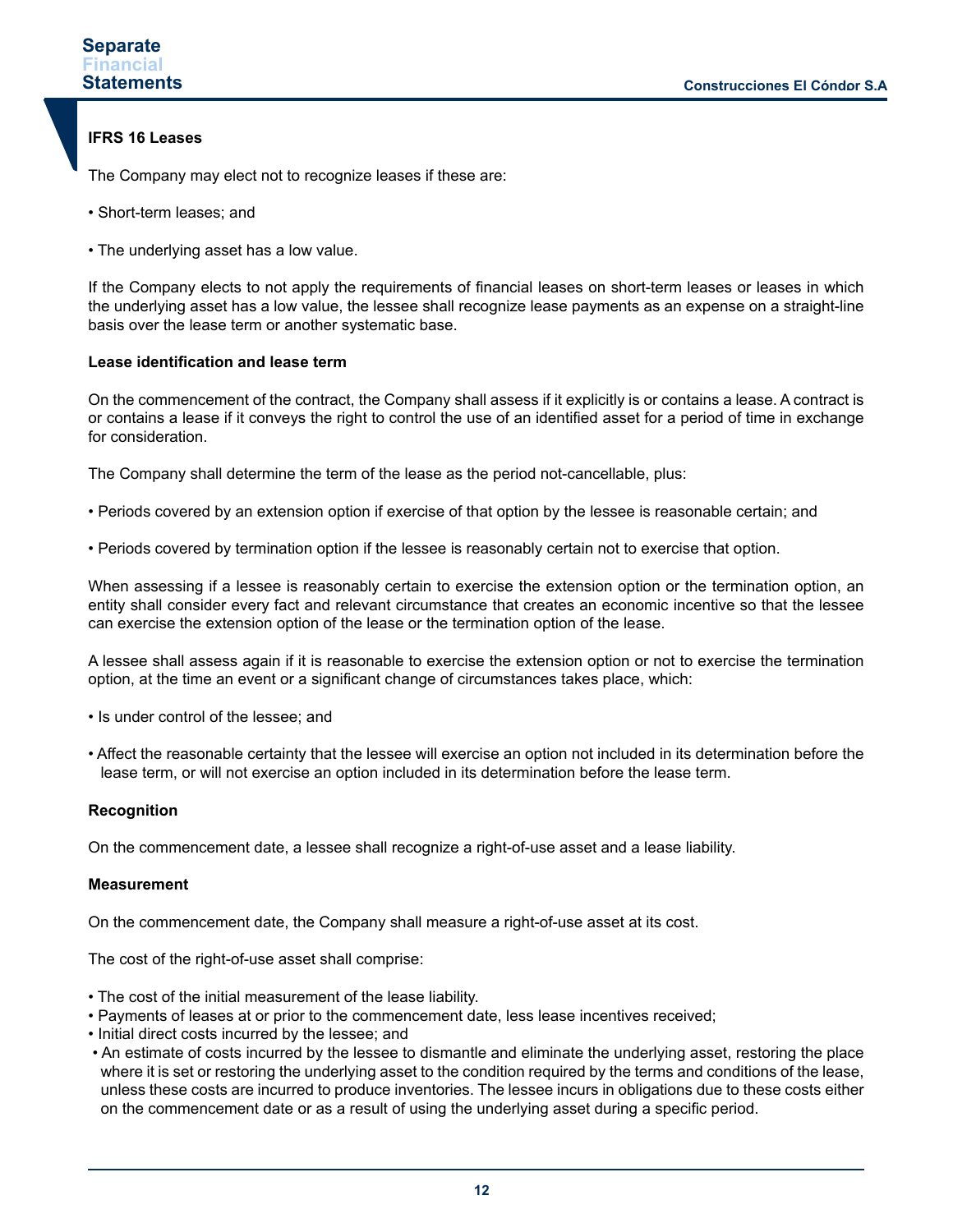**IFRS 16 Leases**

The Company may elect not to recognize leases if these are:

- Short-term leases; and

- The underlying asset has a low value.

If the Company elects to not apply the requirements of financial leases on short-term leases or leases in which the underlying asset has a low value, the lessee shall recognize lease payments as an expense on a straight-line basis over the lease term or another systematic base.

**Lease identification and lease term**

On the commencement of the contract, the Company shall assess if it explicitly is or contains a lease. A contract is or contains a lease if it conveys the right to control the use of an identified asset for a period of time in exchange for consideration.

The Company shall determine the term of the lease as the period not-cancellable, plus:

- Periods covered by an extension option if exercise of that option by the lessee is reasonable certain; and

- Periods covered by termination option if the lessee is reasonably certain not to exercise that option.

When assessing if a lessee is reasonably certain to exercise the extension option or the termination option, an entity shall consider every fact and relevant circumstance that creates an economic incentive so that the lessee can exercise the extension option of the lease or the termination option of the lease.

A lessee shall assess again if it is reasonable to exercise the extension option or not to exercise the termination option, at the time an event or a significant change of circumstances takes place, which:

- Is under control of the lessee; and

- Affect the reasonable certainty that the lessee will exercise an option not included in its determination before the lease term, or will not exercise an option included in its determination before the lease term.

**Recognition**

On the commencement date, a lessee shall recognize a right-of-use asset and a lease liability.

**Measurement**

On the commencement date, the Company shall measure a right-of-use asset at its cost.

The cost of the right-of-use asset shall comprise:

- The cost of the initial measurement of the lease liability.
- Payments of leases at or prior to the commencement date, less lease incentives received;
- Initial direct costs incurred by the lessee; and
- An estimate of costs incurred by the lessee to dismantle and eliminate the underlying asset, restoring the place where it is set or restoring the underlying asset to the condition required by the terms and conditions of the lease, unless these costs are incurred to produce inventories. The lessee incurs in obligations due to these costs either on the commencement date or as a result of using the underlying asset during a specific period.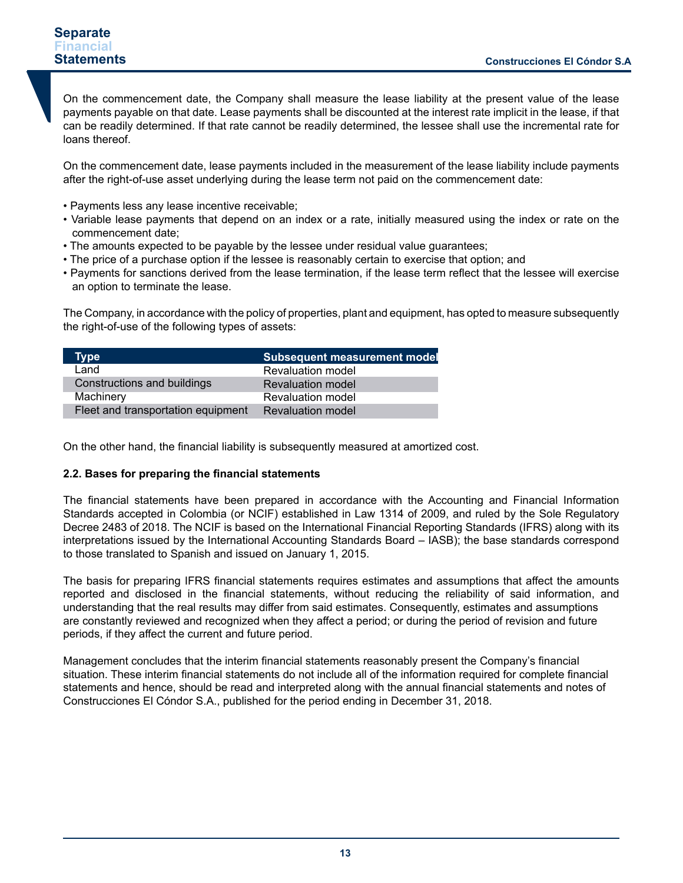On the commencement date, the Company shall measure the lease liability at the present value of the lease payments payable on that date. Lease payments shall be discounted at the interest rate implicit in the lease, if that can be readily determined. If that rate cannot be readily determined, the lessee shall use the incremental rate for loans thereof.

On the commencement date, lease payments included in the measurement of the lease liability include payments after the right-of-use asset underlying during the lease term not paid on the commencement date:

- Payments less any lease incentive receivable;
- Variable lease payments that depend on an index or a rate, initially measured using the index or rate on the commencement date;
- The amounts expected to be payable by the lessee under residual value guarantees;
- The price of a purchase option if the lessee is reasonably certain to exercise that option; and
- Payments for sanctions derived from the lease termination, if the lease term reflect that the lessee will exercise an option to terminate the lease.

The Company, in accordance with the policy of properties, plant and equipment, has opted to measure subsequently the right-of-use of the following types of assets:

| Type | Subsequent measurement model |
|---|---|
| Land | Revaluation model |
| Constructions and buildings | Revaluation model |
| Machinery | Revaluation model |
| Fleet and transportation equipment | Revaluation model |

On the other hand, the financial liability is subsequently measured at amortized cost.

**2.2. Bases for preparing the financial statements**

The financial statements have been prepared in accordance with the Accounting and Financial Information Standards accepted in Colombia (or NCIF) established in Law 1314 of 2009, and ruled by the Sole Regulatory Decree 2483 of 2018. The NCIF is based on the International Financial Reporting Standards (IFRS) along with its interpretations issued by the International Accounting Standards Board – IASB); the base standards correspond to those translated to Spanish and issued on January 1, 2015.

The basis for preparing IFRS financial statements requires estimates and assumptions that affect the amounts reported and disclosed in the financial statements, without reducing the reliability of said information, and understanding that the real results may differ from said estimates. Consequently, estimates and assumptions are constantly reviewed and recognized when they affect a period; or during the period of revision and future periods, if they affect the current and future period.

Management concludes that the interim financial statements reasonably present the Company's financial situation. These interim financial statements do not include all of the information required for complete financial statements and hence, should be read and interpreted along with the annual financial statements and notes of Construcciones El Cóndor S.A., published for the period ending in December 31, 2018.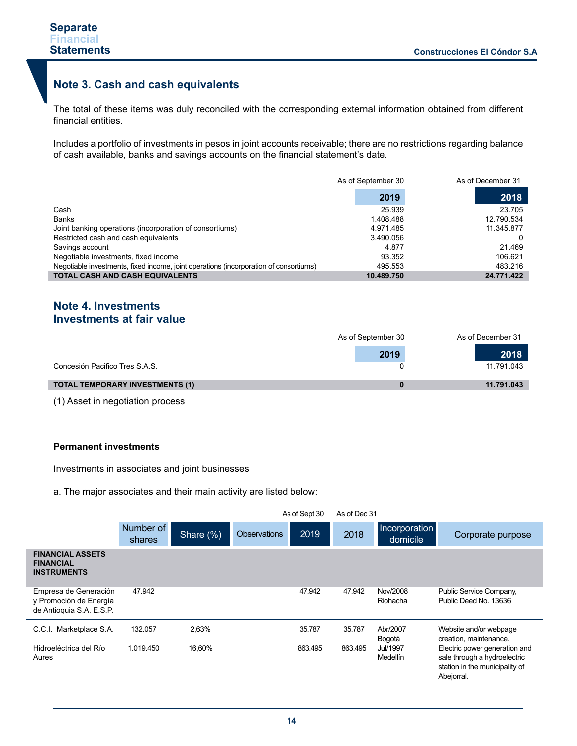## Note 3. Cash and cash equivalents

The total of these items was duly reconciled with the corresponding external information obtained from different financial entities.

Includes a portfolio of investments in pesos in joint accounts receivable; there are no restrictions regarding balance of cash available, banks and savings accounts on the financial statement's date.

| | As of September 30 2019 | As of December 31 2018 |
|---|---|---|
| Cash | 25.939 | 23.705 |
| Banks | 1.408.488 | 12.790.534 |
| Joint banking operations (incorporation of consortiums) | 4.971.485 | 11.345.877 |
| Restricted cash and cash equivalents | 3.490.056 | 0 |
| Savings account | 4.877 | 21.469 |
| Negotiable investments, fixed income | 93.352 | 106.621 |
| Negotiable investments, fixed income, joint operations (incorporation of consortiums) | 495.553 | 483.216 |
| **TOTAL CASH AND CASH EQUIVALENTS** | **10.489.750** | **24.771.422** |

## Note 4. Investments
## Investments at fair value

| | As of September 30 2019 | As of December 31 2018 |
|---|---|---|
| Concesión Pacifico Tres S.A.S. | 0 | 11.791.043 |
| **TOTAL TEMPORARY INVESTMENTS (1)** | **0** | **11.791.043** |

(1) Asset in negotiation process

**Permanent investments**

Investments in associates and joint businesses

a. The major associates and their main activity are listed below:

| | Number of shares | Share (%) | Observations | As of Sept 30 2019 | As of Dec 31 2018 | Incorporation domicile | Corporate purpose |
|---|---|---|---|---|---|---|---|
| **FINANCIAL ASSETS FINANCIAL INSTRUMENTS** | | | | | | | |
| Empresa de Generación y Promoción de Energía de Antioquia S.A. E.S.P. | 47.942 | | | 47.942 | 47.942 | Nov/2008 Riohacha | Public Service Company, Public Deed No. 13636 |
| C.C.I. Marketplace S.A. | 132.057 | 2,63% | | 35.787 | 35.787 | Abr/2007 Bogotá | Website and/or webpage creation, maintenance. |
| Hidroeléctrica del Río Aures | 1.019.450 | 16,60% | | 863.495 | 863.495 | Jul/1997 Medellín | Electric power generation and sale through a hydroelectric station in the municipality of Abejorral. |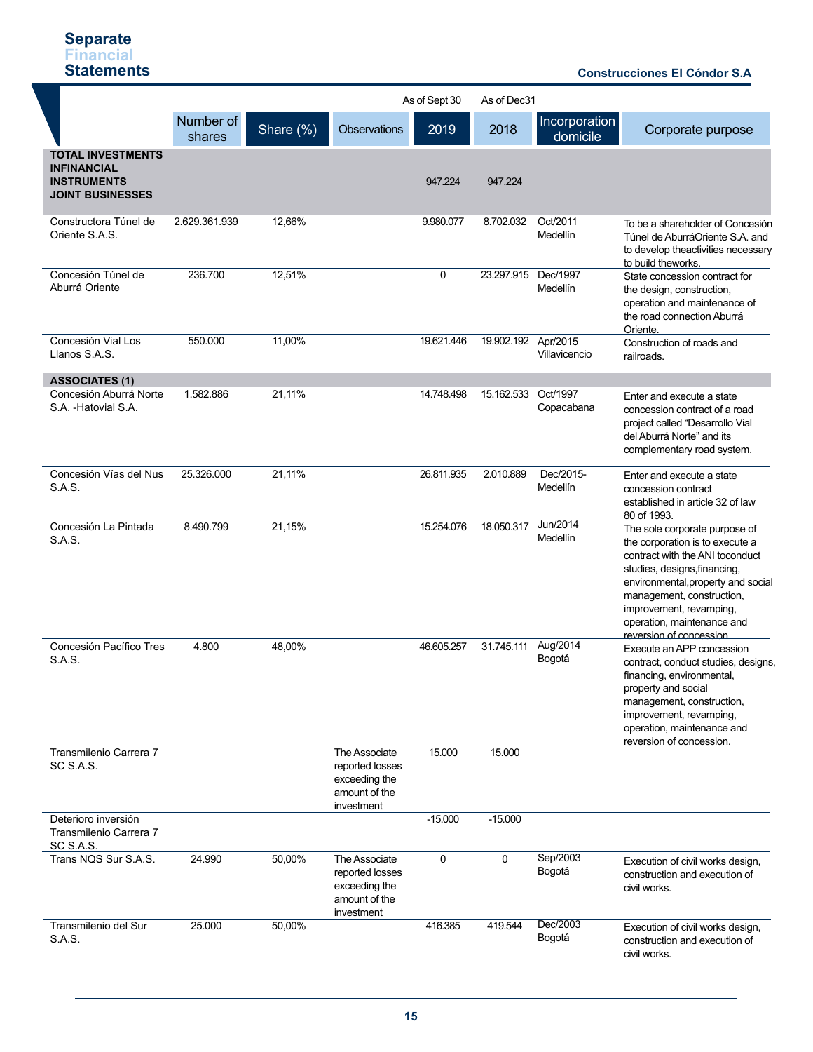|  | Number of shares | Share (%) | Observations | As of Sept 30 2019 | As of Dec31 2018 | Incorporation domicile | Corporate purpose |
|---|---|---|---|---|---|---|---|
| **TOTAL INVESTMENTS INFINANCIAL INSTRUMENTS JOINT BUSINESSES** |  |  |  | 947.224 | 947.224 |  |  |
| Constructora Túnel de Oriente S.A.S. | 2.629.361.939 | 12,66% |  | 9.980.077 | 8.702.032 | Oct/2011 Medellín | To be a shareholder of Concesión Túnel de AburráOriente S.A. and to develop theactivities necessary to build theworks. |
| Concesión Túnel de Aburrá Oriente | 236.700 | 12,51% |  | 0 | 23.297.915 | Dec/1997 Medellín | State concession contract for the design, construction, operation and maintenance of the road connection Aburrá Oriente. |
| Concesión Vial Los Llanos S.A.S. | 550.000 | 11,00% |  | 19.621.446 | 19.902.192 | Apr/2015 Villavicencio | Construction of roads and railroads. |
| **ASSOCIATES (1)** |  |  |  |  |  |  |  |
| Concesión Aburrá Norte S.A. -Hatovial S.A. | 1.582.886 | 21,11% |  | 14.748.498 | 15.162.533 | Oct/1997 Copacabana | Enter and execute a state concession contract of a road project called "Desarrollo Vial del Aburrá Norte" and its complementary road system. |
| Concesión Vías del Nus S.A.S. | 25.326.000 | 21,11% |  | 26.811.935 | 2.010.889 | Dec/2015- Medellín | Enter and execute a state concession contract established in article 32 of law 80 of 1993. |
| Concesión La Pintada S.A.S. | 8.490.799 | 21,15% |  | 15.254.076 | 18.050.317 | Jun/2014 Medellín | The sole corporate purpose of the corporation is to execute a contract with the ANI toconduct studies, designs,financing, environmental,property and social management, construction, improvement, revamping, operation, maintenance and reversion of concession. |
| Concesión Pacífico Tres S.A.S. | 4.800 | 48,00% |  | 46.605.257 | 31.745.111 | Aug/2014 Bogotá | Execute an APP concession contract, conduct studies, designs, financing, environmental, property and social management, construction, improvement, revamping, operation, maintenance and reversion of concession. |
| Transmilenio Carrera 7 SC S.A.S. |  |  | The Associate reported losses exceeding the amount of the investment | 15.000 | 15.000 |  |  |
| Deterioro inversión Transmilenio Carrera 7 SC S.A.S. |  |  |  | -15.000 | -15.000 |  |  |
| Trans NQS Sur S.A.S. | 24.990 | 50,00% | The Associate reported losses exceeding the amount of the investment | 0 | 0 | Sep/2003 Bogotá | Execution of civil works design, construction and execution of civil works. |
| Transmilenio del Sur S.A.S. | 25.000 | 50,00% |  | 416.385 | 419.544 | Dec/2003 Bogotá | Execution of civil works design, construction and execution of civil works. |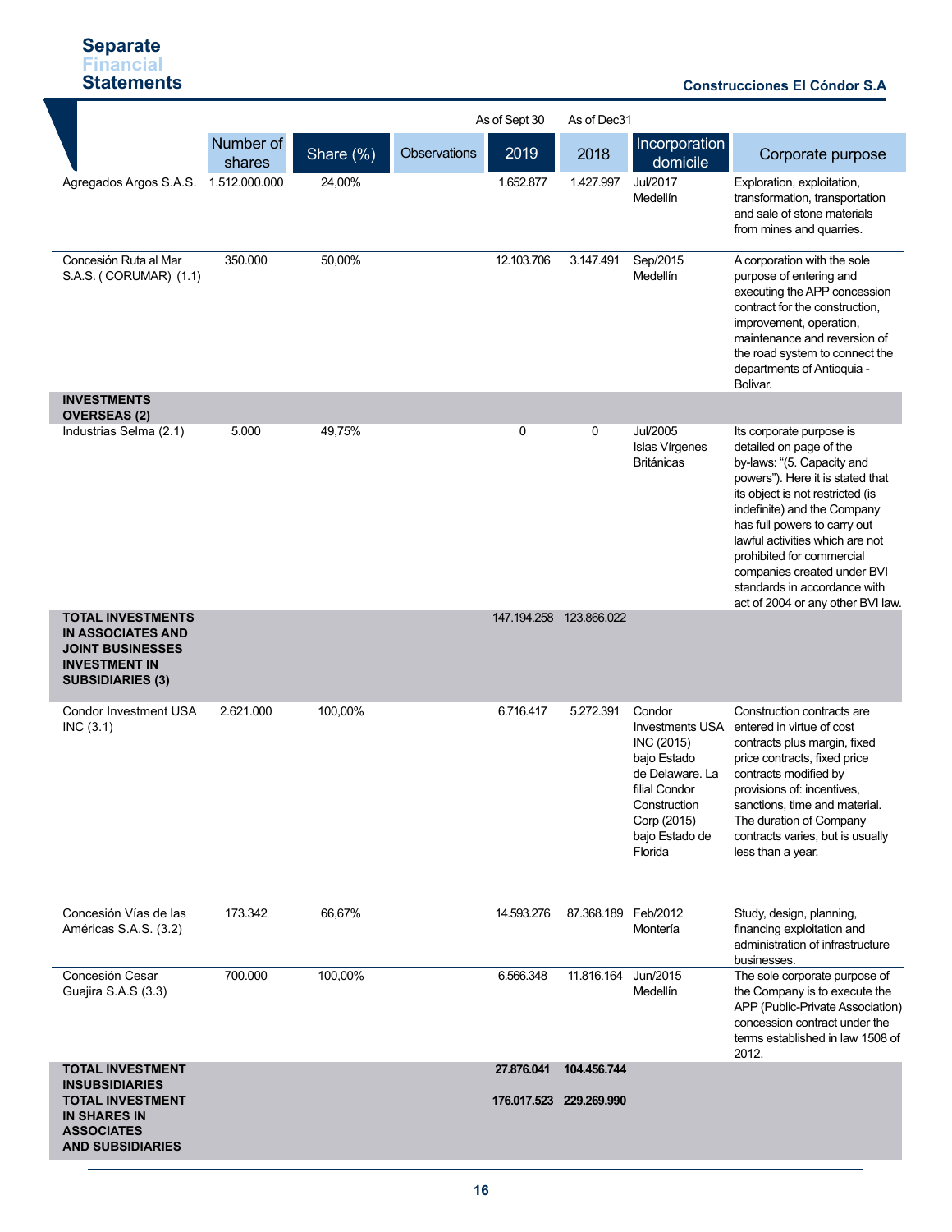| | Number of shares | Share (%) | Observations | As of Sept 30 2019 | As of Dec31 2018 | Incorporation domicile | Corporate purpose |
|---|---|---|---|---|---|---|---|
| Agregados Argos S.A.S. | 1.512.000.000 | 24,00% | | 1.652.877 | 1.427.997 | Jul/2017 Medellín | Exploration, exploitation, transformation, transportation and sale of stone materials from mines and quarries. |
| Concesión Ruta al Mar S.A.S. ( CORUMAR) (1.1) | 350.000 | 50,00% | | 12.103.706 | 3.147.491 | Sep/2015 Medellín | A corporation with the sole purpose of entering and executing the APP concession contract for the construction, improvement, operation, maintenance and reversion of the road system to connect the departments of Antioquia - Bolivar. |
| **INVESTMENTS OVERSEAS (2)** | | | | | | | |
| Industrias Selma (2.1) | 5.000 | 49,75% | | 0 | 0 | Jul/2005 Islas Vírgenes Británicas | Its corporate purpose is detailed on page of the by-laws: "(5. Capacity and powers"). Here it is stated that its object is not restricted (is indefinite) and the Company has full powers to carry out lawful activities which are not prohibited for commercial companies created under BVI standards in accordance with act of 2004 or any other BVI law. |
| **TOTAL INVESTMENTS IN ASSOCIATES AND JOINT BUSINESSES INVESTMENT IN SUBSIDIARIES (3)** | | | | 147.194.258 | 123.866.022 | | |
| Condor Investment USA INC (3.1) | 2.621.000 | 100,00% | | 6.716.417 | 5.272.391 | Condor Investments USA INC (2015) bajo Estado de Delaware. La filial Condor Construction Corp (2015) bajo Estado de Florida | Construction contracts are entered in virtue of cost contracts plus margin, fixed price contracts, fixed price contracts modified by provisions of: incentives, sanctions, time and material. The duration of Company contracts varies, but is usually less than a year. |
| Concesión Vías de las Américas S.A.S. (3.2) | 173.342 | 66,67% | | 14.593.276 | 87.368.189 | Feb/2012 Montería | Study, design, planning, financing exploitation and administration of infrastructure businesses. |
| Concesión Cesar Guajira S.A.S (3.3) | 700.000 | 100,00% | | 6.566.348 | 11.816.164 | Jun/2015 Medellín | The sole corporate purpose of the Company is to execute the APP (Public-Private Association) concession contract under the terms established in law 1508 of 2012. |
| **TOTAL INVESTMENT INSUBSIDIARIES** | | | | **27.876.041** | **104.456.744** | | |
| **TOTAL INVESTMENT IN SHARES IN ASSOCIATES AND SUBSIDIARIES** | | | | **176.017.523** | **229.269.990** | | |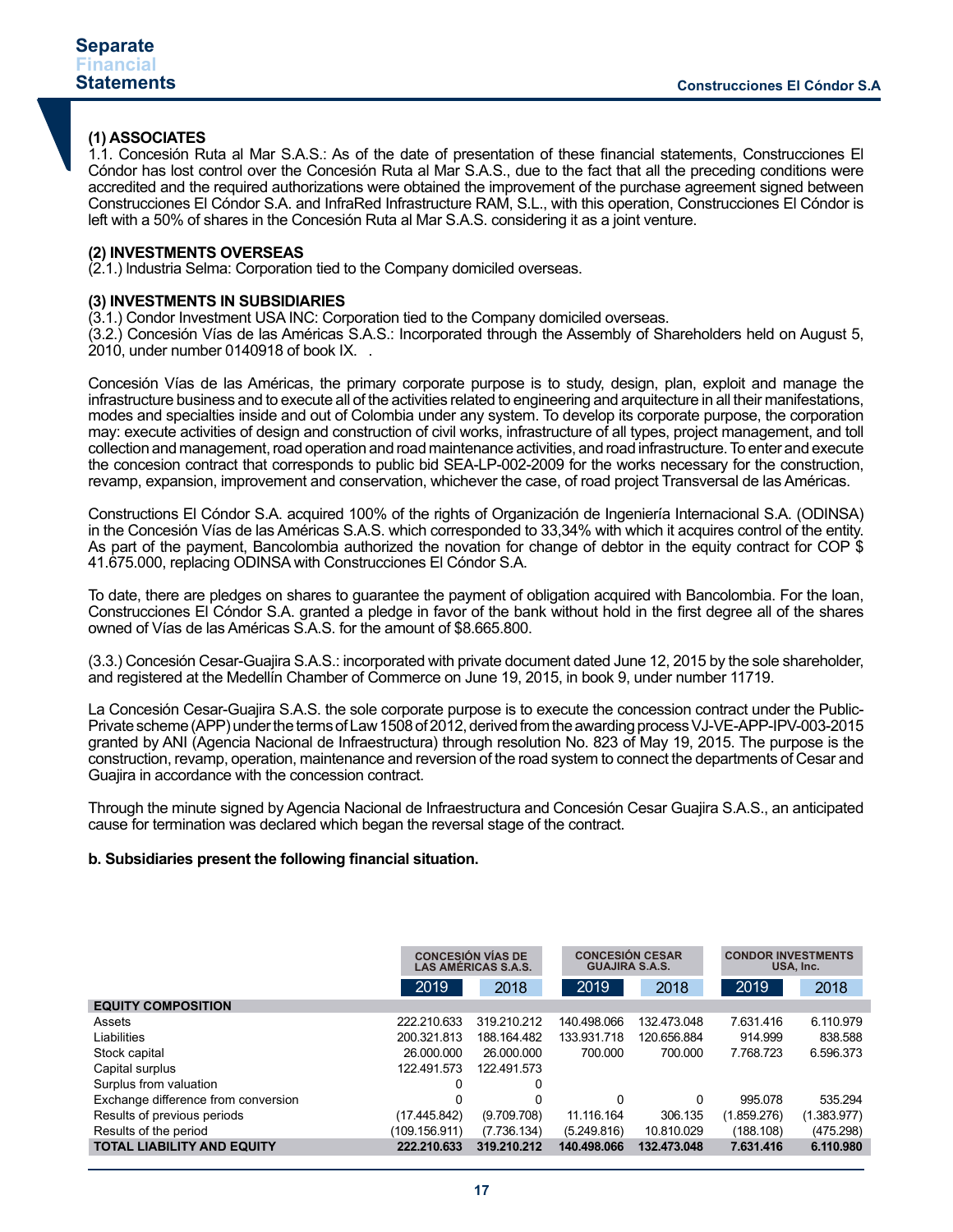### (1) ASSOCIATES

1.1. Concesión Ruta al Mar S.A.S.: As of the date of presentation of these financial statements, Construcciones El Cóndor has lost control over the Concesión Ruta al Mar S.A.S., due to the fact that all the preceding conditions were accredited and the required authorizations were obtained the improvement of the purchase agreement signed between Construcciones El Cóndor S.A. and InfraRed Infrastructure RAM, S.L., with this operation, Construcciones El Cóndor is left with a 50% of shares in the Concesión Ruta al Mar S.A.S. considering it as a joint venture.

### (2) INVESTMENTS OVERSEAS

(2.1.) Industria Selma: Corporation tied to the Company domiciled overseas.

### (3) INVESTMENTS IN SUBSIDIARIES

(3.1.) Condor Investment USA INC: Corporation tied to the Company domiciled overseas.

(3.2.) Concesión Vías de las Américas S.A.S.: Incorporated through the Assembly of Shareholders held on August 5, 2010, under number 0140918 of book IX. .

Concesión Vías de las Américas, the primary corporate purpose is to study, design, plan, exploit and manage the infrastructure business and to execute all of the activities related to engineering and arquitecture in all their manifestations, modes and specialties inside and out of Colombia under any system. To develop its corporate purpose, the corporation may: execute activities of design and construction of civil works, infrastructure of all types, project management, and toll collection and management, road operation and road maintenance activities, and road infrastructure. To enter and execute the concesion contract that corresponds to public bid SEA-LP-002-2009 for the works necessary for the construction, revamp, expansion, improvement and conservation, whichever the case, of road project Transversal de las Américas.

Constructions El Cóndor S.A. acquired 100% of the rights of Organización de Ingeniería Internacional S.A. (ODINSA) in the Concesión Vías de las Américas S.A.S. which corresponded to 33,34% with which it acquires control of the entity. As part of the payment, Bancolombia authorized the novation for change of debtor in the equity contract for COP $ 41.675.000, replacing ODINSA with Construcciones El Cóndor S.A.

To date, there are pledges on shares to guarantee the payment of obligation acquired with Bancolombia. For the loan, Construcciones El Cóndor S.A. granted a pledge in favor of the bank without hold in the first degree all of the shares owned of Vías de las Américas S.A.S. for the amount of $8.665.800.

(3.3.) Concesión Cesar-Guajira S.A.S.: incorporated with private document dated June 12, 2015 by the sole shareholder, and registered at the Medellín Chamber of Commerce on June 19, 2015, in book 9, under number 11719.

La Concesión Cesar-Guajira S.A.S. the sole corporate purpose is to execute the concession contract under the Public-Private scheme (APP) under the terms of Law 1508 of 2012, derived from the awarding process VJ-VE-APP-IPV-003-2015 granted by ANI (Agencia Nacional de Infraestructura) through resolution No. 823 of May 19, 2015. The purpose is the construction, revamp, operation, maintenance and reversion of the road system to connect the departments of Cesar and Guajira in accordance with the concession contract.

Through the minute signed by Agencia Nacional de Infraestructura and Concesión Cesar Guajira S.A.S., an anticipated cause for termination was declared which began the reversal stage of the contract.

**b. Subsidiaries present the following financial situation.**

| | CONCESIÓN VÍAS DE LAS AMÉRICAS S.A.S. | | CONCESIÓN CESAR GUAJIRA S.A.S. | | CONDOR INVESTMENTS USA, Inc. | |
|---|---|---|---|---|---|---|
| | 2019 | 2018 | 2019 | 2018 | 2019 | 2018 |
| **EQUITY COMPOSITION** | | | | | | |
| Assets | 222.210.633 | 319.210.212 | 140.498.066 | 132.473.048 | 7.631.416 | 6.110.979 |
| Liabilities | 200.321.813 | 188.164.482 | 133.931.718 | 120.656.884 | 914.999 | 838.588 |
| Stock capital | 26.000.000 | 26.000.000 | 700.000 | 700.000 | 7.768.723 | 6.596.373 |
| Capital surplus | 122.491.573 | 122.491.573 | | | | |
| Surplus from valuation | 0 | 0 | | | | |
| Exchange difference from conversion | 0 | 0 | 0 | 0 | 995.078 | 535.294 |
| Results of previous periods | (17.445.842) | (9.709.708) | 11.116.164 | 306.135 | (1.859.276) | (1.383.977) |
| Results of the period | (109.156.911) | (7.736.134) | (5.249.816) | 10.810.029 | (188.108) | (475.298) |
| **TOTAL LIABILITY AND EQUITY** | **222.210.633** | **319.210.212** | **140.498.066** | **132.473.048** | **7.631.416** | **6.110.980** |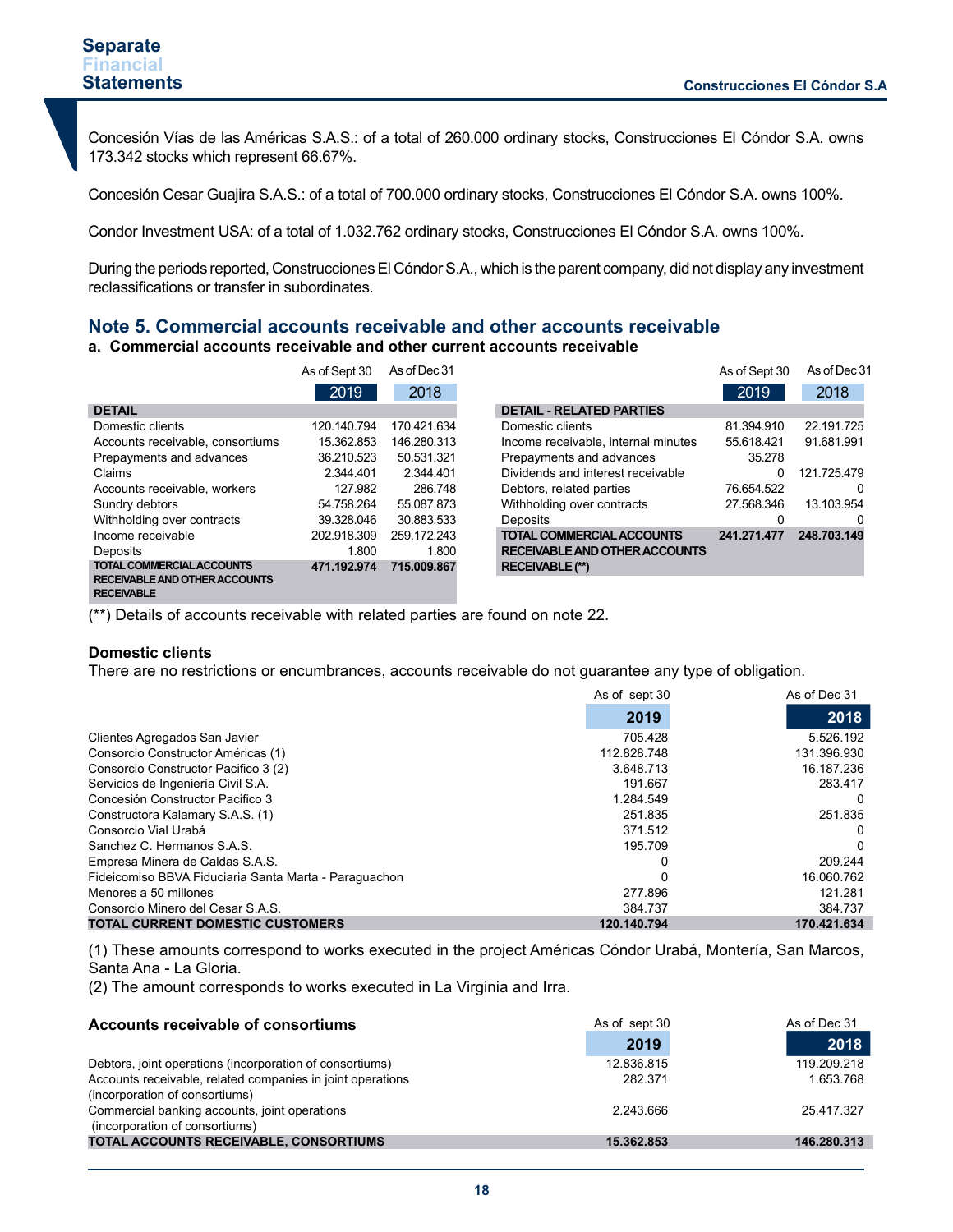Concesión Vías de las Américas S.A.S.: of a total of 260.000 ordinary stocks, Construcciones El Cóndor S.A. owns 173.342 stocks which represent 66.67%.

Concesión Cesar Guajira S.A.S.: of a total of 700.000 ordinary stocks, Construcciones El Cóndor S.A. owns 100%.

Condor Investment USA: of a total of 1.032.762 ordinary stocks, Construcciones El Cóndor S.A. owns 100%.

During the periods reported, Construcciones El Cóndor S.A., which is the parent company, did not display any investment reclassifications or transfer in subordinates.

## Note 5. Commercial accounts receivable and other accounts receivable

### a. Commercial accounts receivable and other current accounts receivable

| DETAIL | As of Sept 30 2019 | As of Dec 31 2018 |
|---|---|---|
| Domestic clients | 120.140.794 | 170.421.634 |
| Accounts receivable, consortiums | 15.362.853 | 146.280.313 |
| Prepayments and advances | 36.210.523 | 50.531.321 |
| Claims | 2.344.401 | 2.344.401 |
| Accounts receivable, workers | 127.982 | 286.748 |
| Sundry debtors | 54.758.264 | 55.087.873 |
| Withholding over contracts | 39.328.046 | 30.883.533 |
| Income receivable | 202.918.309 | 259.172.243 |
| Deposits | 1.800 | 1.800 |
| **TOTAL COMMERCIAL ACCOUNTS RECEIVABLE AND OTHER ACCOUNTS RECEIVABLE** | **471.192.974** | **715.009.867** |

| DETAIL - RELATED PARTIES | As of Sept 30 2019 | As of Dec 31 2018 |
|---|---|---|
| Domestic clients | 81.394.910 | 22.191.725 |
| Income receivable, internal minutes | 55.618.421 | 91.681.991 |
| Prepayments and advances | 35.278 | |
| Dividends and interest receivable | 0 | 121.725.479 |
| Debtors, related parties | 76.654.522 | 0 |
| Withholding over contracts | 27.568.346 | 13.103.954 |
| Deposits | 0 | 0 |
| **TOTAL COMMERCIAL ACCOUNTS RECEIVABLE AND OTHER ACCOUNTS RECEIVABLE (**)** | **241.271.477** | **248.703.149** |

(**) Details of accounts receivable with related parties are found on note 22.

**Domestic clients**

There are no restrictions or encumbrances, accounts receivable do not guarantee any type of obligation.

| | As of sept 30 2019 | As of Dec 31 2018 |
|---|---|---|
| Clientes Agregados San Javier | 705.428 | 5.526.192 |
| Consorcio Constructor Américas (1) | 112.828.748 | 131.396.930 |
| Consorcio Constructor Pacifico 3 (2) | 3.648.713 | 16.187.236 |
| Servicios de Ingeniería Civil S.A. | 191.667 | 283.417 |
| Concesión Constructor Pacifico 3 | 1.284.549 | 0 |
| Constructora Kalamary S.A.S. (1) | 251.835 | 251.835 |
| Consorcio Vial Urabá | 371.512 | 0 |
| Sanchez C. Hermanos S.A.S. | 195.709 | 0 |
| Empresa Minera de Caldas S.A.S. | 0 | 209.244 |
| Fideicomiso BBVA Fiduciaria Santa Marta - Paraguachon | 0 | 16.060.762 |
| Menores a 50 millones | 277.896 | 121.281 |
| Consorcio Minero del Cesar S.A.S. | 384.737 | 384.737 |
| **TOTAL CURRENT DOMESTIC CUSTOMERS** | **120.140.794** | **170.421.634** |

(1) These amounts correspond to works executed in the project Américas Cóndor Urabá, Montería, San Marcos, Santa Ana - La Gloria.
(2) The amount corresponds to works executed in La Virginia and Irra.

| **Accounts receivable of consortiums** | As of sept 30 2019 | As of Dec 31 2018 |
|---|---|---|
| Debtors, joint operations (incorporation of consortiums) | 12.836.815 | 119.209.218 |
| Accounts receivable, related companies in joint operations (incorporation of consortiums) | 282.371 | 1.653.768 |
| Commercial banking accounts, joint operations (incorporation of consortiums) | 2.243.666 | 25.417.327 |
| **TOTAL ACCOUNTS RECEIVABLE, CONSORTIUMS** | **15.362.853** | **146.280.313** |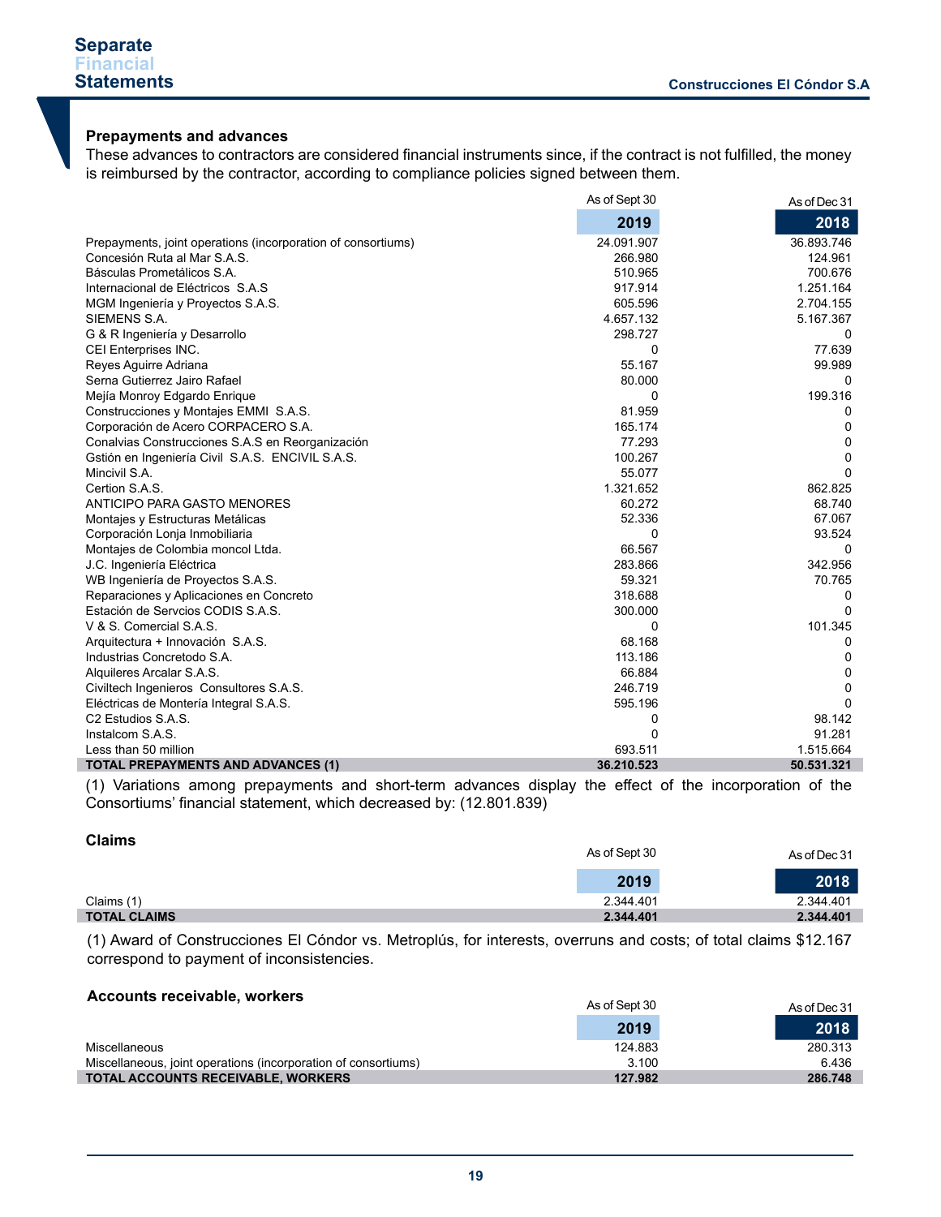### Prepayments and advances

These advances to contractors are considered financial instruments since, if the contract is not fulfilled, the money is reimbursed by the contractor, according to compliance policies signed between them.

| | As of Sept 30 2019 | As of Dec 31 2018 |
|---|---|---|
| Prepayments, joint operations (incorporation of consortiums) | 24.091.907 | 36.893.746 |
| Concesión Ruta al Mar S.A.S. | 266.980 | 124.961 |
| Básculas Prometálicos S.A. | 510.965 | 700.676 |
| Internacional de Eléctricos S.A.S | 917.914 | 1.251.164 |
| MGM Ingeniería y Proyectos S.A.S. | 605.596 | 2.704.155 |
| SIEMENS S.A. | 4.657.132 | 5.167.367 |
| G & R Ingeniería y Desarrollo | 298.727 | 0 |
| CEI Enterprises INC. | 0 | 77.639 |
| Reyes Aguirre Adriana | 55.167 | 99.989 |
| Serna Gutierrez Jairo Rafael | 80.000 | 0 |
| Mejía Monroy Edgardo Enrique | 0 | 199.316 |
| Construcciones y Montajes EMMI S.A.S. | 81.959 | 0 |
| Corporación de Acero CORPACERO S.A. | 165.174 | 0 |
| Conalvias Construcciones S.A.S en Reorganización | 77.293 | 0 |
| Gstión en Ingeniería Civil S.A.S. ENCIVIL S.A.S. | 100.267 | 0 |
| Mincivil S.A. | 55.077 | 0 |
| Certion S.A.S. | 1.321.652 | 862.825 |
| ANTICIPO PARA GASTO MENORES | 60.272 | 68.740 |
| Montajes y Estructuras Metálicas | 52.336 | 67.067 |
| Corporación Lonja Inmobiliaria | 0 | 93.524 |
| Montajes de Colombia moncol Ltda. | 66.567 | 0 |
| J.C. Ingeniería Eléctrica | 283.866 | 342.956 |
| WB Ingeniería de Proyectos S.A.S. | 59.321 | 70.765 |
| Reparaciones y Aplicaciones en Concreto | 318.688 | 0 |
| Estación de Servcios CODIS S.A.S. | 300.000 | 0 |
| V & S. Comercial S.A.S. | 0 | 101.345 |
| Arquitectura + Innovación S.A.S. | 68.168 | 0 |
| Industrias Concretodo S.A. | 113.186 | 0 |
| Alquileres Arcalar S.A.S. | 66.884 | 0 |
| Civiltech Ingenieros Consultores S.A.S. | 246.719 | 0 |
| Eléctricas de Montería Integral S.A.S. | 595.196 | 0 |
| C2 Estudios S.A.S. | 0 | 98.142 |
| Instalcom S.A.S. | 0 | 91.281 |
| Less than 50 million | 693.511 | 1.515.664 |
| **TOTAL PREPAYMENTS AND ADVANCES (1)** | **36.210.523** | **50.531.321** |

(1) Variations among prepayments and short-term advances display the effect of the incorporation of the Consortiums' financial statement, which decreased by: (12.801.839)

### Claims

| | As of Sept 30 2019 | As of Dec 31 2018 |
|---|---|---|
| Claims (1) | 2.344.401 | 2.344.401 |
| **TOTAL CLAIMS** | **2.344.401** | **2.344.401** |

(1) Award of Construcciones El Cóndor vs. Metroplús, for interests, overruns and costs; of total claims $12.167 correspond to payment of inconsistencies.

### Accounts receivable, workers

| | As of Sept 30 2019 | As of Dec 31 2018 |
|---|---|---|
| Miscellaneous | 124.883 | 280.313 |
| Miscellaneous, joint operations (incorporation of consortiums) | 3.100 | 6.436 |
| **TOTAL ACCOUNTS RECEIVABLE, WORKERS** | **127.982** | **286.748** |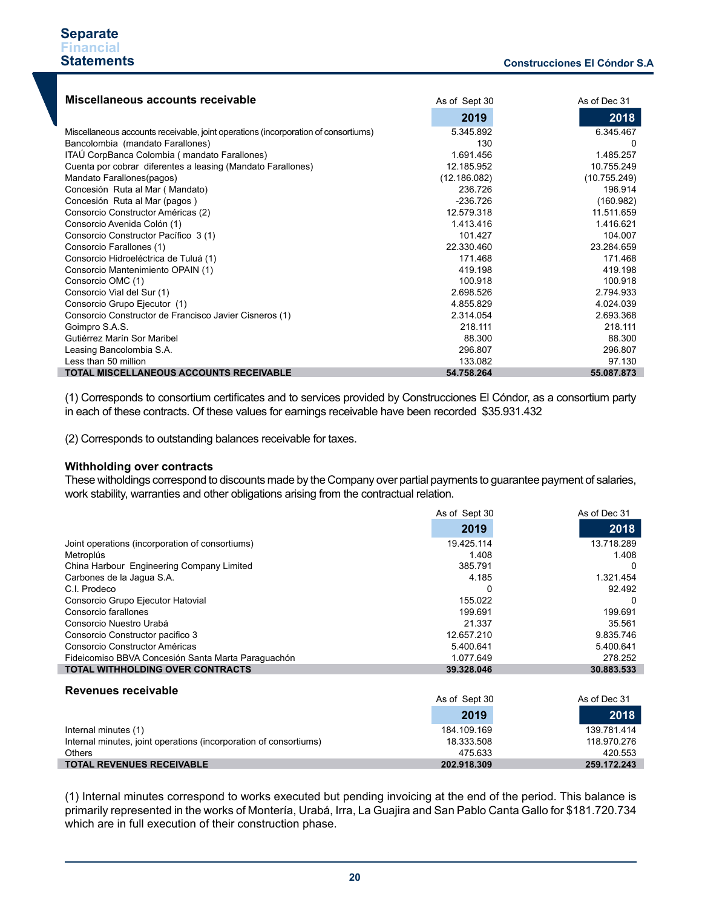### Miscellaneous accounts receivable

| | As of Sept 30 2019 | As of Dec 31 2018 |
|---|---|---|
| Miscellaneous accounts receivable, joint operations (incorporation of consortiums) | 5.345.892 | 6.345.467 |
| Bancolombia (mandato Farallones) | 130 | 0 |
| ITAÚ CorpBanca Colombia ( mandato Farallones) | 1.691.456 | 1.485.257 |
| Cuenta por cobrar diferentes a leasing (Mandato Farallones) | 12.185.952 | 10.755.249 |
| Mandato Farallones(pagos) | (12.186.082) | (10.755.249) |
| Concesión Ruta al Mar ( Mandato) | 236.726 | 196.914 |
| Concesión Ruta al Mar (pagos ) | -236.726 | (160.982) |
| Consorcio Constructor Américas (2) | 12.579.318 | 11.511.659 |
| Consorcio Avenida Colón (1) | 1.413.416 | 1.416.621 |
| Consorcio Constructor Pacífico 3 (1) | 101.427 | 104.007 |
| Consorcio Farallones (1) | 22.330.460 | 23.284.659 |
| Consorcio Hidroeléctrica de Tuluá (1) | 171.468 | 171.468 |
| Consorcio Mantenimiento OPAIN (1) | 419.198 | 419.198 |
| Consorcio OMC (1) | 100.918 | 100.918 |
| Consorcio Vial del Sur (1) | 2.698.526 | 2.794.933 |
| Consorcio Grupo Ejecutor (1) | 4.855.829 | 4.024.039 |
| Consorcio Constructor de Francisco Javier Cisneros (1) | 2.314.054 | 2.693.368 |
| Goimpro S.A.S. | 218.111 | 218.111 |
| Gutiérrez Marín Sor Maribel | 88.300 | 88.300 |
| Leasing Bancolombia S.A. | 296.807 | 296.807 |
| Less than 50 million | 133.082 | 97.130 |
| **TOTAL MISCELLANEOUS ACCOUNTS RECEIVABLE** | **54.758.264** | **55.087.873** |

(1) Corresponds to consortium certificates and to services provided by Construcciones El Cóndor, as a consortium party in each of these contracts. Of these values for earnings receivable have been recorded $35.931.432

(2) Corresponds to outstanding balances receivable for taxes.

### Withholding over contracts

These witholdings correspond to discounts made by the Company over partial payments to guarantee payment of salaries, work stability, warranties and other obligations arising from the contractual relation.

| | As of Sept 30 2019 | As of Dec 31 2018 |
|---|---|---|
| Joint operations (incorporation of consortiums) | 19.425.114 | 13.718.289 |
| Metroplús | 1.408 | 1.408 |
| China Harbour Engineering Company Limited | 385.791 | 0 |
| Carbones de la Jagua S.A. | 4.185 | 1.321.454 |
| C.I. Prodeco | 0 | 92.492 |
| Consorcio Grupo Ejecutor Hatovial | 155.022 | 0 |
| Consorcio farallones | 199.691 | 199.691 |
| Consorcio Nuestro Urabá | 21.337 | 35.561 |
| Consorcio Constructor pacifico 3 | 12.657.210 | 9.835.746 |
| Consorcio Constructor Américas | 5.400.641 | 5.400.641 |
| Fideicomiso BBVA Concesión Santa Marta Paraguachón | 1.077.649 | 278.252 |
| **TOTAL WITHHOLDING OVER CONTRACTS** | **39.328.046** | **30.883.533** |

### Revenues receivable

| | As of Sept 30 2019 | As of Dec 31 2018 |
|---|---|---|
| Internal minutes (1) | 184.109.169 | 139.781.414 |
| Internal minutes, joint operations (incorporation of consortiums) | 18.333.508 | 118.970.276 |
| Others | 475.633 | 420.553 |
| **TOTAL REVENUES RECEIVABLE** | **202.918.309** | **259.172.243** |

(1) Internal minutes correspond to works executed but pending invoicing at the end of the period. This balance is primarily represented in the works of Montería, Urabá, Irra, La Guajira and San Pablo Canta Gallo for $181.720.734 which are in full execution of their construction phase.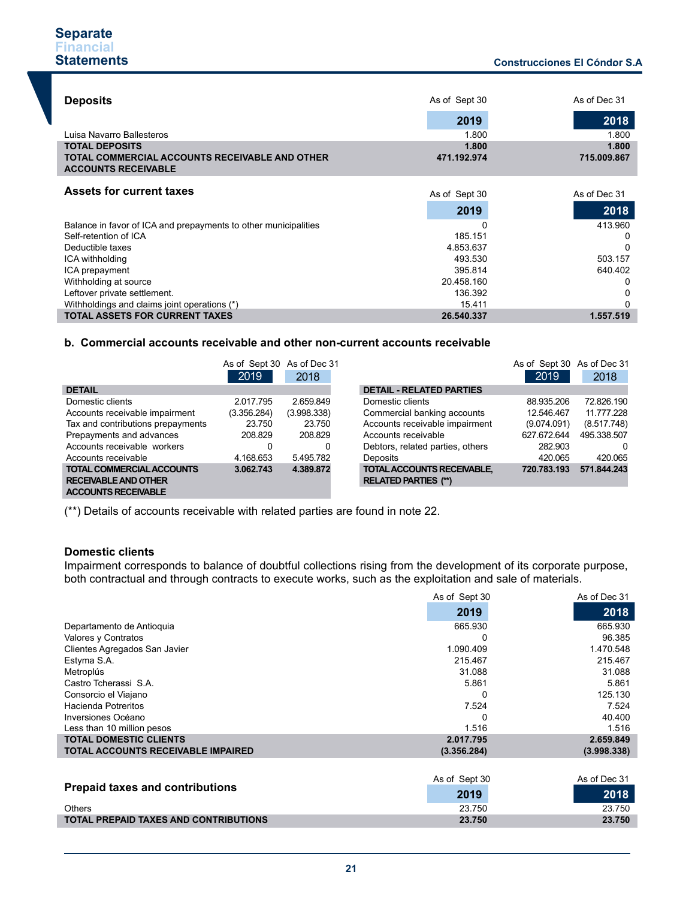### Deposits

| | As of Sept 30 2019 | As of Dec 31 2018 |
|---|---|---|
| Luisa Navarro Ballesteros | 1.800 | 1.800 |
| **TOTAL DEPOSITS** | **1.800** | **1.800** |
| **TOTAL COMMERCIAL ACCOUNTS RECEIVABLE AND OTHER ACCOUNTS RECEIVABLE** | **471.192.974** | **715.009.867** |

### Assets for current taxes

| | As of Sept 30 2019 | As of Dec 31 2018 |
|---|---|---|
| Balance in favor of ICA and prepayments to other municipalities | 0 | 413.960 |
| Self-retention of ICA | 185.151 | 0 |
| Deductible taxes | 4.853.637 | 0 |
| ICA withholding | 493.530 | 503.157 |
| ICA prepayment | 395.814 | 640.402 |
| Withholding at source | 20.458.160 | 0 |
| Leftover private settlement. | 136.392 | 0 |
| Withholdings and claims joint operations (*) | 15.411 | 0 |
| **TOTAL ASSETS FOR CURRENT TAXES** | **26.540.337** | **1.557.519** |

## b. Commercial accounts receivable and other non-current accounts receivable

| DETAIL | As of Sept 30 2019 | As of Dec 31 2018 |
|---|---|---|
| Domestic clients | 2.017.795 | 2.659.849 |
| Accounts receivable impairment | (3.356.284) | (3.998.338) |
| Tax and contributions prepayments | 23.750 | 23.750 |
| Prepayments and advances | 208.829 | 208.829 |
| Accounts receivable workers | 0 | 0 |
| Accounts receivable | 4.168.653 | 5.495.782 |
| **TOTAL COMMERCIAL ACCOUNTS RECEIVABLE AND OTHER ACCOUNTS RECEIVABLE** | **3.062.743** | **4.389.872** |

| DETAIL - RELATED PARTIES | As of Sept 30 2019 | As of Dec 31 2018 |
|---|---|---|
| Domestic clients | 88.935.206 | 72.826.190 |
| Commercial banking accounts | 12.546.467 | 11.777.228 |
| Accounts receivable impairment | (9.074.091) | (8.517.748) |
| Accounts receivable | 627.672.644 | 495.338.507 |
| Debtors, related parties, others | 282.903 | 0 |
| Deposits | 420.065 | 420.065 |
| **TOTAL ACCOUNTS RECEIVABLE, RELATED PARTIES (\*\*)** | **720.783.193** | **571.844.243** |

(**) Details of accounts receivable with related parties are found in note 22.

### Domestic clients

Impairment corresponds to balance of doubtful collections rising from the development of its corporate purpose, both contractual and through contracts to execute works, such as the exploitation and sale of materials.

| | As of Sept 30 2019 | As of Dec 31 2018 |
|---|---|---|
| Departamento de Antioquia | 665.930 | 665.930 |
| Valores y Contratos | 0 | 96.385 |
| Clientes Agregados San Javier | 1.090.409 | 1.470.548 |
| Estyma S.A. | 215.467 | 215.467 |
| Metroplús | 31.088 | 31.088 |
| Castro Tcherassi S.A. | 5.861 | 5.861 |
| Consorcio el Viajano | 0 | 125.130 |
| Hacienda Potreritos | 7.524 | 7.524 |
| Inversiones Océano | 0 | 40.400 |
| Less than 10 million pesos | 1.516 | 1.516 |
| **TOTAL DOMESTIC CLIENTS** | **2.017.795** | **2.659.849** |
| **TOTAL ACCOUNTS RECEIVABLE IMPAIRED** | **(3.356.284)** | **(3.998.338)** |

### Prepaid taxes and contributions

| | As of Sept 30 2019 | As of Dec 31 2018 |
|---|---|---|
| Others | 23.750 | 23.750 |
| **TOTAL PREPAID TAXES AND CONTRIBUTIONS** | **23.750** | **23.750** |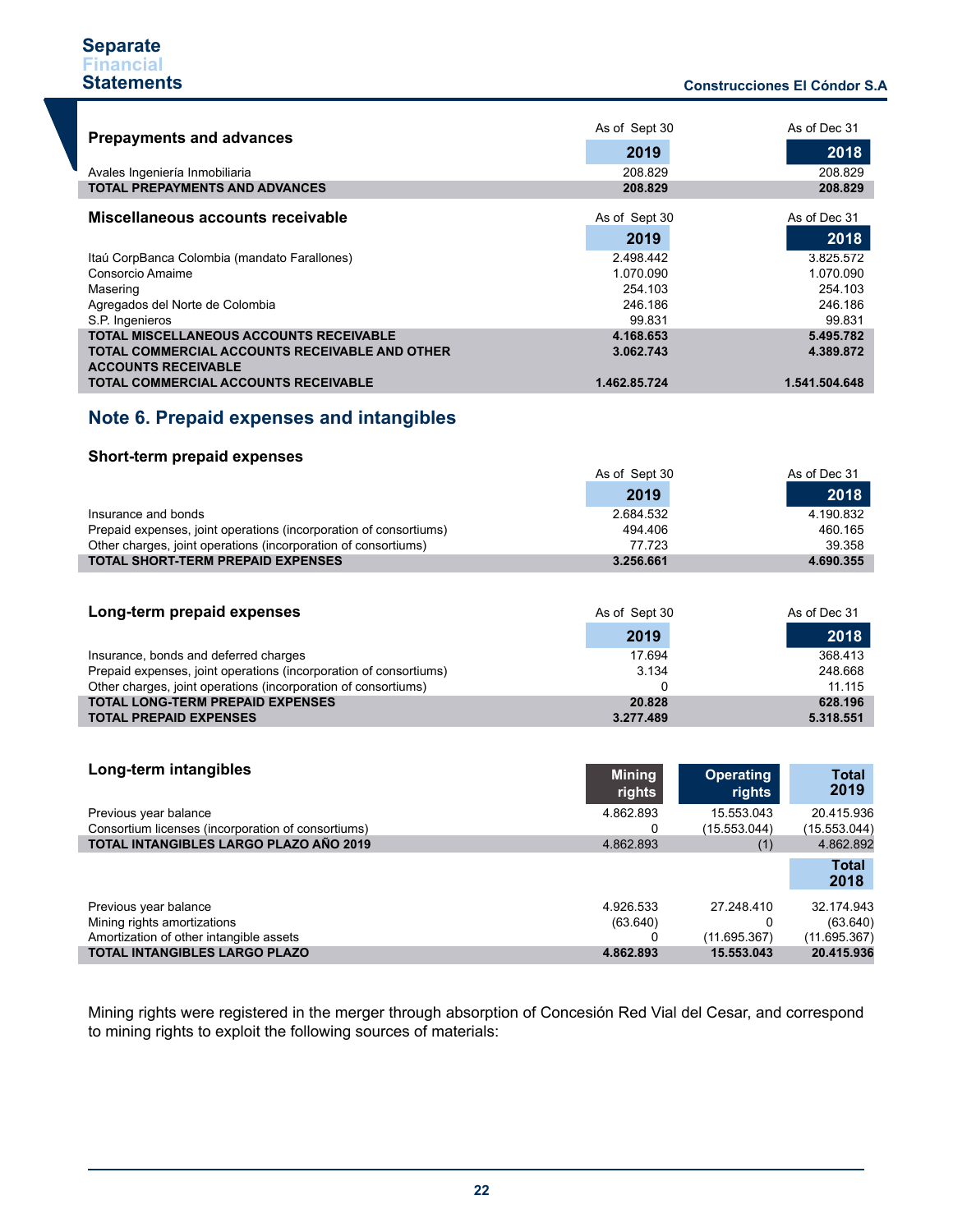| Prepayments and advances | As of Sept 30 2019 | As of Dec 31 2018 |
|---|---|---|
| Avales Ingeniería Inmobiliaria | 208.829 | 208.829 |
| **TOTAL PREPAYMENTS AND ADVANCES** | **208.829** | **208.829** |

| Miscellaneous accounts receivable | As of Sept 30 2019 | As of Dec 31 2018 |
|---|---|---|
| Itaú CorpBanca Colombia (mandato Farallones) | 2.498.442 | 3.825.572 |
| Consorcio Amaime | 1.070.090 | 1.070.090 |
| Masering | 254.103 | 254.103 |
| Agregados del Norte de Colombia | 246.186 | 246.186 |
| S.P. Ingenieros | 99.831 | 99.831 |
| **TOTAL MISCELLANEOUS ACCOUNTS RECEIVABLE** | **4.168.653** | **5.495.782** |
| **TOTAL COMMERCIAL ACCOUNTS RECEIVABLE AND OTHER ACCOUNTS RECEIVABLE** | **3.062.743** | **4.389.872** |
| **TOTAL COMMERCIAL ACCOUNTS RECEIVABLE** | **1.462.85.724** | **1.541.504.648** |

## Note 6. Prepaid expenses and intangibles

### Short-term prepaid expenses

| | As of Sept 30 2019 | As of Dec 31 2018 |
|---|---|---|
| Insurance and bonds | 2.684.532 | 4.190.832 |
| Prepaid expenses, joint operations (incorporation of consortiums) | 494.406 | 460.165 |
| Other charges, joint operations (incorporation of consortiums) | 77.723 | 39.358 |
| **TOTAL SHORT-TERM PREPAID EXPENSES** | **3.256.661** | **4.690.355** |

| Long-term prepaid expenses | As of Sept 30 2019 | As of Dec 31 2018 |
|---|---|---|
| Insurance, bonds and deferred charges | 17.694 | 368.413 |
| Prepaid expenses, joint operations (incorporation of consortiums) | 3.134 | 248.668 |
| Other charges, joint operations (incorporation of consortiums) | 0 | 11.115 |
| **TOTAL LONG-TERM PREPAID EXPENSES** | **20.828** | **628.196** |
| **TOTAL PREPAID EXPENSES** | **3.277.489** | **5.318.551** |

| Long-term intangibles | Mining rights | Operating rights | Total 2019 |
|---|---|---|---|
| Previous year balance | 4.862.893 | 15.553.043 | 20.415.936 |
| Consortium licenses (incorporation of consortiums) | 0 | (15.553.044) | (15.553.044) |
| **TOTAL INTANGIBLES LARGO PLAZO AÑO 2019** | 4.862.893 | (1) | 4.862.892 |
| | | | **Total 2018** |
| Previous year balance | 4.926.533 | 27.248.410 | 32.174.943 |
| Mining rights amortizations | (63.640) | 0 | (63.640) |
| Amortization of other intangible assets | 0 | (11.695.367) | (11.695.367) |
| **TOTAL INTANGIBLES LARGO PLAZO** | **4.862.893** | **15.553.043** | **20.415.936** |

Mining rights were registered in the merger through absorption of Concesión Red Vial del Cesar, and correspond to mining rights to exploit the following sources of materials: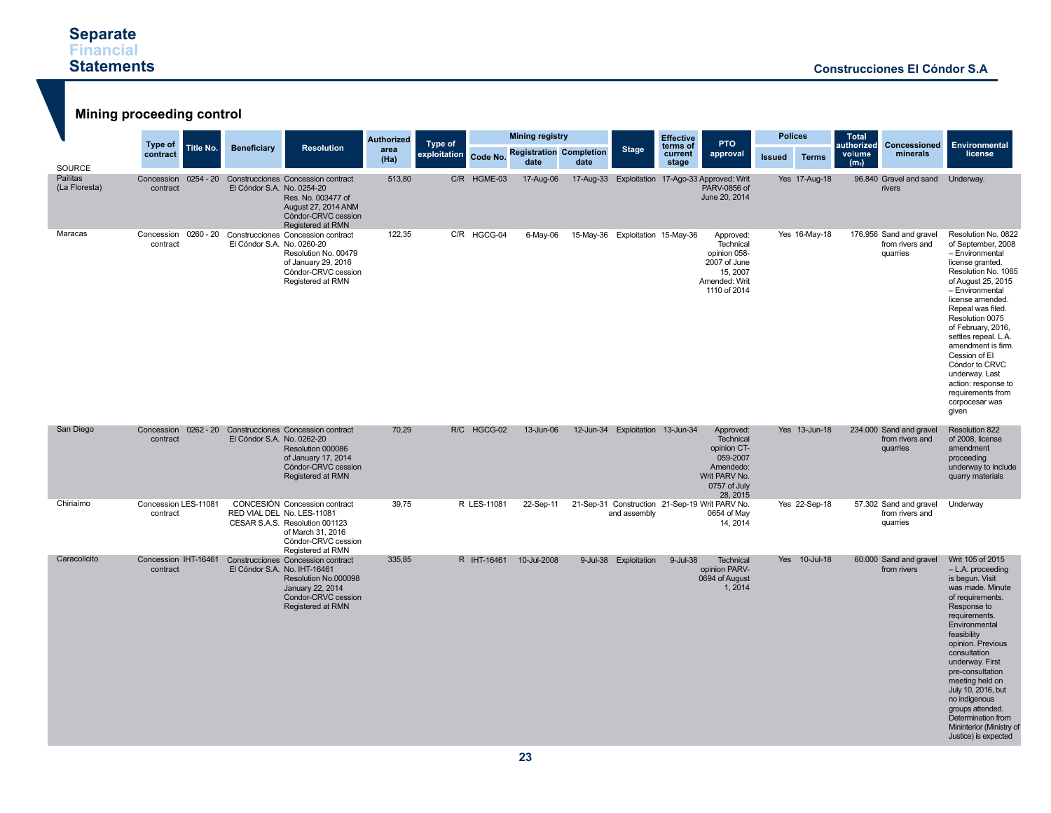# Mining proceeding control

| SOURCE | Type of contract | Title No. | Beneficiary | Resolution | Authorized area (Ha) | Type of exploitation | Mining registry | | | Stage | Effective terms of current stage | PTO approval | Polices | | Total authorized volume (m3) | Concessioned minerals | Environmental license |
|---|---|---|---|---|---|---|---|---|---|---|---|---|---|---|---|---|---|
| | | | | | | | Code No. | Registration date | Completion date | | | | Issued | Terms | | | |
| Pailitas (La Floresta) | Concession contract | 0254 - 20 | Construcciones El Cóndor S.A. | Concession contract No. 0254-20 Res. No. 003477 of August 27, 2014 ANM Cóndor-CRVC cession Registered at RMN | 513,80 | C/R | HGME-03 | 17-Aug-06 | 17-Aug-33 | Exploitation | 17-Ago-33 | Approved: Writ PARV-0856 of June 20, 2014 | Yes | 17-Aug-18 | 96.840 | Gravel and sand rivers | Underway. |
| Maracas | Concession contract | 0260 - 20 | Construcciones El Cóndor S.A. | Concession contract No. 0260-20 Resolution No. 00479 of January 29, 2016 Cóndor-CRVC cession Registered at RMN | 122,35 | C/R | HGCG-04 | 6-May-06 | 15-May-36 | Exploitation | 15-May-36 | Approved: Technical opinion 058-2007 of June 15, 2007 Amended: Writ 1110 of 2014 | Yes | 16-May-18 | 176.956 | Sand and gravel from rivers and quarries | Resolution No. 0822 of September, 2008 – Environmental license granted. Resolution No. 1065 of August 25, 2015 – Environmental license amended. Repeal was filed. Resolution 0075 of February, 2016, settles repeal. L.A. amendment is firm. Cession of El Cóndor to CRVC underway. Last action: response to requirements from corpocesar was given |
| San Diego | Concession contract | 0262 - 20 | Construcciones El Cóndor S.A. | Concession contract No. 0262-20 Resolution 000086 of January 17, 2014 Cóndor-CRVC cession Registered at RMN | 70,29 | R/C | HGCG-02 | 13-Jun-06 | 12-Jun-34 | Exploitation | 13-Jun-34 | Approved: Technical opinion CT-059-2007 Amendedo: Writ PARV No. 0757 of July 28, 2015 | Yes | 13-Jun-18 | 234.000 | Sand and gravel from rivers and quarries | Resolution 822 of 2008, license amendment proceeding underway to include quarry materials |
| Chiriaimo | Concession contract | LES-11081 | CONCESIÓN RED VIAL DEL CESAR S.A.S. | Concession contract No. LES-11081 Resolution 001123 of March 31, 2016 Cóndor-CRVC cession Registered at RMN | 39,75 | R | LES-11081 | 22-Sep-11 | 21-Sep-31 | Construction and assembly | 21-Sep-19 | Writ PARV No. 0654 of May 14, 2014 | Yes | 22-Sep-18 | 57.302 | Sand and gravel from rivers and quarries | Underway |
| Caracolicito | Concession contract | IHT-16461 | Construcciones El Cóndor S.A. | Concession contract No. IHT-16461 Resolution No.000098 January 22, 2014 Condor-CRVC cession Registered at RMN | 335,85 | R | IHT-16461 | 10-Jul-2008 | 9-Jul-38 | Exploitation | 9-Jul-38 | Technical opinion PARV-0694 of August 1, 2014 | Yes | 10-Jul-18 | 60.000 | Sand and gravel from rivers | Writ 105 of 2015 – L.A. proceeding is begun. Visit was made. Minute of requirements. Response to requirements. Environmental feasibility opinion. Previous consultation underway. First pre-consultation meeting held on July 10, 2016, but no indigenous groups attended. Determination from Mininterior (Ministry of Justice) is expected |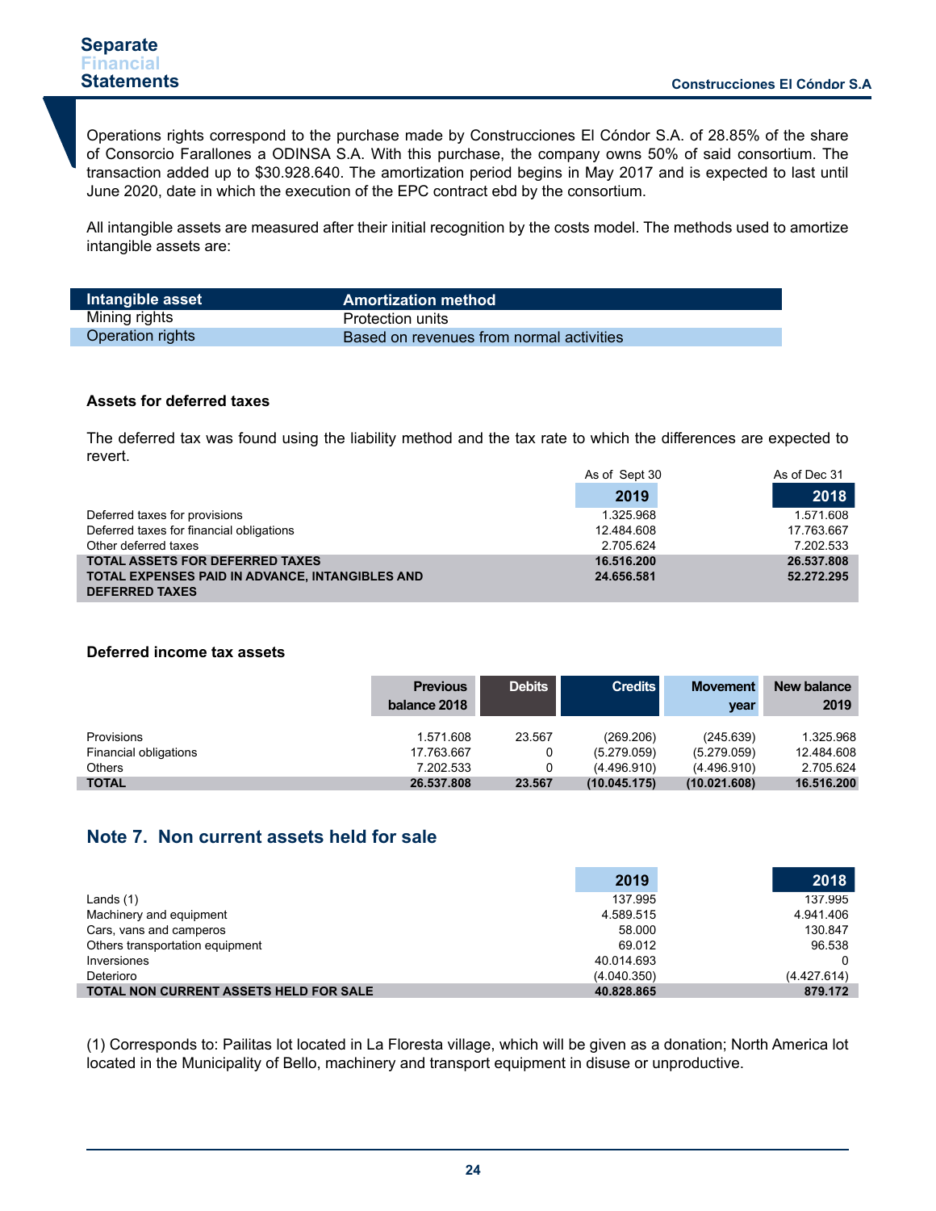Operations rights correspond to the purchase made by Construcciones El Cóndor S.A. of 28.85% of the share of Consorcio Farallones a ODINSA S.A. With this purchase, the company owns 50% of said consortium. The transaction added up to $30.928.640. The amortization period begins in May 2017 and is expected to last until June 2020, date in which the execution of the EPC contract ebd by the consortium.

All intangible assets are measured after their initial recognition by the costs model. The methods used to amortize intangible assets are:

| Intangible asset | Amortization method |
|---|---|
| Mining rights | Protection units |
| Operation rights | Based on revenues from normal activities |

### Assets for deferred taxes

The deferred tax was found using the liability method and the tax rate to which the differences are expected to revert.

| | As of Sept 30 2019 | As of Dec 31 2018 |
|---|---|---|
| Deferred taxes for provisions | 1.325.968 | 1.571.608 |
| Deferred taxes for financial obligations | 12.484.608 | 17.763.667 |
| Other deferred taxes | 2.705.624 | 7.202.533 |
| **TOTAL ASSETS FOR DEFERRED TAXES** | **16.516.200** | **26.537.808** |
| **TOTAL EXPENSES PAID IN ADVANCE, INTANGIBLES AND DEFERRED TAXES** | **24.656.581** | **52.272.295** |

### Deferred income tax assets

| | Previous balance 2018 | Debits | Credits | Movement year | New balance 2019 |
|---|---|---|---|---|---|
| Provisions | 1.571.608 | 23.567 | (269.206) | (245.639) | 1.325.968 |
| Financial obligations | 17.763.667 | 0 | (5.279.059) | (5.279.059) | 12.484.608 |
| Others | 7.202.533 | 0 | (4.496.910) | (4.496.910) | 2.705.624 |
| **TOTAL** | **26.537.808** | **23.567** | **(10.045.175)** | **(10.021.608)** | **16.516.200** |

## Note 7. Non current assets held for sale

| | 2019 | 2018 |
|---|---|---|
| Lands (1) | 137.995 | 137.995 |
| Machinery and equipment | 4.589.515 | 4.941.406 |
| Cars, vans and camperos | 58.000 | 130.847 |
| Others transportation equipment | 69.012 | 96.538 |
| Inversiones | 40.014.693 | 0 |
| Deterioro | (4.040.350) | (4.427.614) |
| **TOTAL NON CURRENT ASSETS HELD FOR SALE** | **40.828.865** | **879.172** |

(1) Corresponds to: Pailitas lot located in La Floresta village, which will be given as a donation; North America lot located in the Municipality of Bello, machinery and transport equipment in disuse or unproductive.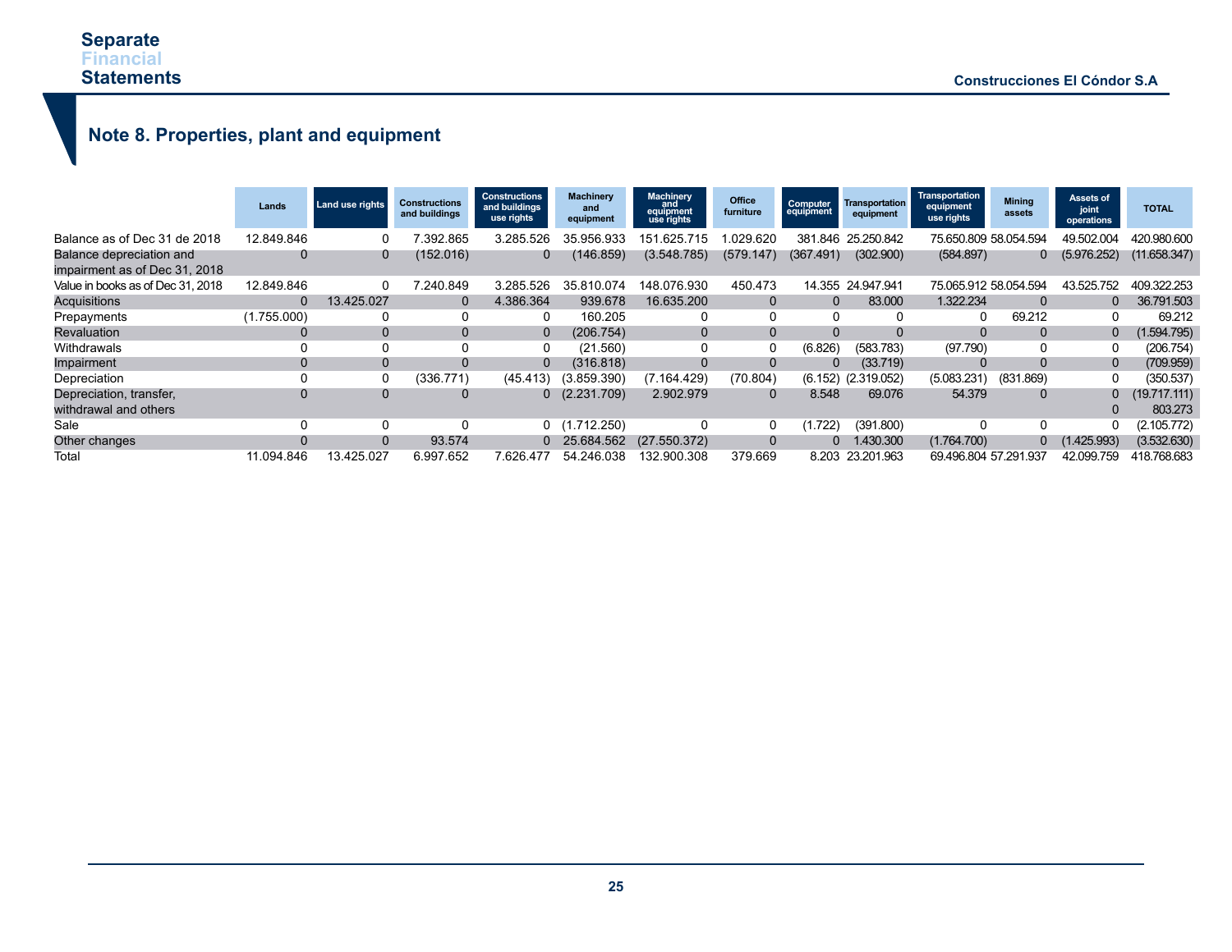## Note 8. Properties, plant and equipment

| | Lands | Land use rights | Constructions and buildings | Constructions and buildings use rights | Machinery and equipment | Machinery and equipment use rights | Office furniture | Computer equipment | Transportation equipment | Transportation equipment use rights | Mining assets | Assets of joint operations | TOTAL |
|---|---|---|---|---|---|---|---|---|---|---|---|---|---|
| Balance as of Dec 31 de 2018 | 12.849.846 | 0 | 7.392.865 | 3.285.526 | 35.956.933 | 151.625.715 | 1.029.620 | 381.846 | 25.250.842 | 75.650.809 | 58.054.594 | 49.502.004 | 420.980.600 |
| Balance depreciation and impairment as of Dec 31, 2018 | 0 | 0 | (152.016) | 0 | (146.859) | (3.548.785) | (579.147) | (367.491) | (302.900) | (584.897) | 0 | (5.976.252) | (11.658.347) |
| Value in books as of Dec 31, 2018 | 12.849.846 | 0 | 7.240.849 | 3.285.526 | 35.810.074 | 148.076.930 | 450.473 | 14.355 | 24.947.941 | 75.065.912 | 58.054.594 | 43.525.752 | 409.322.253 |
| Acquisitions | 0 | 13.425.027 | 0 | 4.386.364 | 939.678 | 16.635.200 | 0 | 0 | 83.000 | 1.322.234 | 0 | 0 | 36.791.503 |
| Prepayments | (1.755.000) | 0 | 0 | 0 | 160.205 | 0 | 0 | 0 | 0 | 0 | 69.212 | 0 | 69.212 |
| Revaluation | 0 | 0 | 0 | 0 | (206.754) | 0 | 0 | 0 | 0 | 0 | 0 | 0 | (1.594.795) |
| Withdrawals | 0 | 0 | 0 | 0 | (21.560) | 0 | 0 | (6.826) | (583.783) | (97.790) | 0 | 0 | (206.754) |
| Impairment | 0 | 0 | 0 | 0 | (316.818) | 0 | 0 | 0 | (33.719) | 0 | 0 | 0 | (709.959) |
| Depreciation | 0 | 0 | (336.771) | (45.413) | (3.859.390) | (7.164.429) | (70.804) | (6.152) | (2.319.052) | (5.083.231) | (831.869) | 0 | (350.537) |
| Depreciation, transfer, withdrawal and others | 0 | 0 | 0 | 0 | (2.231.709) | 2.902.979 | 0 | 8.548 | 69.076 | 54.379 | 0 | 0<br>0 | (19.717.111)<br>803.273 |
| Sale | 0 | 0 | 0 | 0 | (1.712.250) | 0 | 0 | (1.722) | (391.800) | 0 | 0 | 0 | (2.105.772) |
| Other changes | 0 | 0 | 93.574 | 0 | 25.684.562 | (27.550.372) | 0 | 0 | 1.430.300 | (1.764.700) | 0 | (1.425.993) | (3.532.630) |
| Total | 11.094.846 | 13.425.027 | 6.997.652 | 7.626.477 | 54.246.038 | 132.900.308 | 379.669 | 8.203 | 23.201.963 | 69.496.804 | 57.291.937 | 42.099.759 | 418.768.683 |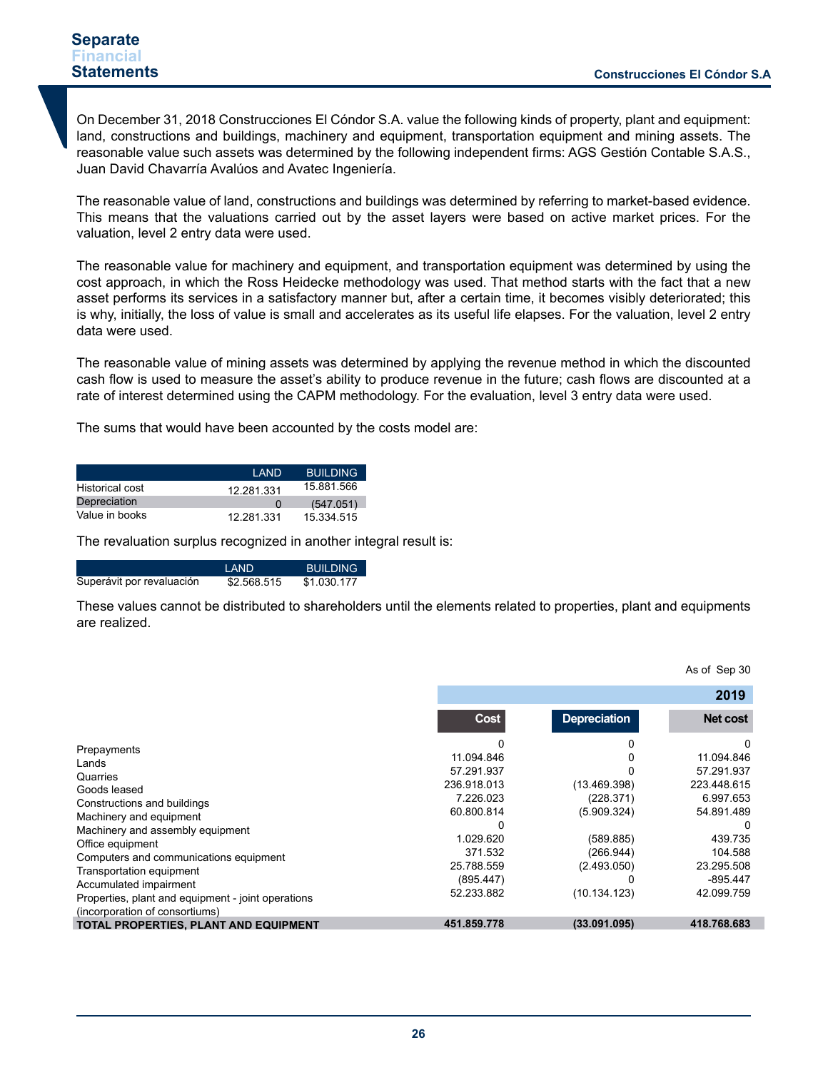On December 31, 2018 Construcciones El Cóndor S.A. value the following kinds of property, plant and equipment: land, constructions and buildings, machinery and equipment, transportation equipment and mining assets. The reasonable value such assets was determined by the following independent firms: AGS Gestión Contable S.A.S., Juan David Chavarría Avalúos and Avatec Ingeniería.

The reasonable value of land, constructions and buildings was determined by referring to market-based evidence. This means that the valuations carried out by the asset layers were based on active market prices. For the valuation, level 2 entry data were used.

The reasonable value for machinery and equipment, and transportation equipment was determined by using the cost approach, in which the Ross Heidecke methodology was used. That method starts with the fact that a new asset performs its services in a satisfactory manner but, after a certain time, it becomes visibly deteriorated; this is why, initially, the loss of value is small and accelerates as its useful life elapses. For the valuation, level 2 entry data were used.

The reasonable value of mining assets was determined by applying the revenue method in which the discounted cash flow is used to measure the asset's ability to produce revenue in the future; cash flows are discounted at a rate of interest determined using the CAPM methodology. For the evaluation, level 3 entry data were used.

The sums that would have been accounted by the costs model are:

| | LAND | BUILDING |
|---|---|---|
| Historical cost | 12.281.331 | 15.881.566 |
| Depreciation | 0 | (547.051) |
| Value in books | 12.281.331 | 15.334.515 |

The revaluation surplus recognized in another integral result is:

| | LAND | BUILDING |
|---|---|---|
| Superávit por revaluación | $2.568.515 | $1.030.177 |

These values cannot be distributed to shareholders until the elements related to properties, plant and equipments are realized.

As of Sep 30

| | 2019 | | |
|---|---|---|---|
| | Cost | Depreciation | Net cost |
| Prepayments | 0 | 0 | 0 |
| Lands | 11.094.846 | 0 | 11.094.846 |
| Quarries | 57.291.937 | 0 | 57.291.937 |
| Goods leased | 236.918.013 | (13.469.398) | 223.448.615 |
| Constructions and buildings | 7.226.023 | (228.371) | 6.997.653 |
| Machinery and equipment | 60.800.814 | (5.909.324) | 54.891.489 |
| Machinery and assembly equipment | 0 | | 0 |
| Office equipment | 1.029.620 | (589.885) | 439.735 |
| Computers and communications equipment | 371.532 | (266.944) | 104.588 |
| Transportation equipment | 25.788.559 | (2.493.050) | 23.295.508 |
| Accumulated impairment | (895.447) | 0 | -895.447 |
| Properties, plant and equipment - joint operations (incorporation of consortiums) | 52.233.882 | (10.134.123) | 42.099.759 |
| **TOTAL PROPERTIES, PLANT AND EQUIPMENT** | **451.859.778** | **(33.091.095)** | **418.768.683** |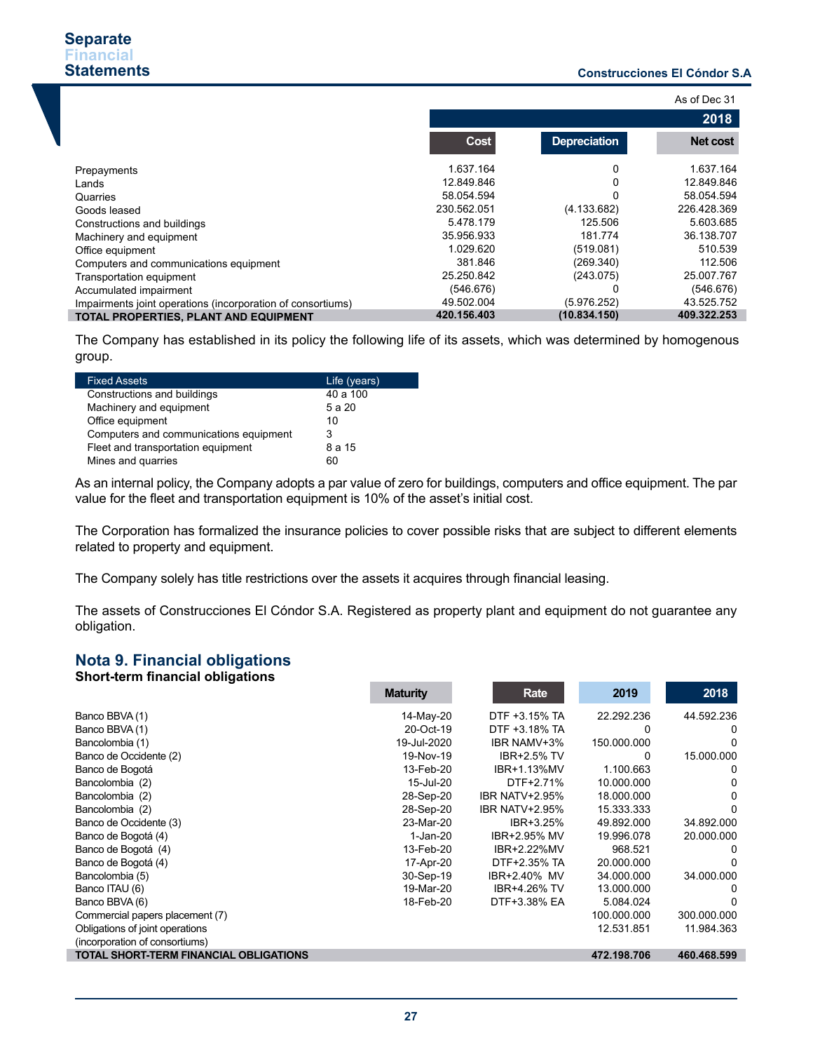| | As of Dec 31 | | |
|---|---|---|---|
| | 2018 | | |
| | Cost | Depreciation | Net cost |
| Prepayments | 1.637.164 | 0 | 1.637.164 |
| Lands | 12.849.846 | 0 | 12.849.846 |
| Quarries | 58.054.594 | 0 | 58.054.594 |
| Goods leased | 230.562.051 | (4.133.682) | 226.428.369 |
| Constructions and buildings | 5.478.179 | 125.506 | 5.603.685 |
| Machinery and equipment | 35.956.933 | 181.774 | 36.138.707 |
| Office equipment | 1.029.620 | (519.081) | 510.539 |
| Computers and communications equipment | 381.846 | (269.340) | 112.506 |
| Transportation equipment | 25.250.842 | (243.075) | 25.007.767 |
| Accumulated impairment | (546.676) | 0 | (546.676) |
| Impairments joint operations (incorporation of consortiums) | 49.502.004 | (5.976.252) | 43.525.752 |
| **TOTAL PROPERTIES, PLANT AND EQUIPMENT** | **420.156.403** | **(10.834.150)** | **409.322.253** |

The Company has established in its policy the following life of its assets, which was determined by homogenous group.

| Fixed Assets | Life (years) |
|---|---|
| Constructions and buildings | 40 a 100 |
| Machinery and equipment | 5 a 20 |
| Office equipment | 10 |
| Computers and communications equipment | 3 |
| Fleet and transportation equipment | 8 a 15 |
| Mines and quarries | 60 |

As an internal policy, the Company adopts a par value of zero for buildings, computers and office equipment. The par value for the fleet and transportation equipment is 10% of the asset's initial cost.

The Corporation has formalized the insurance policies to cover possible risks that are subject to different elements related to property and equipment.

The Company solely has title restrictions over the assets it acquires through financial leasing.

The assets of Construcciones El Cóndor S.A. Registered as property plant and equipment do not guarantee any obligation.

## Nota 9. Financial obligations

### Short-term financial obligations

| | Maturity | Rate | 2019 | 2018 |
|---|---|---|---|---|
| Banco BBVA (1) | 14-May-20 | DTF +3.15% TA | 22.292.236 | 44.592.236 |
| Banco BBVA (1) | 20-Oct-19 | DTF +3.18% TA | 0 | 0 |
| Bancolombia (1) | 19-Jul-2020 | IBR NAMV+3% | 150.000.000 | 0 |
| Banco de Occidente (2) | 19-Nov-19 | IBR+2.5% TV | 0 | 15.000.000 |
| Banco de Bogotá | 13-Feb-20 | IBR+1.13%MV | 1.100.663 | 0 |
| Bancolombia (2) | 15-Jul-20 | DTF+2.71% | 10.000.000 | 0 |
| Bancolombia (2) | 28-Sep-20 | IBR NATV+2.95% | 18.000.000 | 0 |
| Bancolombia (2) | 28-Sep-20 | IBR NATV+2.95% | 15.333.333 | 0 |
| Banco de Occidente (3) | 23-Mar-20 | IBR+3.25% | 49.892.000 | 34.892.000 |
| Banco de Bogotá (4) | 1-Jan-20 | IBR+2.95% MV | 19.996.078 | 20.000.000 |
| Banco de Bogotá (4) | 13-Feb-20 | IBR+2.22%MV | 968.521 | 0 |
| Banco de Bogotá (4) | 17-Apr-20 | DTF+2.35% TA | 20.000.000 | 0 |
| Bancolombia (5) | 30-Sep-19 | IBR+2.40% MV | 34.000.000 | 34.000.000 |
| Banco ITAU (6) | 19-Mar-20 | IBR+4.26% TV | 13.000.000 | 0 |
| Banco BBVA (6) | 18-Feb-20 | DTF+3.38% EA | 5.084.024 | 0 |
| Commercial papers placement (7) | | | 100.000.000 | 300.000.000 |
| Obligations of joint operations (incorporation of consortiums) | | | 12.531.851 | 11.984.363 |
| **TOTAL SHORT-TERM FINANCIAL OBLIGATIONS** | | | **472.198.706** | **460.468.599** |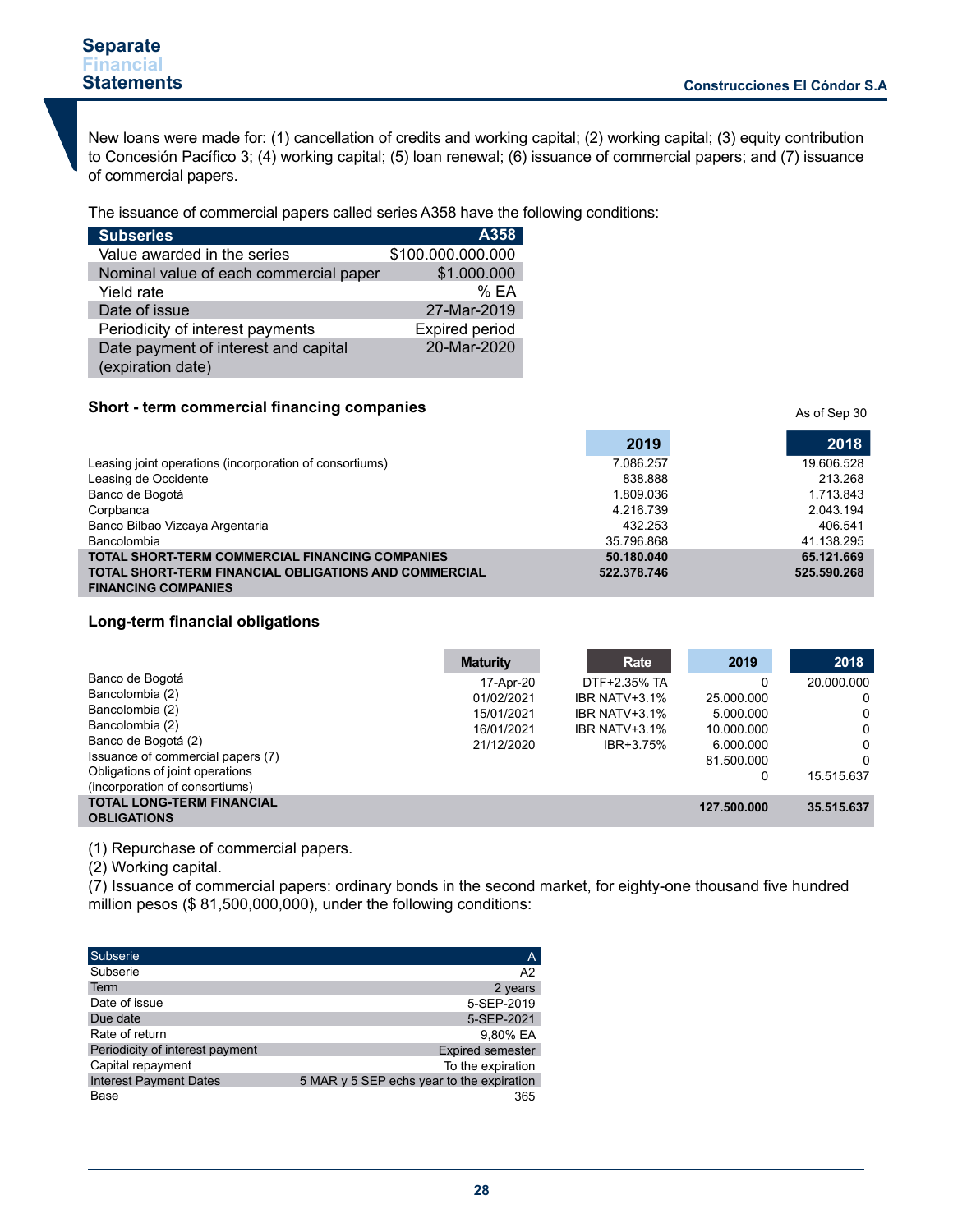New loans were made for: (1) cancellation of credits and working capital; (2) working capital; (3) equity contribution to Concesión Pacífico 3; (4) working capital; (5) loan renewal; (6) issuance of commercial papers; and (7) issuance of commercial papers.

The issuance of commercial papers called series A358 have the following conditions:

| Subseries | A358 |
|---|---|
| Value awarded in the series | $100.000.000.000 |
| Nominal value of each commercial paper | $1.000.000 |
| Yield rate | % EA |
| Date of issue | 27-Mar-2019 |
| Periodicity of interest payments | Expired period |
| Date payment of interest and capital (expiration date) | 20-Mar-2020 |

### Short - term commercial financing companies

As of Sep 30

| | 2019 | 2018 |
|---|---|---|
| Leasing joint operations (incorporation of consortiums) | 7.086.257 | 19.606.528 |
| Leasing de Occidente | 838.888 | 213.268 |
| Banco de Bogotá | 1.809.036 | 1.713.843 |
| Corpbanca | 4.216.739 | 2.043.194 |
| Banco Bilbao Vizcaya Argentaria | 432.253 | 406.541 |
| Bancolombia | 35.796.868 | 41.138.295 |
| **TOTAL SHORT-TERM COMMERCIAL FINANCING COMPANIES** | **50.180.040** | **65.121.669** |
| **TOTAL SHORT-TERM FINANCIAL OBLIGATIONS AND COMMERCIAL FINANCING COMPANIES** | **522.378.746** | **525.590.268** |

### Long-term financial obligations

| | Maturity | Rate | 2019 | 2018 |
|---|---|---|---|---|
| Banco de Bogotá | 17-Apr-20 | DTF+2.35% TA | 0 | 20.000.000 |
| Bancolombia (2) | 01/02/2021 | IBR NATV+3.1% | 25.000.000 | 0 |
| Bancolombia (2) | 15/01/2021 | IBR NATV+3.1% | 5.000.000 | 0 |
| Bancolombia (2) | 16/01/2021 | IBR NATV+3.1% | 10.000.000 | 0 |
| Banco de Bogotá (2) | 21/12/2020 | IBR+3.75% | 6.000.000 | 0 |
| Issuance of commercial papers (7) | | | 81.500.000 | 0 |
| Obligations of joint operations (incorporation of consortiums) | | | 0 | 15.515.637 |
| **TOTAL LONG-TERM FINANCIAL OBLIGATIONS** | | | **127.500.000** | **35.515.637** |

(1) Repurchase of commercial papers.
(2) Working capital.
(7) Issuance of commercial papers: ordinary bonds in the second market, for eighty-one thousand five hundred million pesos ($ 81,500,000,000), under the following conditions:

| Subserie | A |
|---|---|
| Subserie | A2 |
| Term | 2 years |
| Date of issue | 5-SEP-2019 |
| Due date | 5-SEP-2021 |
| Rate of return | 9,80% EA |
| Periodicity of interest payment | Expired semester |
| Capital repayment | To the expiration |
| Interest Payment Dates | 5 MAR y 5 SEP echs year to the expiration |
| Base | 365 |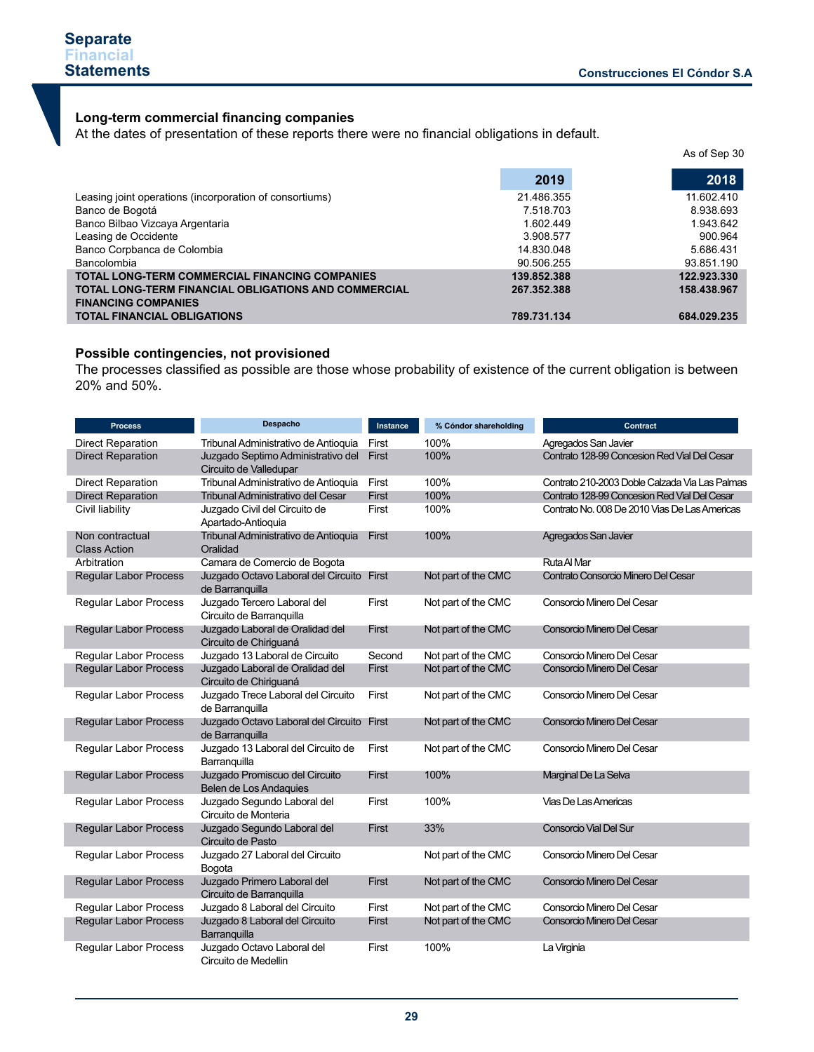### Long-term commercial financing companies

At the dates of presentation of these reports there were no financial obligations in default.

As of Sep 30

| | 2019 | 2018 |
|---|---|---|
| Leasing joint operations (incorporation of consortiums) | 21.486.355 | 11.602.410 |
| Banco de Bogotá | 7.518.703 | 8.938.693 |
| Banco Bilbao Vizcaya Argentaria | 1.602.449 | 1.943.642 |
| Leasing de Occidente | 3.908.577 | 900.964 |
| Banco Corpbanca de Colombia | 14.830.048 | 5.686.431 |
| Bancolombia | 90.506.255 | 93.851.190 |
| **TOTAL LONG-TERM COMMERCIAL FINANCING COMPANIES** | **139.852.388** | **122.923.330** |
| **TOTAL LONG-TERM FINANCIAL OBLIGATIONS AND COMMERCIAL FINANCING COMPANIES** | **267.352.388** | **158.438.967** |
| **TOTAL FINANCIAL OBLIGATIONS** | **789.731.134** | **684.029.235** |

### Possible contingencies, not provisioned

The processes classified as possible are those whose probability of existence of the current obligation is between 20% and 50%.

| Process | Despacho | Instance | % Cóndor shareholding | Contract |
|---|---|---|---|---|
| Direct Reparation | Tribunal Administrativo de Antioquia | First | 100% | Agregados San Javier |
| Direct Reparation | Juzgado Septimo Administrativo del Circuito de Valledupar | First | 100% | Contrato 128-99 Concesion Red Vial Del Cesar |
| Direct Reparation | Tribunal Administrativo de Antioquia | First | 100% | Contrato 210-2003 Doble Calzada Via Las Palmas |
| Direct Reparation | Tribunal Administrativo del Cesar | First | 100% | Contrato 128-99 Concesion Red Vial Del Cesar |
| Civil liability | Juzgado Civil del Circuito de Apartado-Antioquia | First | 100% | Contrato No. 008 De 2010 Vias De Las Americas |
| Non contractual Class Action | Tribunal Administrativo de Antioquia Oralidad | First | 100% | Agregados San Javier |
| Arbitration | Camara de Comercio de Bogota | | | Ruta Al Mar |
| Regular Labor Process | Juzgado Octavo Laboral del Circuito de Barranquilla | First | Not part of the CMC | Contrato Consorcio Minero Del Cesar |
| Regular Labor Process | Juzgado Tercero Laboral del Circuito de Barranquilla | First | Not part of the CMC | Consorcio Minero Del Cesar |
| Regular Labor Process | Juzgado Laboral de Oralidad del Circuito de Chiriguaná | First | Not part of the CMC | Consorcio Minero Del Cesar |
| Regular Labor Process | Juzgado 13 Laboral de Circuito | Second | Not part of the CMC | Consorcio Minero Del Cesar |
| Regular Labor Process | Juzgado Laboral de Oralidad del Circuito de Chiriguaná | First | Not part of the CMC | Consorcio Minero Del Cesar |
| Regular Labor Process | Juzgado Trece Laboral del Circuito de Barranquilla | First | Not part of the CMC | Consorcio Minero Del Cesar |
| Regular Labor Process | Juzgado Octavo Laboral del Circuito de Barranquilla | First | Not part of the CMC | Consorcio Minero Del Cesar |
| Regular Labor Process | Juzgado 13 Laboral del Circuito de Barranquilla | First | Not part of the CMC | Consorcio Minero Del Cesar |
| Regular Labor Process | Juzgado Promiscuo del Circuito Belen de Los Andaquies | First | 100% | Marginal De La Selva |
| Regular Labor Process | Juzgado Segundo Laboral del Circuito de Monteria | First | 100% | Vias De Las Americas |
| Regular Labor Process | Juzgado Segundo Laboral del Circuito de Pasto | First | 33% | Consorcio Vial Del Sur |
| Regular Labor Process | Juzgado 27 Laboral del Circuito Bogota | | Not part of the CMC | Consorcio Minero Del Cesar |
| Regular Labor Process | Juzgado Primero Laboral del Circuito de Barranquilla | First | Not part of the CMC | Consorcio Minero Del Cesar |
| Regular Labor Process | Juzgado 8 Laboral del Circuito | First | Not part of the CMC | Consorcio Minero Del Cesar |
| Regular Labor Process | Juzgado 8 Laboral del Circuito Barranquilla | First | Not part of the CMC | Consorcio Minero Del Cesar |
| Regular Labor Process | Juzgado Octavo Laboral del Circuito de Medellin | First | 100% | La Virginia |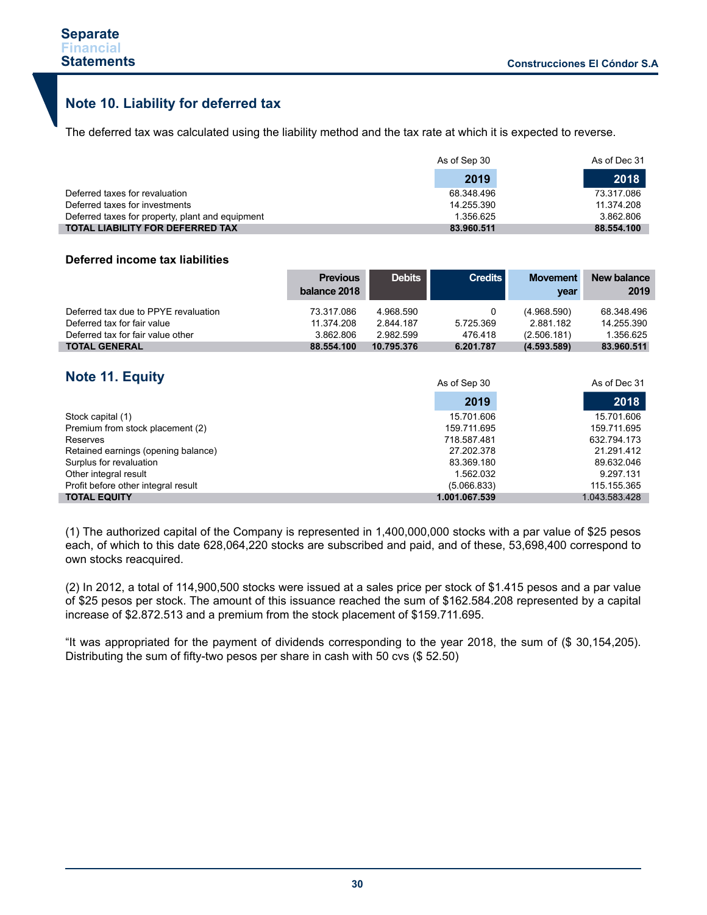## Note 10. Liability for deferred tax

The deferred tax was calculated using the liability method and the tax rate at which it is expected to reverse.

| | As of Sep 30 2019 | As of Dec 31 2018 |
|---|---|---|
| Deferred taxes for revaluation | 68.348.496 | 73.317.086 |
| Deferred taxes for investments | 14.255.390 | 11.374.208 |
| Deferred taxes for property, plant and equipment | 1.356.625 | 3.862.806 |
| **TOTAL LIABILITY FOR DEFERRED TAX** | **83.960.511** | **88.554.100** |

### Deferred income tax liabilities

| | Previous balance 2018 | Debits | Credits | Movement year | New balance 2019 |
|---|---|---|---|---|---|
| Deferred tax due to PPYE revaluation | 73.317.086 | 4.968.590 | 0 | (4.968.590) | 68.348.496 |
| Deferred tax for fair value | 11.374.208 | 2.844.187 | 5.725.369 | 2.881.182 | 14.255.390 |
| Deferred tax for fair value other | 3.862.806 | 2.982.599 | 476.418 | (2.506.181) | 1.356.625 |
| **TOTAL GENERAL** | **88.554.100** | **10.795.376** | **6.201.787** | **(4.593.589)** | **83.960.511** |

## Note 11. Equity

| | As of Sep 30 2019 | As of Dec 31 2018 |
|---|---|---|
| Stock capital (1) | 15.701.606 | 15.701.606 |
| Premium from stock placement (2) | 159.711.695 | 159.711.695 |
| Reserves | 718.587.481 | 632.794.173 |
| Retained earnings (opening balance) | 27.202.378 | 21.291.412 |
| Surplus for revaluation | 83.369.180 | 89.632.046 |
| Other integral result | 1.562.032 | 9.297.131 |
| Profit before other integral result | (5.066.833) | 115.155.365 |
| **TOTAL EQUITY** | **1.001.067.539** | 1.043.583.428 |

(1) The authorized capital of the Company is represented in 1,400,000,000 stocks with a par value of $25 pesos each, of which to this date 628,064,220 stocks are subscribed and paid, and of these, 53,698,400 correspond to own stocks reacquired.

(2) In 2012, a total of 114,900,500 stocks were issued at a sales price per stock of $1.415 pesos and a par value of $25 pesos per stock. The amount of this issuance reached the sum of $162.584.208 represented by a capital increase of $2.872.513 and a premium from the stock placement of $159.711.695.

"It was appropriated for the payment of dividends corresponding to the year 2018, the sum of ($ 30,154,205). Distributing the sum of fifty-two pesos per share in cash with 50 cvs ($ 52.50)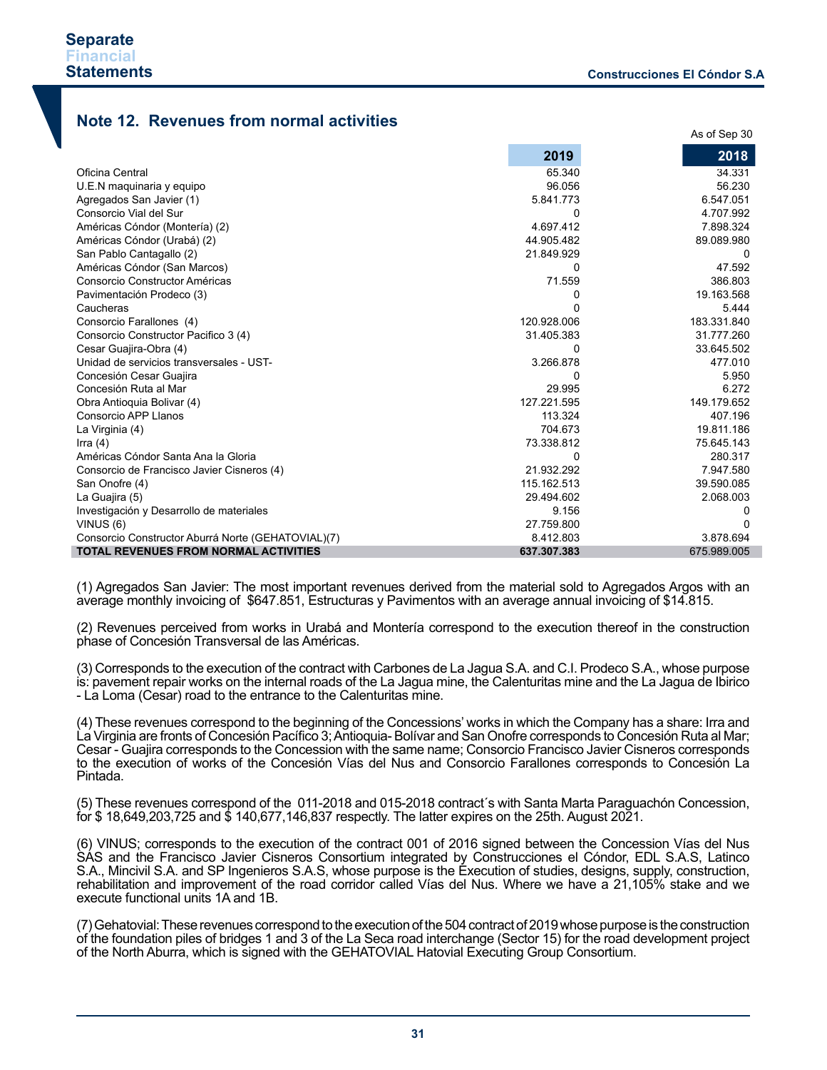## Note 12. Revenues from normal activities

As of Sep 30

| | 2019 | 2018 |
|---|---|---|
| Oficina Central | 65.340 | 34.331 |
| U.E.N maquinaria y equipo | 96.056 | 56.230 |
| Agregados San Javier (1) | 5.841.773 | 6.547.051 |
| Consorcio Vial del Sur | 0 | 4.707.992 |
| Américas Cóndor (Montería) (2) | 4.697.412 | 7.898.324 |
| Américas Cóndor (Urabá) (2) | 44.905.482 | 89.089.980 |
| San Pablo Cantagallo (2) | 21.849.929 | 0 |
| Américas Cóndor (San Marcos) | 0 | 47.592 |
| Consorcio Constructor Américas | 71.559 | 386.803 |
| Pavimentación Prodeco (3) | 0 | 19.163.568 |
| Caucheras | 0 | 5.444 |
| Consorcio Farallones (4) | 120.928.006 | 183.331.840 |
| Consorcio Constructor Pacifico 3 (4) | 31.405.383 | 31.777.260 |
| Cesar Guajira-Obra (4) | 0 | 33.645.502 |
| Unidad de servicios transversales - UST- | 3.266.878 | 477.010 |
| Concesión Cesar Guajira | 0 | 5.950 |
| Concesión Ruta al Mar | 29.995 | 6.272 |
| Obra Antioquia Bolivar (4) | 127.221.595 | 149.179.652 |
| Consorcio APP Llanos | 113.324 | 407.196 |
| La Virginia (4) | 704.673 | 19.811.186 |
| Irra (4) | 73.338.812 | 75.645.143 |
| Américas Cóndor Santa Ana la Gloria | 0 | 280.317 |
| Consorcio de Francisco Javier Cisneros (4) | 21.932.292 | 7.947.580 |
| San Onofre (4) | 115.162.513 | 39.590.085 |
| La Guajira (5) | 29.494.602 | 2.068.003 |
| Investigación y Desarrollo de materiales | 9.156 | 0 |
| VINUS (6) | 27.759.800 | 0 |
| Consorcio Constructor Aburrá Norte (GEHATOVIAL)(7) | 8.412.803 | 3.878.694 |
| **TOTAL REVENUES FROM NORMAL ACTIVITIES** | **637.307.383** | 675.989.005 |

(1) Agregados San Javier: The most important revenues derived from the material sold to Agregados Argos with an average monthly invoicing of $647.851, Estructuras y Pavimentos with an average annual invoicing of $14.815.

(2) Revenues perceived from works in Urabá and Montería correspond to the execution thereof in the construction phase of Concesión Transversal de las Américas.

(3) Corresponds to the execution of the contract with Carbones de La Jagua S.A. and C.I. Prodeco S.A., whose purpose is: pavement repair works on the internal roads of the La Jagua mine, the Calenturitas mine and the La Jagua de Ibirico - La Loma (Cesar) road to the entrance to the Calenturitas mine.

(4) These revenues correspond to the beginning of the Concessions' works in which the Company has a share: Irra and La Virginia are fronts of Concesión Pacífico 3; Antioquia- Bolívar and San Onofre corresponds to Concesión Ruta al Mar; Cesar - Guajira corresponds to the Concession with the same name; Consorcio Francisco Javier Cisneros corresponds to the execution of works of the Concesión Vías del Nus and Consorcio Farallones corresponds to Concesión La Pintada.

(5) These revenues correspond of the 011-2018 and 015-2018 contract´s with Santa Marta Paraguachón Concession, for $ 18,649,203,725 and $ 140,677,146,837 respectly. The latter expires on the 25th. August 2021.

(6) VINUS; corresponds to the execution of the contract 001 of 2016 signed between the Concession Vías del Nus SAS and the Francisco Javier Cisneros Consortium integrated by Construcciones el Cóndor, EDL S.A.S, Latinco S.A., Mincivil S.A. and SP Ingenieros S.A.S, whose purpose is the Execution of studies, designs, supply, construction, rehabilitation and improvement of the road corridor called Vías del Nus. Where we have a 21,105% stake and we execute functional units 1A and 1B.

(7) Gehatovial: These revenues correspond to the execution of the 504 contract of 2019 whose purpose is the construction of the foundation piles of bridges 1 and 3 of the La Seca road interchange (Sector 15) for the road development project of the North Aburra, which is signed with the GEHATOVIAL Hatovial Executing Group Consortium.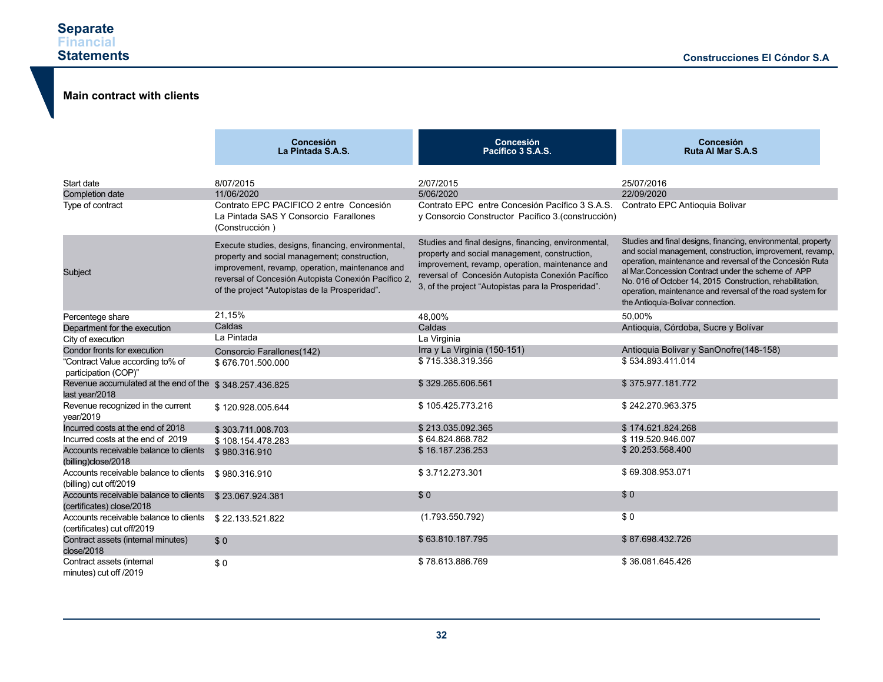## Main contract with clients

| | Concesión La Pintada S.A.S. | Concesión Pacífico 3 S.A.S. | Concesión Ruta Al Mar S.A.S |
|---|---|---|---|
| Start date | 8/07/2015 | 2/07/2015 | 25/07/2016 |
| Completion date | 11/06/2020 | 5/06/2020 | 22/09/2020 |
| Type of contract | Contrato EPC PACIFICO 2 entre Concesión La Pintada SAS Y Consorcio Farallones (Construcción ) | Contrato EPC entre Concesión Pacífico 3 S.A.S. y Consorcio Constructor Pacífico 3.(construcción) | Contrato EPC Antioquia Bolivar |
| Subject | Execute studies, designs, financing, environmental, property and social management; construction, improvement, revamp, operation, maintenance and reversal of Concesión Autopista Conexión Pacífico 2, of the project "Autopistas de la Prosperidad". | Studies and final designs, financing, environmental, property and social management, construction, improvement, revamp, operation, maintenance and reversal of Concesión Autopista Conexión Pacífico 3, of the project "Autopistas para la Prosperidad". | Studies and final designs, financing, environmental, property and social management, construction, improvement, revamp, operation, maintenance and reversal of the Concesión Ruta al Mar.Concession Contract under the scheme of APP No. 016 of October 14, 2015 Construction, rehabilitation, operation, maintenance and reversal for the road system for the Antioquia-Bolivar connection. |
| Percentege share | 21,15% | 48,00% | 50,00% |
| Department for the execution | Caldas | Caldas | Antioquia, Córdoba, Sucre y Bolívar |
| City of execution | La Pintada | La Virginia | |
| Condor fronts for execution | Consorcio Farallones(142) | Irra y La Virginia (150-151) | Antioquia Bolivar y SanOnofre(148-158) |
| "Contract Value according to% of participation (COP)" | $ 676.701.500.000 | $ 715.338.319.356 | $ 534.893.411.014 |
| Revenue accumulated at the end of the last year/2018 | $ 348.257.436.825 | $ 329.265.606.561 | $ 375.977.181.772 |
| Revenue recognized in the current year/2019 | $ 120.928.005.644 | $ 105.425.773.216 | $ 242.270.963.375 |
| Incurred costs at the end of 2018 | $ 303.711.008.703 | $ 213.035.092.365 | $ 174.621.824.268 |
| Incurred costs at the end of 2019 | $ 108.154.478.283 | $ 64.824.868.782 | $ 119.520.946.007 |
| Accounts receivable balance to clients (billing)close/2018 | $ 980.316.910 | $ 16.187.236.253 | $ 20.253.568.400 |
| Accounts receivable balance to clients (billing) cut off/2019 | $ 980.316.910 | $ 3.712.273.301 | $ 69.308.953.071 |
| Accounts receivable balance to clients (certificates) close/2018 | $ 23.067.924.381 | $ 0 | $ 0 |
| Accounts receivable balance to clients (certificates) cut off/2019 | $ 22.133.521.822 | (1.793.550.792) | $ 0 |
| Contract assets (internal minutes) close/2018 | $ 0 | $ 63.810.187.795 | $ 87.698.432.726 |
| Contract assets (internal minutes) cut off /2019 | $ 0 | $ 78.613.886.769 | $ 36.081.645.426 |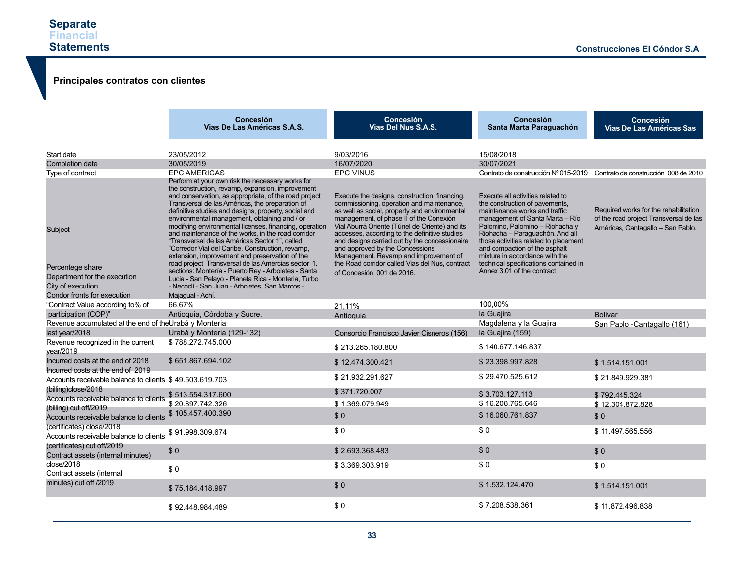## Principales contratos con clientes

| | Concesión Vias De Las Américas S.A.S. | Concesión Vias Del Nus S.A.S. | Concesión Santa Marta Paraguachón | Concesión Vias De Las Américas Sas |
|---|---|---|---|---|
| Start date | 23/05/2012 | 9/03/2016 | 15/08/2018 | |
| Completion date | 30/05/2019 | 16/07/2020 | 30/07/2021 | |
| Type of contract | EPC AMERICAS | EPC VINUS | Contrato de construcción Nº 015-2019 | Contrato de construcción 008 de 2010 |
| Subject | Perform at your own risk the necessary works for the construction, revamp, expansion, improvement and conservation, as appropriate, of the road project Transversal de las Américas, the preparation of definitive studies and designs, property, social and environmental management, obtaining and / or modifying environmental licenses, financing, operation and maintenance of the works, in the road corridor "Transversal de las Américas Sector 1", called "Corredor Vial del Caribe. Construction, revamp, extension, improvement and preservation of the road project Transversal de las Amercias sector 1. sections: Montería - Puerto Rey - Arboletes - Santa Lucia - San Pelayo - Planeta Rica - Monteria, Turbo - Necoclí - San Juan - Arboletes, San Marcos - Majagual - Achí. | Execute the designs, construction, financing, commissioning, operation and maintenance, as well as social, property and environmental management, of phase II of the Conexión Vial Aburrá Oriente (Túnel de Oriente) and its accesses, according to the definitive studies and designs carried out by the concessionaire and approved by the Concessions Management. Revamp and improvement of the Road corridor called Vias del Nus, contract of Concesión 001 de 2016. | Execute all activities related to the construction of pavements, maintenance works and traffic management of Santa Marta – Río Palomino, Palomino – Riohacha y Riohacha – Paraguachón. And all those activities related to placement and compaction of the asphalt mixture in accordance with the technical specifications contained in Annex 3.01 of the contract | Required works for the rehabilitation of the road project Transversal de las Américas, Cantagallo – San Pablo. |
| Percentege share | 66,67% | 21,11% | 100,00% | |
| Department for the execution | Antioquia, Córdoba y Sucre. | Antioquia | la Guajira | Bolivar |
| City of execution | Urabá y Monteria | | Magdalena y la Guajira | San Pablo -Cantagallo (161) |
| Condor fronts for execution | Urabá y Monteria (129-132) | Consorcio Francisco Javier Cisneros (156) | la Guajira (159) | |
| "Contract Value according to% of participation (COP)" | $ 788.272.745.000 | $ 213.265.180.800 | $ 140.677.146.837 | |
| Revenue accumulated at the end of the last year/2018 | $ 651.867.694.102 | $ 12.474.300.421 | $ 23.398.997.828 | $ 1.514.151.001 |
| Revenue recognized in the current year/2019 | $ 49.503.619.703 | $ 21.932.291.627 | $ 29.470.525.612 | $ 21.849.929.381 |
| Incurred costs at the end of 2018 | $ 513.554.317.600 | $ 371.720.007 | $ 3.703.127.113 | $ 792.445.324 |
| Incurred costs at the end of 2019 | $ 20.897.742.326 | $ 1.369.079.949 | $ 16.208.765.646 | $ 12.304.872.828 |
| Accounts receivable balance to clients (billing)close/2018 | $ 105.457.400.390 | $ 0 | $ 16.060.761.837 | $ 0 |
| Accounts receivable balance to clients (billing) cut off/2019 | $ 91.998.309.674 | $ 0 | $ 0 | $ 11.497.565.556 |
| Accounts receivable balance to clients (certificates) close/2018 | $ 0 | $ 2.693.368.483 | $ 0 | $ 0 |
| Accounts receivable balance to clients (certificates) cut off/2019 | $ 0 | $ 3.369.303.919 | $ 0 | $ 0 |
| Contract assets (internal minutes) close/2018 | $ 75.184.418.997 | $ 0 | $ 1.532.124.470 | $ 1.514.151.001 |
| Contract assets (internal minutes) cut off /2019 | $ 92.448.984.489 | $ 0 | $ 7.208.538.361 | $ 11.872.496.838 |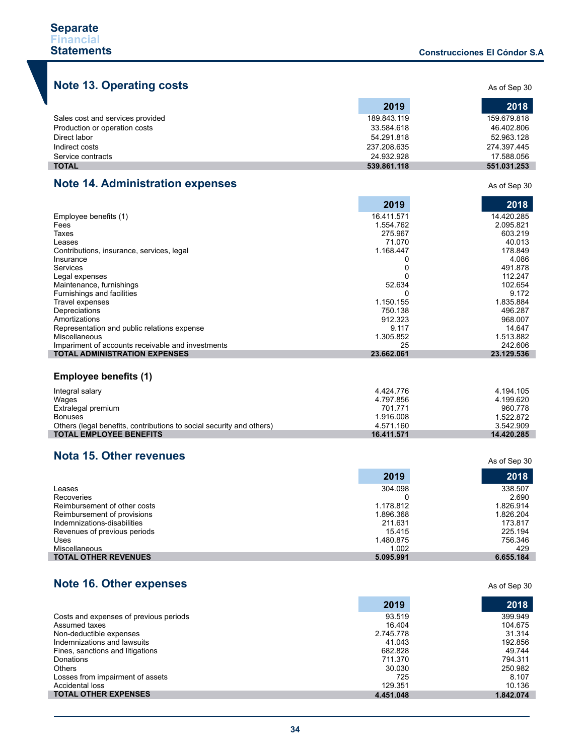## Note 13. Operating costs

As of Sep 30

| | 2019 | 2018 |
|---|---|---|
| Sales cost and services provided | 189.843.119 | 159.679.818 |
| Production or operation costs | 33.584.618 | 46.402.806 |
| Direct labor | 54.291.818 | 52.963.128 |
| Indirect costs | 237.208.635 | 274.397.445 |
| Service contracts | 24.932.928 | 17.588.056 |
| **TOTAL** | **539.861.118** | **551.031.253** |

## Note 14. Administration expenses

As of Sep 30

| | 2019 | 2018 |
|---|---|---|
| Employee benefits (1) | 16.411.571 | 14.420.285 |
| Fees | 1.554.762 | 2.095.821 |
| Taxes | 275.967 | 603.219 |
| Leases | 71.070 | 40.013 |
| Contributions, insurance, services, legal | 1.168.447 | 178.849 |
| Insurance | 0 | 4.086 |
| Services | 0 | 491.878 |
| Legal expenses | 0 | 112.247 |
| Maintenance, furnishings | 52.634 | 102.654 |
| Furnishings and facilities | 0 | 9.172 |
| Travel expenses | 1.150.155 | 1.835.884 |
| Depreciations | 750.138 | 496.287 |
| Amortizations | 912.323 | 968.007 |
| Representation and public relations expense | 9.117 | 14.647 |
| Miscellaneous | 1.305.852 | 1.513.882 |
| Impariment of accounts receivable and investments | 25 | 242.606 |
| **TOTAL ADMINISTRATION EXPENSES** | **23.662.061** | **23.129.536** |

### Employee benefits (1)

| | 2019 | 2018 |
|---|---|---|
| Integral salary | 4.424.776 | 4.194.105 |
| Wages | 4.797.856 | 4.199.620 |
| Extralegal premium | 701.771 | 960.778 |
| Bonuses | 1.916.008 | 1.522.872 |
| Others (legal benefits, contributions to social security and others) | 4.571.160 | 3.542.909 |
| **TOTAL EMPLOYEE BENEFITS** | **16.411.571** | **14.420.285** |

## Nota 15. Other revenues

As of Sep 30

| | 2019 | 2018 |
|---|---|---|
| Leases | 304.098 | 338.507 |
| Recoveries | 0 | 2.690 |
| Reimbursement of other costs | 1.178.812 | 1.826.914 |
| Reimbursement of provisions | 1.896.368 | 1.826.204 |
| Indemnizations-disabilities | 211.631 | 173.817 |
| Revenues of previous periods | 15.415 | 225.194 |
| Uses | 1.480.875 | 756.346 |
| Miscellaneous | 1.002 | 429 |
| **TOTAL OTHER REVENUES** | **5.095.991** | **6.655.184** |

## Note 16. Other expenses

As of Sep 30

| | 2019 | 2018 |
|---|---|---|
| Costs and expenses of previous periods | 93.519 | 399.949 |
| Assumed taxes | 16.404 | 104.675 |
| Non-deductible expenses | 2.745.778 | 31.314 |
| Indemnizations and lawsuits | 41.043 | 192.856 |
| Fines, sanctions and litigations | 682.828 | 49.744 |
| Donations | 711.370 | 794.311 |
| Others | 30.030 | 250.982 |
| Losses from impairment of assets | 725 | 8.107 |
| Accidental loss | 129.351 | 10.136 |
| **TOTAL OTHER EXPENSES** | **4.451.048** | **1.842.074** |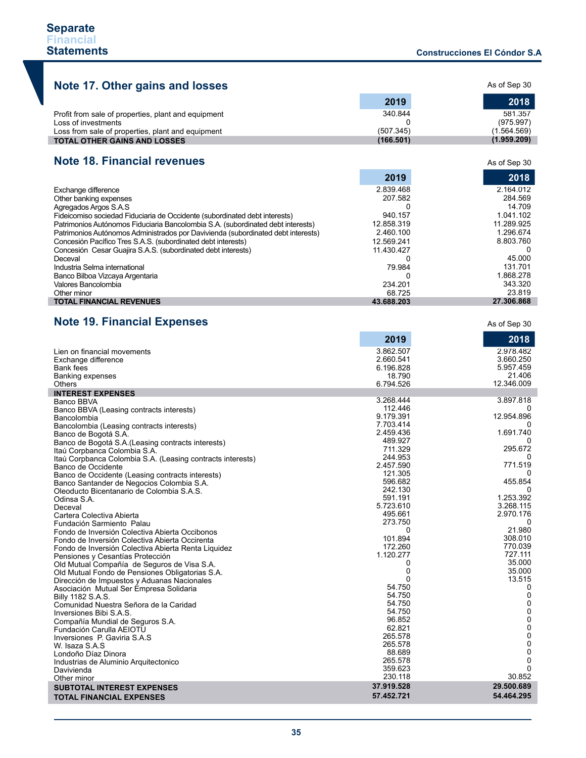## Note 17. Other gains and losses

As of Sep 30

| | 2019 | 2018 |
|---|---|---|
| Profit from sale of properties, plant and equipment | 340.844 | 581.357 |
| Loss of investments | 0 | (975.997) |
| Loss from sale of properties, plant and equipment | (507.345) | (1.564.569) |
| **TOTAL OTHER GAINS AND LOSSES** | **(166.501)** | **(1.959.209)** |

## Note 18. Financial revenues

As of Sep 30

| | 2019 | 2018 |
|---|---|---|
| Exchange difference | 2.839.468 | 2.164.012 |
| Other banking expenses | 207.582 | 284.569 |
| Agregados Argos S.A.S | 0 | 14.709 |
| Fideicomiso sociedad Fiduciaria de Occidente (subordinated debt interests) | 940.157 | 1.041.102 |
| Patrimonios Autónomos Fiduciaria Bancolombia S.A. (subordinated debt interests) | 12.858.319 | 11.289.925 |
| Patrimonios Autónomos Administrados por Davivienda (subordinated debt interests) | 2.460.100 | 1.296.674 |
| Concesión Pacífico Tres S.A.S. (subordinated debt interests) | 12.569.241 | 8.803.760 |
| Concesión Cesar Guajira S.A.S. (subordinated debt interests) | 11.430.427 | 0 |
| Deceval | 0 | 45.000 |
| Industria Selma international | 79.984 | 131.701 |
| Banco Bilboa Vizcaya Argentaria | 0 | 1.868.278 |
| Valores Bancolombia | 234.201 | 343.320 |
| Other minor | 68.725 | 23.819 |
| **TOTAL FINANCIAL REVENUES** | **43.688.203** | **27.306.868** |

## Note 19. Financial Expenses

As of Sep 30

| | 2019 | 2018 |
|---|---|---|
| Lien on financial movements | 3.862.507 | 2.978.482 |
| Exchange difference | 2.660.541 | 3.660.250 |
| Bank fees | 6.196.828 | 5.957.459 |
| Banking expenses | 18.790 | 21.406 |
| Others | 6.794.526 | 12.346.009 |
| **INTEREST EXPENSES** | | |
| Banco BBVA | 3.268.444 | 3.897.818 |
| Banco BBVA (Leasing contracts interests) | 112.446 | 0 |
| Bancolombia | 9.179.391 | 12.954.896 |
| Bancolombia (Leasing contracts interests) | 7.703.414 | 0 |
| Banco de Bogotá S.A. | 2.459.436 | 1.691.740 |
| Banco de Bogotá S.A.(Leasing contracts interests) | 489.927 | 0 |
| Itaú Corpbanca Colombia S.A. | 711.329 | 295.672 |
| Itaú Corpbanca Colombia S.A. (Leasing contracts interests) | 244.953 | 0 |
| Banco de Occidente | 2.457.590 | 771.519 |
| Banco de Occidente (Leasing contracts interests) | 121.305 | 0 |
| Banco Santander de Negocios Colombia S.A. | 596.682 | 455.854 |
| Oleoducto Bicentanario de Colombia S.A.S. | 242.130 | 0 |
| Odinsa S.A. | 591.191 | 1.253.392 |
| Deceval | 5.723.610 | 3.268.115 |
| Cartera Colectiva Abierta | 495.661 | 2.970.176 |
| Fundación Sarmiento Palau | 273.750 | 0 |
| Fondo de Inversión Colectiva Abierta Occibonos | 0 | 21.980 |
| Fondo de Inversión Colectiva Abierta Occirenta | 101.894 | 308.010 |
| Fondo de Inversión Colectiva Abierta Renta Liquidez | 172.260 | 770.039 |
| Pensiones y Cesantías Protección | 1.120.277 | 727.111 |
| Old Mutual Compañía de Seguros de Visa S.A. | 0 | 35.000 |
| Old Mutual Fondo de Pensiones Obligatorias S.A. | 0 | 35.000 |
| Dirección de Impuestos y Aduanas Nacionales | 0 | 13.515 |
| Asociación Mutual Ser Empresa Solidaria | 54.750 | 0 |
| Billy 1182 S.A.S. | 54.750 | 0 |
| Comunidad Nuestra Señora de la Caridad | 54.750 | 0 |
| Inversiones Bibi S.A.S. | 54.750 | 0 |
| Compañía Mundial de Seguros S.A. | 96.852 | 0 |
| Fundación Carulla AEIOTU | 62.821 | 0 |
| Inversiones P. Gaviria S.A.S | 265.578 | 0 |
| W. Isaza S.A.S | 265.578 | 0 |
| Londoño Díaz Dinora | 88.689 | 0 |
| Industrias de Aluminio Arquitectonico | 265.578 | 0 |
| Davivienda | 359.623 | 0 |
| Other minor | 230.118 | 30.852 |
| **SUBTOTAL INTEREST EXPENSES** | **37.919.528** | **29.500.689** |
| **TOTAL FINANCIAL EXPENSES** | **57.452.721** | **54.464.295** |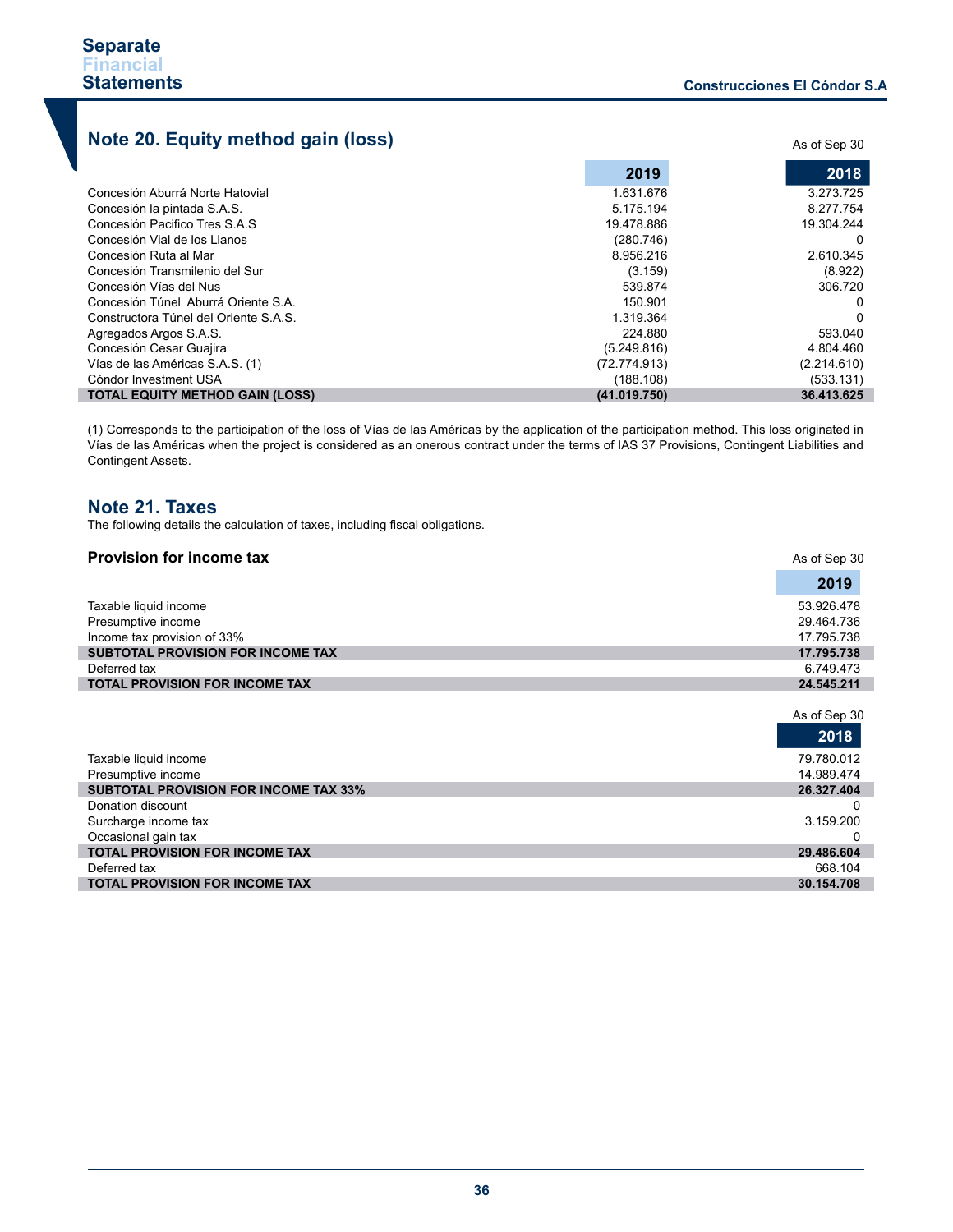## Note 20. Equity method gain (loss)

As of Sep 30

| | 2019 | 2018 |
|---|---|---|
| Concesión Aburrá Norte Hatovial | 1.631.676 | 3.273.725 |
| Concesión la pintada S.A.S. | 5.175.194 | 8.277.754 |
| Concesión Pacifico Tres S.A.S | 19.478.886 | 19.304.244 |
| Concesión Vial de los Llanos | (280.746) | 0 |
| Concesión Ruta al Mar | 8.956.216 | 2.610.345 |
| Concesión Transmilenio del Sur | (3.159) | (8.922) |
| Concesión Vías del Nus | 539.874 | 306.720 |
| Concesión Túnel Aburrá Oriente S.A. | 150.901 | 0 |
| Constructora Túnel del Oriente S.A.S. | 1.319.364 | 0 |
| Agregados Argos S.A.S. | 224.880 | 593.040 |
| Concesión Cesar Guajira | (5.249.816) | 4.804.460 |
| Vías de las Américas S.A.S. (1) | (72.774.913) | (2.214.610) |
| Cóndor Investment USA | (188.108) | (533.131) |
| **TOTAL EQUITY METHOD GAIN (LOSS)** | **(41.019.750)** | **36.413.625** |

(1) Corresponds to the participation of the loss of Vías de las Américas by the application of the participation method. This loss originated in Vías de las Américas when the project is considered as an onerous contract under the terms of IAS 37 Provisions, Contingent Liabilities and Contingent Assets.

## Note 21. Taxes

The following details the calculation of taxes, including fiscal obligations.

### Provision for income tax

As of Sep 30

| | 2019 |
|---|---|
| Taxable liquid income | 53.926.478 |
| Presumptive income | 29.464.736 |
| Income tax provision of 33% | 17.795.738 |
| **SUBTOTAL PROVISION FOR INCOME TAX** | **17.795.738** |
| Deferred tax | 6.749.473 |
| **TOTAL PROVISION FOR INCOME TAX** | **24.545.211** |

As of Sep 30

| | 2018 |
|---|---|
| Taxable liquid income | 79.780.012 |
| Presumptive income | 14.989.474 |
| **SUBTOTAL PROVISION FOR INCOME TAX 33%** | **26.327.404** |
| Donation discount | 0 |
| Surcharge income tax | 3.159.200 |
| Occasional gain tax | 0 |
| **TOTAL PROVISION FOR INCOME TAX** | **29.486.604** |
| Deferred tax | 668.104 |
| **TOTAL PROVISION FOR INCOME TAX** | **30.154.708** |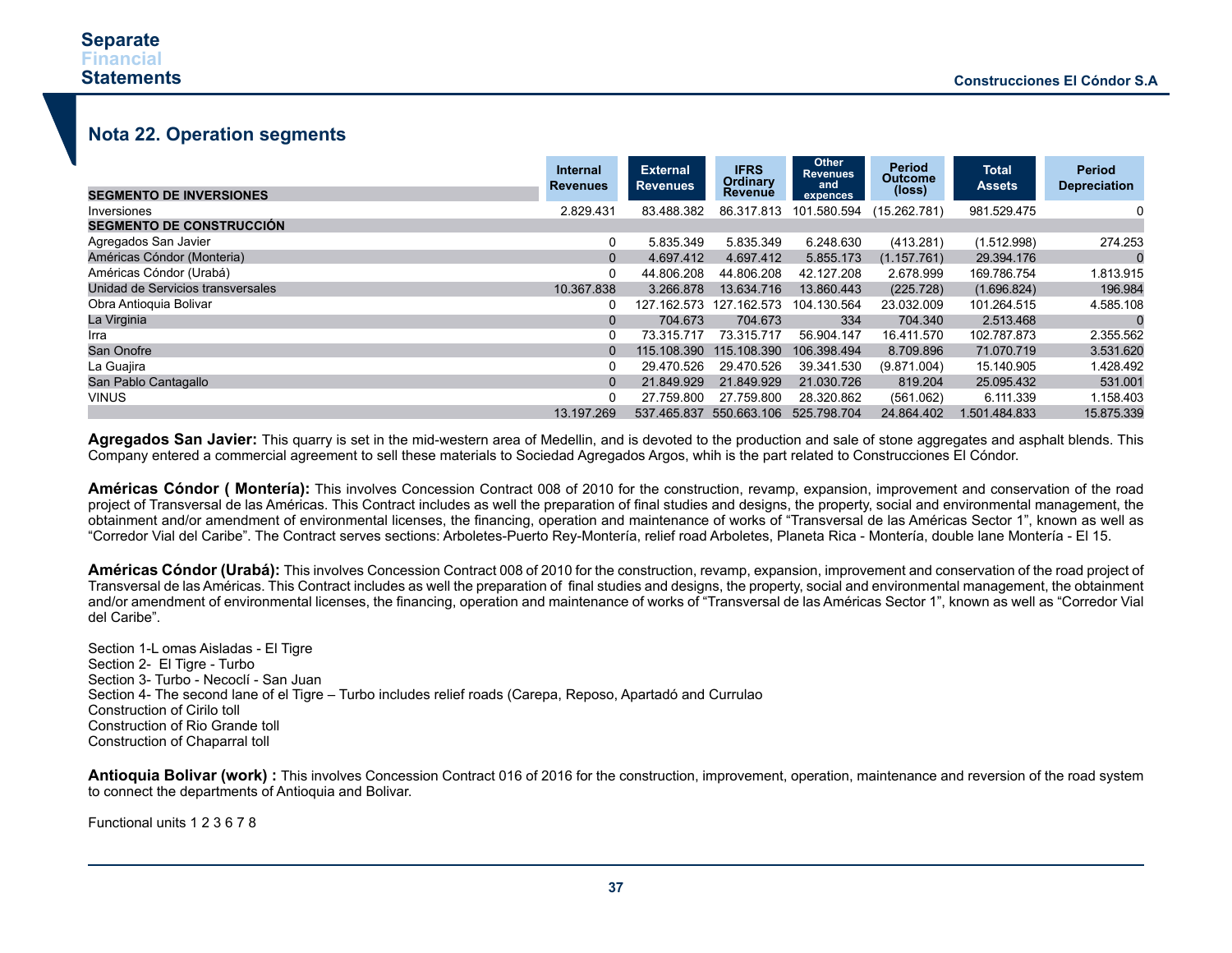## Nota 22. Operation segments

| SEGMENTO DE INVERSIONES | Internal Revenues | External Revenues | IFRS Ordinary Revenue | Other Revenues and expences | Period Outcome (loss) | Total Assets | Period Depreciation |
|---|---|---|---|---|---|---|---|
| Inversiones | 2.829.431 | 83.488.382 | 86.317.813 | 101.580.594 | (15.262.781) | 981.529.475 | 0 |
| **SEGMENTO DE CONSTRUCCIÓN** | | | | | | | |
| Agregados San Javier | 0 | 5.835.349 | 5.835.349 | 6.248.630 | (413.281) | (1.512.998) | 274.253 |
| Américas Cóndor (Monteria) | 0 | 4.697.412 | 4.697.412 | 5.855.173 | (1.157.761) | 29.394.176 | 0 |
| Américas Cóndor (Urabá) | 0 | 44.806.208 | 44.806.208 | 42.127.208 | 2.678.999 | 169.786.754 | 1.813.915 |
| Unidad de Servicios transversales | 10.367.838 | 3.266.878 | 13.634.716 | 13.860.443 | (225.728) | (1.696.824) | 196.984 |
| Obra Antioquia Bolivar | 0 | 127.162.573 | 127.162.573 | 104.130.564 | 23.032.009 | 101.264.515 | 4.585.108 |
| La Virginia | 0 | 704.673 | 704.673 | 334 | 704.340 | 2.513.468 | 0 |
| Irra | 0 | 73.315.717 | 73.315.717 | 56.904.147 | 16.411.570 | 102.787.873 | 2.355.562 |
| San Onofre | 0 | 115.108.390 | 115.108.390 | 106.398.494 | 8.709.896 | 71.070.719 | 3.531.620 |
| La Guajira | 0 | 29.470.526 | 29.470.526 | 39.341.530 | (9.871.004) | 15.140.905 | 1.428.492 |
| San Pablo Cantagallo | 0 | 21.849.929 | 21.849.929 | 21.030.726 | 819.204 | 25.095.432 | 531.001 |
| VINUS | 0 | 27.759.800 | 27.759.800 | 28.320.862 | (561.062) | 6.111.339 | 1.158.403 |
| | 13.197.269 | 537.465.837 | 550.663.106 | 525.798.704 | 24.864.402 | 1.501.484.833 | 15.875.339 |

**Agregados San Javier:** This quarry is set in the mid-western area of Medellin, and is devoted to the production and sale of stone aggregates and asphalt blends. This Company entered a commercial agreement to sell these materials to Sociedad Agregados Argos, whih is the part related to Construcciones El Cóndor.

**Américas Cóndor ( Montería):** This involves Concession Contract 008 of 2010 for the construction, revamp, expansion, improvement and conservation of the road project of Transversal de las Américas. This Contract includes as well the preparation of final studies and designs, the property, social and environmental management, the obtainment and/or amendment of environmental licenses, the financing, operation and maintenance of works of "Transversal de las Américas Sector 1", known as well as "Corredor Vial del Caribe". The Contract serves sections: Arboletes-Puerto Rey-Montería, relief road Arboletes, Planeta Rica - Montería, double lane Montería - El 15.

**Américas Cóndor (Urabá):** This involves Concession Contract 008 of 2010 for the construction, revamp, expansion, improvement and conservation of the road project of Transversal de las Américas. This Contract includes as well the preparation of final studies and designs, the property, social and environmental management, the obtainment and/or amendment of environmental licenses, the financing, operation and maintenance of works of "Transversal de las Américas Sector 1", known as well as "Corredor Vial del Caribe".

Section 1-L omas Aisladas - El Tigre
Section 2- El Tigre - Turbo
Section 3- Turbo - Necoclí - San Juan
Section 4- The second lane of el Tigre – Turbo includes relief roads (Carepa, Reposo, Apartadó and Currulao
Construction of Cirilo toll
Construction of Rio Grande toll
Construction of Chaparral toll

**Antioquia Bolivar (work) :** This involves Concession Contract 016 of 2016 for the construction, improvement, operation, maintenance and reversion of the road system to connect the departments of Antioquia and Bolivar.

Functional units 1 2 3 6 7 8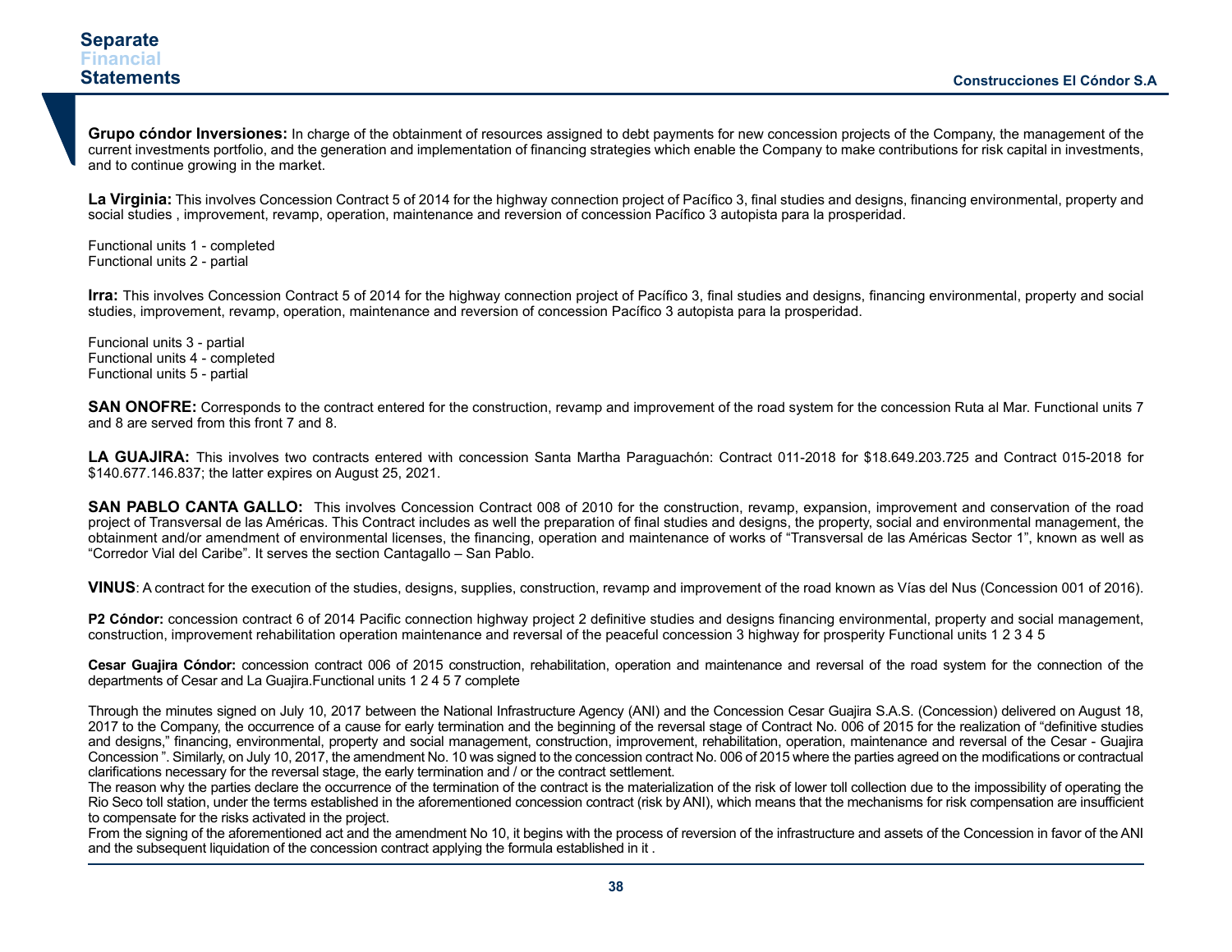**Grupo cóndor Inversiones:** In charge of the obtainment of resources assigned to debt payments for new concession projects of the Company, the management of the current investments portfolio, and the generation and implementation of financing strategies which enable the Company to make contributions for risk capital in investments, and to continue growing in the market.

**La Virginia:** This involves Concession Contract 5 of 2014 for the highway connection project of Pacífico 3, final studies and designs, financing environmental, property and social studies , improvement, revamp, operation, maintenance and reversion of concession Pacífico 3 autopista para la prosperidad.

Functional units 1 - completed
Functional units 2 - partial

**Irra:** This involves Concession Contract 5 of 2014 for the highway connection project of Pacífico 3, final studies and designs, financing environmental, property and social studies, improvement, revamp, operation, maintenance and reversion of concession Pacífico 3 autopista para la prosperidad.

Funcional units 3 - partial
Functional units 4 - completed
Functional units 5 - partial

**SAN ONOFRE:** Corresponds to the contract entered for the construction, revamp and improvement of the road system for the concession Ruta al Mar. Functional units 7 and 8 are served from this front 7 and 8.

**LA GUAJIRA:** This involves two contracts entered with concession Santa Martha Paraguachón: Contract 011-2018 for $18.649.203.725 and Contract 015-2018 for $140.677.146.837; the latter expires on August 25, 2021.

**SAN PABLO CANTA GALLO:** This involves Concession Contract 008 of 2010 for the construction, revamp, expansion, improvement and conservation of the road project of Transversal de las Américas. This Contract includes as well the preparation of final studies and designs, the property, social and environmental management, the obtainment and/or amendment of environmental licenses, the financing, operation and maintenance of works of "Transversal de las Américas Sector 1", known as well as "Corredor Vial del Caribe". It serves the section Cantagallo – San Pablo.

**VINUS**: A contract for the execution of the studies, designs, supplies, construction, revamp and improvement of the road known as Vías del Nus (Concession 001 of 2016).

**P2 Cóndor:** concession contract 6 of 2014 Pacific connection highway project 2 definitive studies and designs financing environmental, property and social management, construction, improvement rehabilitation operation maintenance and reversal of the peaceful concession 3 highway for prosperity Functional units 1 2 3 4 5

**Cesar Guajira Cóndor:** concession contract 006 of 2015 construction, rehabilitation, operation and maintenance and reversal of the road system for the connection of the departments of Cesar and La Guajira.Functional units 1 2 4 5 7 complete

Through the minutes signed on July 10, 2017 between the National Infrastructure Agency (ANI) and the Concession Cesar Guajira S.A.S. (Concession) delivered on August 18, 2017 to the Company, the occurrence of a cause for early termination and the beginning of the reversal stage of Contract No. 006 of 2015 for the realization of "definitive studies and designs," financing, environmental, property and social management, construction, improvement, rehabilitation, operation, maintenance and reversal of the Cesar - Guajira Concession ". Similarly, on July 10, 2017, the amendment No. 10 was signed to the concession contract No. 006 of 2015 where the parties agreed on the modifications or contractual clarifications necessary for the reversal stage, the early termination and / or the contract settlement.
The reason why the parties declare the occurrence of the termination of the contract is the materialization of the risk of lower toll collection due to the impossibility of operating the Rio Seco toll station, under the terms established in the aforementioned concession contract (risk by ANI), which means that the mechanisms for risk compensation are insufficient to compensate for the risks activated in the project.
From the signing of the aforementioned act and the amendment No 10, it begins with the process of reversion of the infrastructure and assets of the Concession in favor of the ANI and the subsequent liquidation of the concession contract applying the formula established in it .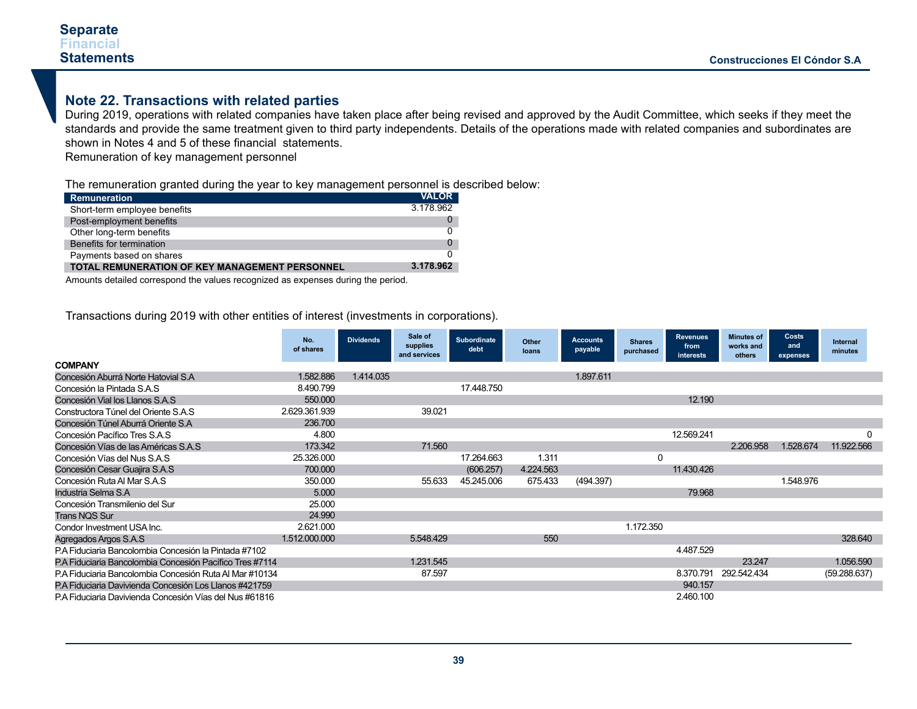## Note 22. Transactions with related parties

During 2019, operations with related companies have taken place after being revised and approved by the Audit Committee, which seeks if they meet the standards and provide the same treatment given to third party independents. Details of the operations made with related companies and subordinates are shown in Notes 4 and 5 of these financial statements.

Remuneration of key management personnel

The remuneration granted during the year to key management personnel is described below:

| Remuneration | VALOR |
|---|---|
| Short-term employee benefits | 3.178.962 |
| Post-employment benefits | 0 |
| Other long-term benefits | 0 |
| Benefits for termination | 0 |
| Payments based on shares | 0 |
| **TOTAL REMUNERATION OF KEY MANAGEMENT PERSONNEL** | **3.178.962** |

Amounts detailed correspond the values recognized as expenses during the period.

Transactions during 2019 with other entities of interest (investments in corporations).

| COMPANY | No. of shares | Dividends | Sale of supplies and services | Subordinate debt | Other loans | Accounts payable | Shares purchased | Revenues from interests | Minutes of works and others | Costs and expenses | Internal minutes |
|---|---|---|---|---|---|---|---|---|---|---|---|
| Concesión Aburrá Norte Hatovial S.A | 1.582.886 | 1.414.035 | | | | 1.897.611 | | | | | |
| Concesión la Pintada S.A.S | 8.490.799 | | | 17.448.750 | | | | | | | |
| Concesión Vial los Llanos S.A.S | 550.000 | | | | | | | 12.190 | | | |
| Constructora Túnel del Oriente S.A.S | 2.629.361.939 | | 39.021 | | | | | | | | |
| Concesión Túnel Aburrá Oriente S.A | 236.700 | | | | | | | | | | |
| Concesión Pacífico Tres S.A.S | 4.800 | | | | | | | 12.569.241 | | | 0 |
| Concesión Vías de las Américas S.A.S | 173.342 | | 71.560 | | | | | | 2.206.958 | 1.528.674 | 11.922.566 |
| Concesión Vías del Nus S.A.S | 25.326.000 | | | 17.264.663 | 1.311 | | 0 | | | | |
| Concesión Cesar Guajira S.A.S | 700.000 | | | (606.257) | 4.224.563 | | | 11.430.426 | | | |
| Concesión Ruta Al Mar S.A.S | 350.000 | | 55.633 | 45.245.006 | 675.433 | (494.397) | | | | 1.548.976 | |
| Industria Selma S.A | 5.000 | | | | | | | 79.968 | | | |
| Concesión Transmilenio del Sur | 25.000 | | | | | | | | | | |
| Trans NQS Sur | 24.990 | | | | | | | | | | |
| Condor Investment USA Inc. | 2.621.000 | | | | | | 1.172.350 | | | | |
| Agregados Argos S.A.S | 1.512.000.000 | | 5.548.429 | | 550 | | | | | | 328.640 |
| P.A Fiduciaria Bancolombia Concesión la Pintada #7102 | | | | | | | | 4.487.529 | | | |
| P.A Fiduciaria Bancolombia Concesión Pacífico Tres #7114 | | | 1.231.545 | | | | | | 23.247 | | 1.056.590 |
| P.A Fiduciaria Bancolombia Concesión Ruta Al Mar #10134 | | | 87.597 | | | | | 8.370.791 | 292.542.434 | | (59.288.637) |
| P.A Fiduciaria Davivienda Concesión Los Llanos #421759 | | | | | | | | 940.157 | | | |
| P.A Fiduciaria Davivienda Concesión Vías del Nus #61816 | | | | | | | | 2.460.100 | | | |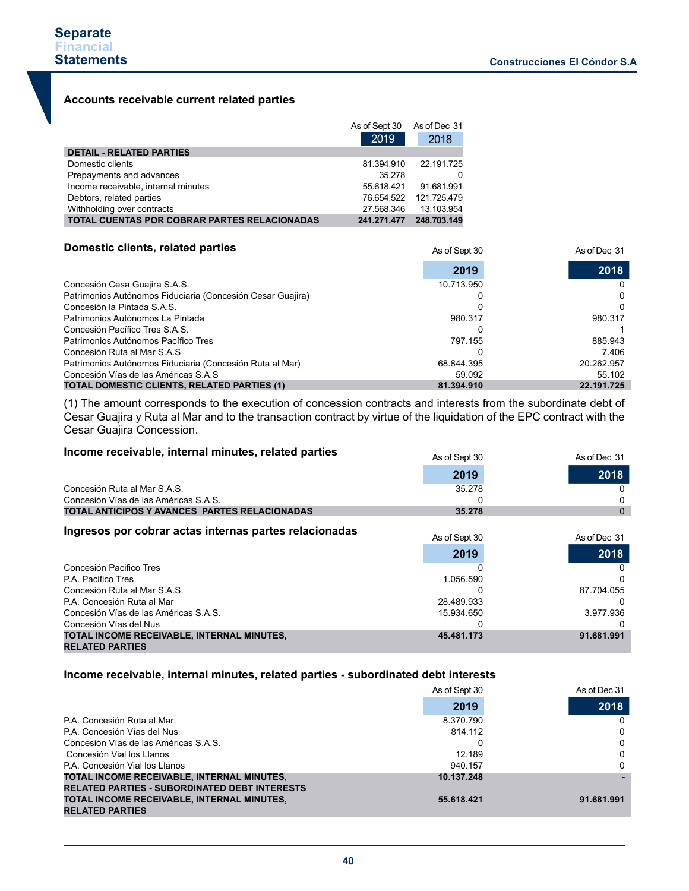### Accounts receivable current related parties

| | As of Sept 30 2019 | As of Dec 31 2018 |
|---|---|---|
| **DETAIL - RELATED PARTIES** | | |
| Domestic clients | 81.394.910 | 22.191.725 |
| Prepayments and advances | 35.278 | 0 |
| Income receivable, internal minutes | 55.618.421 | 91.681.991 |
| Debtors, related parties | 76.654.522 | 121.725.479 |
| Withholding over contracts | 27.568.346 | 13.103.954 |
| **TOTAL CUENTAS POR COBRAR PARTES RELACIONADAS** | **241.271.477** | **248.703.149** |

### Domestic clients, related parties

| | As of Sept 30 2019 | As of Dec 31 2018 |
|---|---|---|
| Concesión Cesa Guajira S.A.S. | 10.713.950 | 0 |
| Patrimonios Autónomos Fiduciaria (Concesión Cesar Guajira) | 0 | 0 |
| Concesión la Pintada S.A.S. | 0 | 0 |
| Patrimonios Autónomos La Pintada | 980.317 | 980.317 |
| Concesión Pacífico Tres S.A.S. | 0 | 1 |
| Patrimonios Autónomos Pacífico Tres | 797.155 | 885.943 |
| Concesión Ruta al Mar S.A.S | 0 | 7.406 |
| Patrimonios Autónomos Fiduciaria (Concesión Ruta al Mar) | 68.844.395 | 20.262.957 |
| Concesión Vías de las Américas S.A.S | 59.092 | 55.102 |
| **TOTAL DOMESTIC CLIENTS, RELATED PARTIES (1)** | **81.394.910** | **22.191.725** |

(1) The amount corresponds to the execution of concession contracts and interests from the subordinate debt of Cesar Guajira y Ruta al Mar and to the transaction contract by virtue of the liquidation of the EPC contract with the Cesar Guajira Concession.

### Income receivable, internal minutes, related parties

| | As of Sept 30 2019 | As of Dec 31 2018 |
|---|---|---|
| Concesión Ruta al Mar S.A.S. | 35.278 | 0 |
| Concesión Vías de las Américas S.A.S. | 0 | 0 |
| **TOTAL ANTICIPOS Y AVANCES PARTES RELACIONADAS** | **35.278** | 0 |

### Ingresos por cobrar actas internas partes relacionadas

| | As of Sept 30 2019 | As of Dec 31 2018 |
|---|---|---|
| Concesión Pacifico Tres | 0 | 0 |
| P.A. Pacifico Tres | 1.056.590 | 0 |
| Concesión Ruta al Mar S.A.S. | 0 | 87.704.055 |
| P.A. Concesión Ruta al Mar | 28.489.933 | 0 |
| Concesión Vías de las Américas S.A.S. | 15.934.650 | 3.977.936 |
| Concesión Vías del Nus | 0 | 0 |
| **TOTAL INCOME RECEIVABLE, INTERNAL MINUTES, RELATED PARTIES** | **45.481.173** | **91.681.991** |

### Income receivable, internal minutes, related parties - subordinated debt interests

| | As of Sept 30 2019 | As of Dec 31 2018 |
|---|---|---|
| P.A. Concesión Ruta al Mar | 8.370.790 | 0 |
| P.A. Concesión Vías del Nus | 814.112 | 0 |
| Concesión Vías de las Américas S.A.S. | 0 | 0 |
| Concesión Vial los Llanos | 12.189 | 0 |
| P.A. Concesión Vial los Llanos | 940.157 | 0 |
| **TOTAL INCOME RECEIVABLE, INTERNAL MINUTES, RELATED PARTIES - SUBORDINATED DEBT INTERESTS** | **10.137.248** | **-** |
| **TOTAL INCOME RECEIVABLE, INTERNAL MINUTES, RELATED PARTIES** | **55.618.421** | **91.681.991** |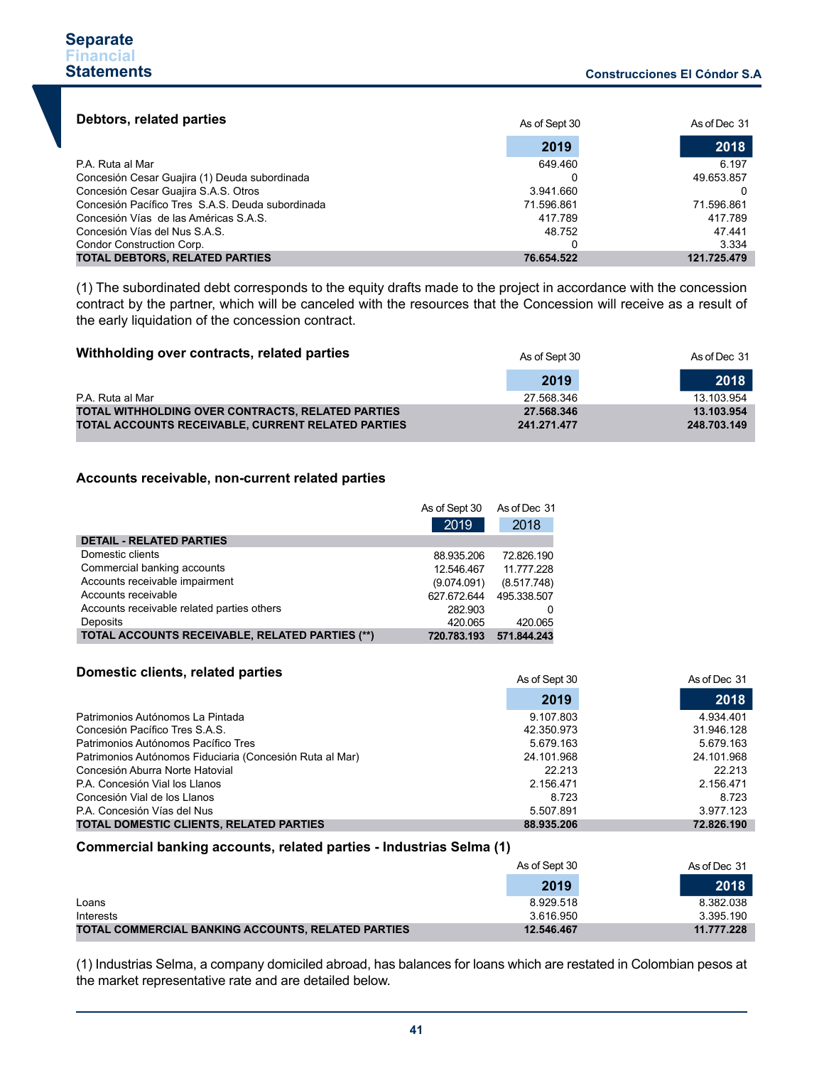### Debtors, related parties

| | As of Sept 30 2019 | As of Dec 31 2018 |
|---|---|---|
| P.A. Ruta al Mar | 649.460 | 6.197 |
| Concesión Cesar Guajira (1) Deuda subordinada | 0 | 49.653.857 |
| Concesión Cesar Guajira S.A.S. Otros | 3.941.660 | 0 |
| Concesión Pacífico Tres S.A.S. Deuda subordinada | 71.596.861 | 71.596.861 |
| Concesión Vías de las Américas S.A.S. | 417.789 | 417.789 |
| Concesión Vías del Nus S.A.S. | 48.752 | 47.441 |
| Condor Construction Corp. | 0 | 3.334 |
| **TOTAL DEBTORS, RELATED PARTIES** | **76.654.522** | **121.725.479** |

(1) The subordinated debt corresponds to the equity drafts made to the project in accordance with the concession contract by the partner, which will be canceled with the resources that the Concession will receive as a result of the early liquidation of the concession contract.

### Withholding over contracts, related parties

| | As of Sept 30 2019 | As of Dec 31 2018 |
|---|---|---|
| P.A. Ruta al Mar | 27.568.346 | 13.103.954 |
| **TOTAL WITHHOLDING OVER CONTRACTS, RELATED PARTIES** | **27.568.346** | **13.103.954** |
| **TOTAL ACCOUNTS RECEIVABLE, CURRENT RELATED PARTIES** | **241.271.477** | **248.703.149** |

### Accounts receivable, non-current related parties

| | As of Sept 30 2019 | As of Dec 31 2018 |
|---|---|---|
| **DETAIL - RELATED PARTIES** | | |
| Domestic clients | 88.935.206 | 72.826.190 |
| Commercial banking accounts | 12.546.467 | 11.777.228 |
| Accounts receivable impairment | (9.074.091) | (8.517.748) |
| Accounts receivable | 627.672.644 | 495.338.507 |
| Accounts receivable related parties others | 282.903 | 0 |
| Deposits | 420.065 | 420.065 |
| **TOTAL ACCOUNTS RECEIVABLE, RELATED PARTIES (**)** | **720.783.193** | **571.844.243** |

### Domestic clients, related parties

| | As of Sept 30 2019 | As of Dec 31 2018 |
|---|---|---|
| Patrimonios Autónomos La Pintada | 9.107.803 | 4.934.401 |
| Concesión Pacífico Tres S.A.S. | 42.350.973 | 31.946.128 |
| Patrimonios Autónomos Pacífico Tres | 5.679.163 | 5.679.163 |
| Patrimonios Autónomos Fiduciaria (Concesión Ruta al Mar) | 24.101.968 | 24.101.968 |
| Concesión Aburra Norte Hatovial | 22.213 | 22.213 |
| P.A. Concesión Vial los Llanos | 2.156.471 | 2.156.471 |
| Concesión Vial de los Llanos | 8.723 | 8.723 |
| P.A. Concesión Vías del Nus | 5.507.891 | 3.977.123 |
| **TOTAL DOMESTIC CLIENTS, RELATED PARTIES** | **88.935.206** | **72.826.190** |

### Commercial banking accounts, related parties - Industrias Selma (1)

| | As of Sept 30 2019 | As of Dec 31 2018 |
|---|---|---|
| Loans | 8.929.518 | 8.382.038 |
| Interests | 3.616.950 | 3.395.190 |
| **TOTAL COMMERCIAL BANKING ACCOUNTS, RELATED PARTIES** | **12.546.467** | **11.777.228** |

(1) Industrias Selma, a company domiciled abroad, has balances for loans which are restated in Colombian pesos at the market representative rate and are detailed below.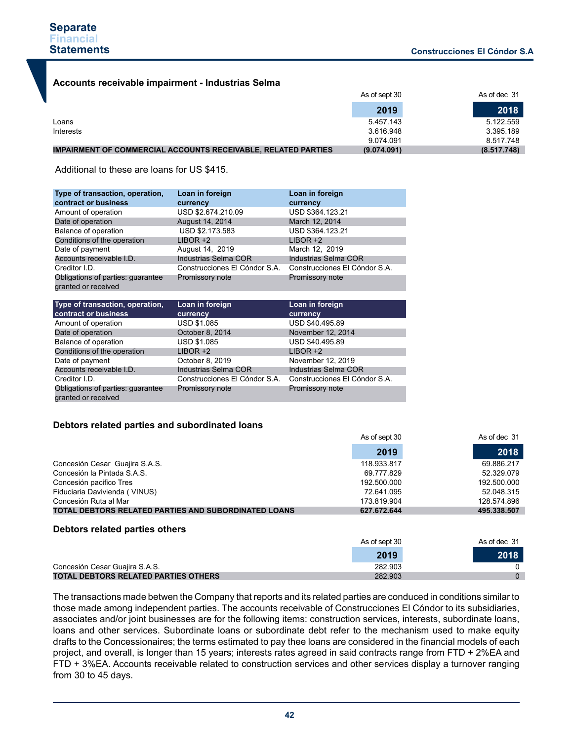### Accounts receivable impairment - Industrias Selma

| | As of sept 30 2019 | As of dec 31 2018 |
|---|---|---|
| Loans | 5.457.143 | 5.122.559 |
| Interests | 3.616.948 | 3.395.189 |
| | 9.074.091 | 8.517.748 |
| **IMPAIRMENT OF COMMERCIAL ACCOUNTS RECEIVABLE, RELATED PARTIES** | **(9.074.091)** | **(8.517.748)** |

Additional to these are loans for US $415.

| Type of transaction, operation, contract or business | Loan in foreign currency | Loan in foreign currency |
|---|---|---|
| Amount of operation | USD $2.674.210.09 | USD $364.123.21 |
| Date of operation | August 14, 2014 | March 12, 2014 |
| Balance of operation | USD $2.173.583 | USD $364.123.21 |
| Conditions of the operation | LIBOR +2 | LIBOR +2 |
| Date of payment | August 14, 2019 | March 12, 2019 |
| Accounts receivable I.D. | Industrias Selma COR | Industrias Selma COR |
| Creditor I.D. | Construcciones El Cóndor S.A. | Construcciones El Cóndor S.A. |
| Obligations of parties: guarantee granted or received | Promissory note | Promissory note |

| Type of transaction, operation, contract or business | Loan in foreign currency | Loan in foreign currency |
|---|---|---|
| Amount of operation | USD $1.085 | USD $40.495.89 |
| Date of operation | October 8, 2014 | November 12, 2014 |
| Balance of operation | USD $1.085 | USD $40.495.89 |
| Conditions of the operation | LIBOR +2 | LIBOR +2 |
| Date of payment | October 8, 2019 | November 12, 2019 |
| Accounts receivable I.D. | Industrias Selma COR | Industrias Selma COR |
| Creditor I.D. | Construcciones El Cóndor S.A. | Construcciones El Cóndor S.A. |
| Obligations of parties: guarantee granted or received | Promissory note | Promissory note |

### Debtors related parties and subordinated loans

| | As of sept 30 2019 | As of dec 31 2018 |
|---|---|---|
| Concesión Cesar Guajira S.A.S. | 118.933.817 | 69.886.217 |
| Concesión la Pintada S.A.S. | 69.777.829 | 52.329.079 |
| Concesión pacifico Tres | 192.500.000 | 192.500.000 |
| Fiduciaria Davivienda ( VINUS) | 72.641.095 | 52.048.315 |
| Concesión Ruta al Mar | 173.819.904 | 128.574.896 |
| **TOTAL DEBTORS RELATED PARTIES AND SUBORDINATED LOANS** | **627.672.644** | **495.338.507** |

### Debtors related parties others

| | As of sept 30 2019 | As of dec 31 2018 |
|---|---|---|
| Concesión Cesar Guajira S.A.S. | 282.903 | 0 |
| **TOTAL DEBTORS RELATED PARTIES OTHERS** | 282.903 | 0 |

The transactions made betwen the Company that reports and its related parties are conduced in conditions similar to those made among independent parties. The accounts receivable of Construcciones El Cóndor to its subsidiaries, associates and/or joint businesses are for the following items: construction services, interests, subordinate loans, loans and other services. Subordinate loans or subordinate debt refer to the mechanism used to make equity drafts to the Concessionaires; the terms estimated to pay thee loans are considered in the financial models of each project, and overall, is longer than 15 years; interests rates agreed in said contracts range from FTD + 2%EA and FTD + 3%EA. Accounts receivable related to construction services and other services display a turnover ranging from 30 to 45 days.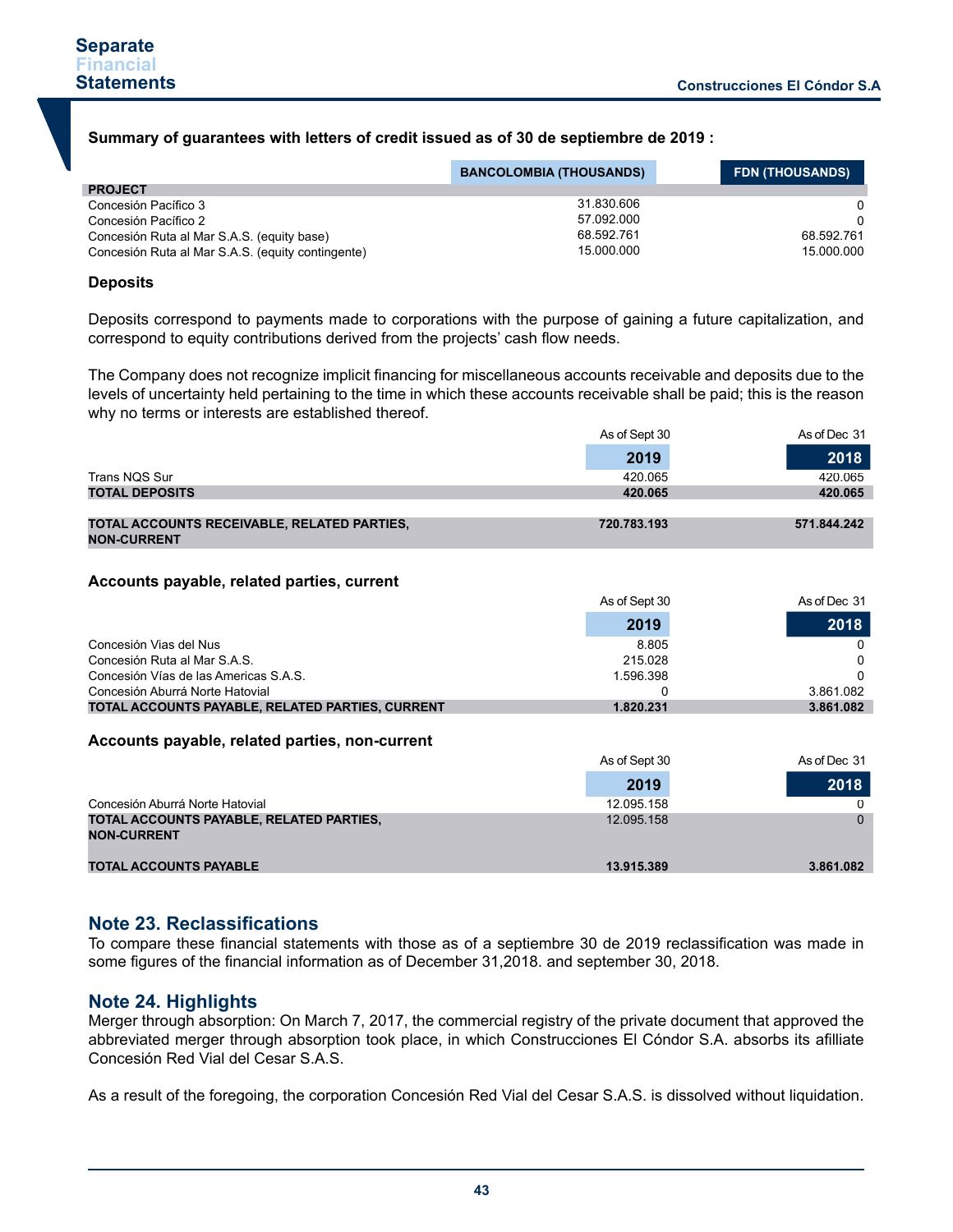**Summary of guarantees with letters of credit issued as of 30 de septiembre de 2019 :**

| PROJECT | BANCOLOMBIA (THOUSANDS) | FDN (THOUSANDS) |
|---|---|---|
| Concesión Pacífico 3 | 31.830.606 | 0 |
| Concesión Pacífico 2 | 57.092.000 | 0 |
| Concesión Ruta al Mar S.A.S. (equity base) | 68.592.761 | 68.592.761 |
| Concesión Ruta al Mar S.A.S. (equity contingente) | 15.000.000 | 15.000.000 |

**Deposits**

Deposits correspond to payments made to corporations with the purpose of gaining a future capitalization, and correspond to equity contributions derived from the projects' cash flow needs.

The Company does not recognize implicit financing for miscellaneous accounts receivable and deposits due to the levels of uncertainty held pertaining to the time in which these accounts receivable shall be paid; this is the reason why no terms or interests are established thereof.

| | As of Sept 30 2019 | As of Dec 31 2018 |
|---|---|---|
| Trans NQS Sur | 420.065 | 420.065 |
| **TOTAL DEPOSITS** | **420.065** | **420.065** |
| **TOTAL ACCOUNTS RECEIVABLE, RELATED PARTIES, NON-CURRENT** | **720.783.193** | **571.844.242** |

**Accounts payable, related parties, current**

| | As of Sept 30 2019 | As of Dec 31 2018 |
|---|---|---|
| Concesión Vias del Nus | 8.805 | 0 |
| Concesión Ruta al Mar S.A.S. | 215.028 | 0 |
| Concesión Vías de las Americas S.A.S. | 1.596.398 | 0 |
| Concesión Aburrá Norte Hatovial | 0 | 3.861.082 |
| **TOTAL ACCOUNTS PAYABLE, RELATED PARTIES, CURRENT** | **1.820.231** | **3.861.082** |

**Accounts payable, related parties, non-current**

| | As of Sept 30 2019 | As of Dec 31 2018 |
|---|---|---|
| Concesión Aburrá Norte Hatovial | 12.095.158 | 0 |
| **TOTAL ACCOUNTS PAYABLE, RELATED PARTIES, NON-CURRENT** | 12.095.158 | 0 |
| **TOTAL ACCOUNTS PAYABLE** | **13.915.389** | **3.861.082** |

## Note 23. Reclassifications

To compare these financial statements with those as of a septiembre 30 de 2019 reclassification was made in some figures of the financial information as of December 31,2018. and september 30, 2018.

## Note 24. Highlights

Merger through absorption: On March 7, 2017, the commercial registry of the private document that approved the abbreviated merger through absorption took place, in which Construcciones El Cóndor S.A. absorbs its afilliate Concesión Red Vial del Cesar S.A.S.

As a result of the foregoing, the corporation Concesión Red Vial del Cesar S.A.S. is dissolved without liquidation.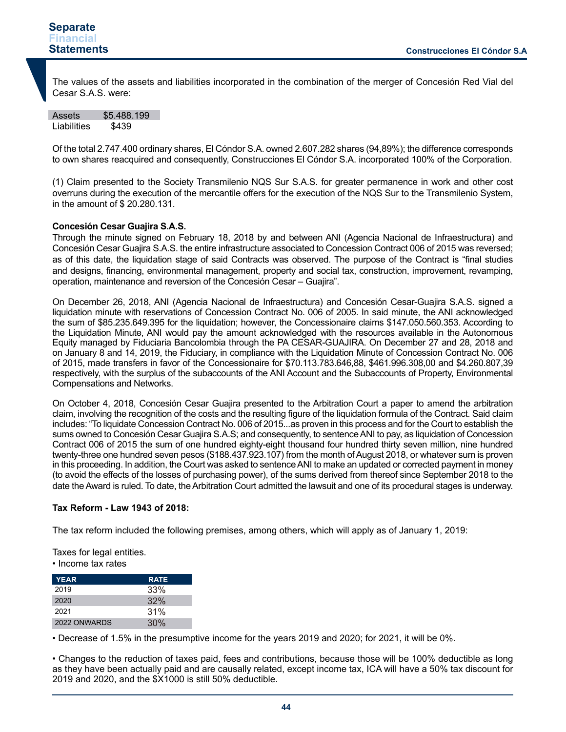The values of the assets and liabilities incorporated in the combination of the merger of Concesión Red Vial del Cesar S.A.S. were:

| | |
|---|---|
| Assets | $5.488.199 |
| Liabilities | $439 |

Of the total 2.747.400 ordinary shares, El Cóndor S.A. owned 2.607.282 shares (94,89%); the difference corresponds to own shares reacquired and consequently, Construcciones El Cóndor S.A. incorporated 100% of the Corporation.

(1) Claim presented to the Society Transmilenio NQS Sur S.A.S. for greater permanence in work and other cost overruns during the execution of the mercantile offers for the execution of the NQS Sur to the Transmilenio System, in the amount of $ 20.280.131.

**Concesión Cesar Guajira S.A.S.**

Through the minute signed on February 18, 2018 by and between ANI (Agencia Nacional de Infraestructura) and Concesión Cesar Guajira S.A.S. the entire infrastructure associated to Concession Contract 006 of 2015 was reversed; as of this date, the liquidation stage of said Contracts was observed. The purpose of the Contract is "final studies and designs, financing, environmental management, property and social tax, construction, improvement, revamping, operation, maintenance and reversion of the Concesión Cesar – Guajira".

On December 26, 2018, ANI (Agencia Nacional de Infraestructura) and Concesión Cesar-Guajira S.A.S. signed a liquidation minute with reservations of Concession Contract No. 006 of 2005. In said minute, the ANI acknowledged the sum of $85.235.649.395 for the liquidation; however, the Concessionaire claims $147.050.560.353. According to the Liquidation Minute, ANI would pay the amount acknowledged with the resources available in the Autonomous Equity managed by Fiduciaria Bancolombia through the PA CESAR-GUAJIRA. On December 27 and 28, 2018 and on January 8 and 14, 2019, the Fiduciary, in compliance with the Liquidation Minute of Concession Contract No. 006 of 2015, made transfers in favor of the Concessionaire for $70.113.783.646,88, $461.996.308,00 and $4.260.807,39 respectively, with the surplus of the subaccounts of the ANI Account and the Subaccounts of Property, Environmental Compensations and Networks.

On October 4, 2018, Concesión Cesar Guajira presented to the Arbitration Court a paper to amend the arbitration claim, involving the recognition of the costs and the resulting figure of the liquidation formula of the Contract. Said claim includes: "To liquidate Concession Contract No. 006 of 2015...as proven in this process and for the Court to establish the sums owned to Concesión Cesar Guajira S.A.S; and consequently, to sentence ANI to pay, as liquidation of Concession Contract 006 of 2015 the sum of one hundred eighty-eight thousand four hundred thirty seven million, nine hundred twenty-three one hundred seven pesos ($188.437.923.107) from the month of August 2018, or whatever sum is proven in this proceeding. In addition, the Court was asked to sentence ANI to make an updated or corrected payment in money (to avoid the effects of the losses of purchasing power), of the sums derived from thereof since September 2018 to the date the Award is ruled. To date, the Arbitration Court admitted the lawsuit and one of its procedural stages is underway.

**Tax Reform - Law 1943 of 2018:**

The tax reform included the following premises, among others, which will apply as of January 1, 2019:

Taxes for legal entities.

- Income tax rates

| YEAR | RATE |
|---|---|
| 2019 | 33% |
| 2020 | 32% |
| 2021 | 31% |
| 2022 ONWARDS | 30% |

- Decrease of 1.5% in the presumptive income for the years 2019 and 2020; for 2021, it will be 0%.

- Changes to the reduction of taxes paid, fees and contributions, because those will be 100% deductible as long as they have been actually paid and are causally related, except income tax, ICA will have a 50% tax discount for 2019 and 2020, and the $X1000 is still 50% deductible.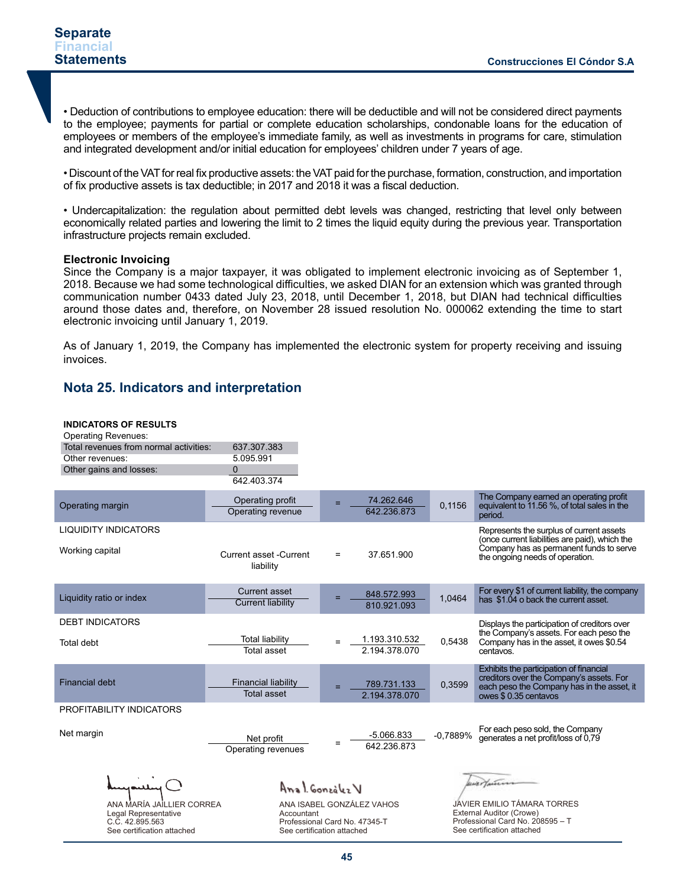• Deduction of contributions to employee education: there will be deductible and will not be considered direct payments to the employee; payments for partial or complete education scholarships, condonable loans for the education of employees or members of the employee's immediate family, as well as investments in programs for care, stimulation and integrated development and/or initial education for employees' children under 7 years of age.

• Discount of the VAT for real fix productive assets: the VAT paid for the purchase, formation, construction, and importation of fix productive assets is tax deductible; in 2017 and 2018 it was a fiscal deduction.

• Undercapitalization: the regulation about permitted debt levels was changed, restricting that level only between economically related parties and lowering the limit to 2 times the liquid equity during the previous year. Transportation infrastructure projects remain excluded.

**Electronic Invoicing**

Since the Company is a major taxpayer, it was obligated to implement electronic invoicing as of September 1, 2018. Because we had some technological difficulties, we asked DIAN for an extension which was granted through communication number 0433 dated July 23, 2018, until December 1, 2018, but DIAN had technical difficulties around those dates and, therefore, on November 28 issued resolution No. 000062 extending the time to start electronic invoicing until January 1, 2019.

As of January 1, 2019, the Company has implemented the electronic system for property receiving and issuing invoices.

## Nota 25. Indicators and interpretation

**INDICATORS OF RESULTS**

Operating Revenues:

| | |
|---|---|
| Total revenues from normal activities: | 637.307.383 |
| Other revenues: | 5.095.991 |
| Other gains and losses: | 0 |
| | 642.403.374 |

| | | | | | |
|---|---|---|---|---|---|
| Operating margin | Operating profit / Operating revenue | = | 74.262.646 / 642.236.873 | 0,1156 | The Company earned an operating profit equivalent to 11.56 %, of total sales in the period. |
| LIQUIDITY INDICATORS | | | | | |
| Working capital | Current asset -Current liability | = | 37.651.900 | | Represents the surplus of current assets (once current liabilities are paid), which the Company has as permanent funds to serve the ongoing needs of operation. |
| Liquidity ratio or index | Current asset / Current liability | = | 848.572.993 / 810.921.093 | 1,0464 | For every $1 of current liability, the company has $1.04 o back the current asset. |
| DEBT INDICATORS | | | | | |
| Total debt | Total liability / Total asset | = | 1.193.310.532 / 2.194.378.070 | 0,5438 | Displays the participation of creditors over the Company's assets. For each peso the Company has in the asset, it owes $0.54 centavos. |
| Financial debt | Financial liability / Total asset | = | 789.731.133 / 2.194.378.070 | 0,3599 | Exhibits the participation of financial creditors over the Company's assets. For each peso the Company has in the asset, it owes $ 0.35 centavos |
| PROFITABILITY INDICATORS | | | | | |
| Net margin | Net profit / Operating revenues | = | -5.066.833 / 642.236.873 | -0,7889% | For each peso sold, the Company generates a net profit/loss of 0,79 |

ANA MARÍA JAILLIER CORREA
Legal Representative
C.C. 42.895.563
See certification attached

ANA ISABEL GONZÁLEZ VAHOS
Accountant
Professional Card No. 47345-T
See certification attached

JAVIER EMILIO TÁMARA TORRES
External Auditor (Crowe)
Professional Card No. 208595 – T
See certification attached